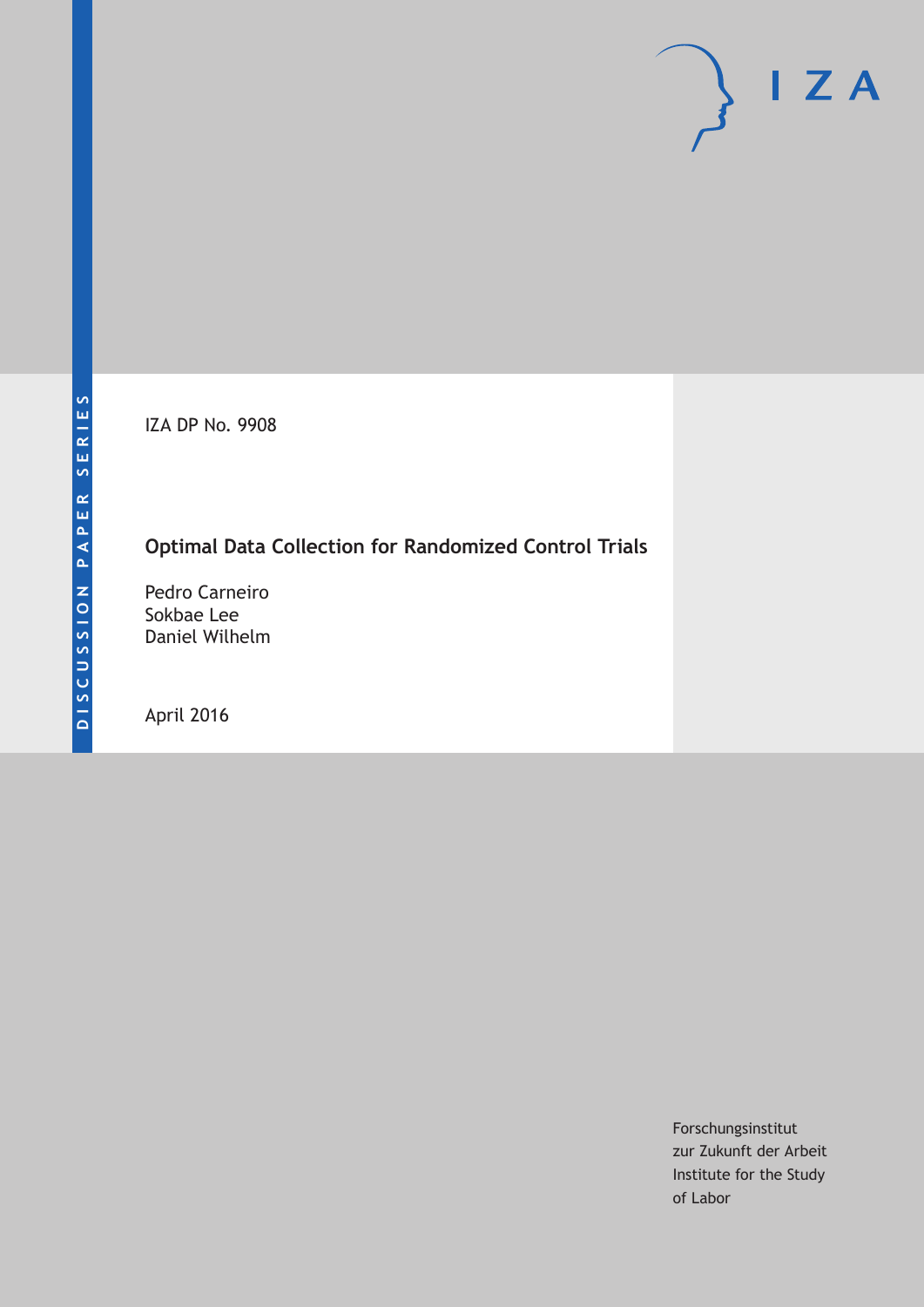DISCUSSION PAPER SERIES

IZA DP No. 9908

# Optimal Data Collection for Randomized Control Trials

Pedro Carneiro
Sokbae Lee
Daniel Wilhelm

April 2016

Forschungsinstitut
zur Zukunft der Arbeit
Institute for the Study
of Labor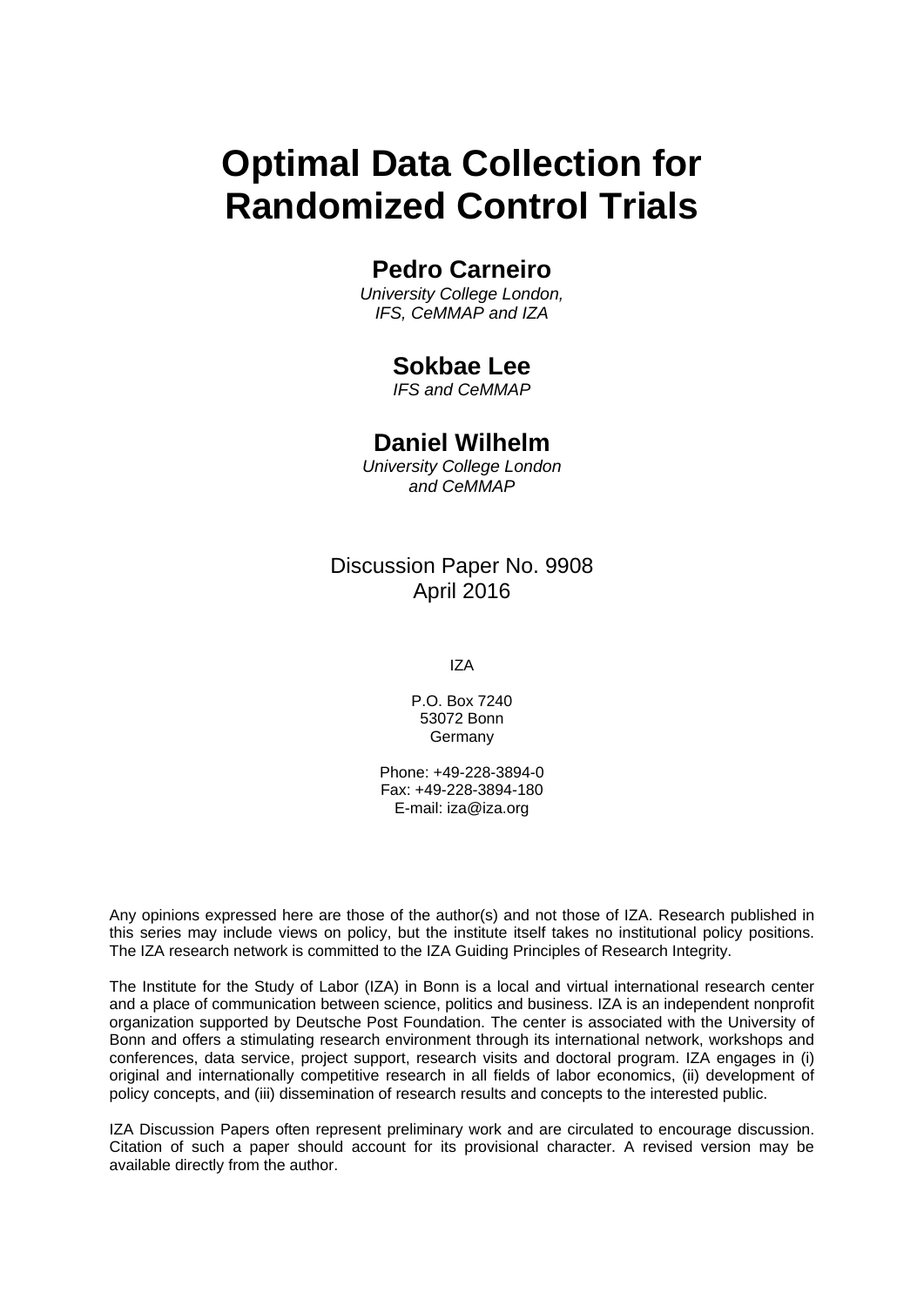# Optimal Data Collection for Randomized Control Trials

## Pedro Carneiro

*University College London, IFS, CeMMAP and IZA*

## Sokbae Lee

*IFS and CeMMAP*

## Daniel Wilhelm

*University College London and CeMMAP*

Discussion Paper No. 9908
April 2016

IZA

P.O. Box 7240
53072 Bonn
Germany

Phone: +49-228-3894-0
Fax: +49-228-3894-180
E-mail: iza@iza.org

Any opinions expressed here are those of the author(s) and not those of IZA. Research published in this series may include views on policy, but the institute itself takes no institutional policy positions. The IZA research network is committed to the IZA Guiding Principles of Research Integrity.

The Institute for the Study of Labor (IZA) in Bonn is a local and virtual international research center and a place of communication between science, politics and business. IZA is an independent nonprofit organization supported by Deutsche Post Foundation. The center is associated with the University of Bonn and offers a stimulating research environment through its international network, workshops and conferences, data service, project support, research visits and doctoral program. IZA engages in (i) original and internationally competitive research in all fields of labor economics, (ii) development of policy concepts, and (iii) dissemination of research results and concepts to the interested public.

IZA Discussion Papers often represent preliminary work and are circulated to encourage discussion. Citation of such a paper should account for its provisional character. A revised version may be available directly from the author.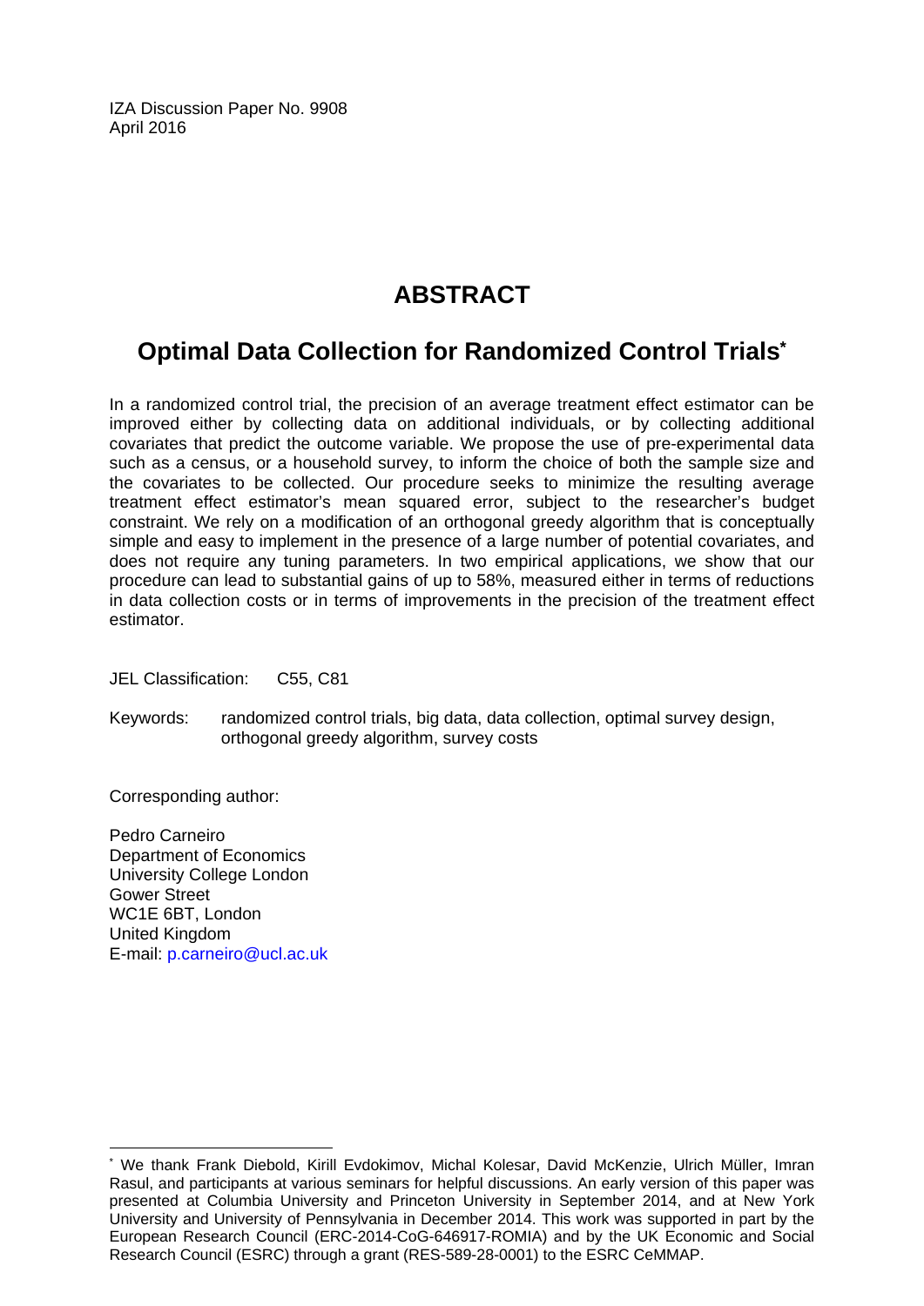IZA Discussion Paper No. 9908
April 2016

# ABSTRACT

## Optimal Data Collection for Randomized Control Trials*

In a randomized control trial, the precision of an average treatment effect estimator can be improved either by collecting data on additional individuals, or by collecting additional covariates that predict the outcome variable. We propose the use of pre-experimental data such as a census, or a household survey, to inform the choice of both the sample size and the covariates to be collected. Our procedure seeks to minimize the resulting average treatment effect estimator's mean squared error, subject to the researcher's budget constraint. We rely on a modification of an orthogonal greedy algorithm that is conceptually simple and easy to implement in the presence of a large number of potential covariates, and does not require any tuning parameters. In two empirical applications, we show that our procedure can lead to substantial gains of up to 58%, measured either in terms of reductions in data collection costs or in terms of improvements in the precision of the treatment effect estimator.

JEL Classification: C55, C81

Keywords: randomized control trials, big data, data collection, optimal survey design, orthogonal greedy algorithm, survey costs

Corresponding author:

Pedro Carneiro
Department of Economics
University College London
Gower Street
WC1E 6BT, London
United Kingdom
E-mail: p.carneiro@ucl.ac.uk

---

* We thank Frank Diebold, Kirill Evdokimov, Michal Kolesar, David McKenzie, Ulrich Müller, Imran Rasul, and participants at various seminars for helpful discussions. An early version of this paper was presented at Columbia University and Princeton University in September 2014, and at New York University and University of Pennsylvania in December 2014. This work was supported in part by the European Research Council (ERC-2014-CoG-646917-ROMIA) and by the UK Economic and Social Research Council (ESRC) through a grant (RES-589-28-0001) to the ESRC CeMMAP.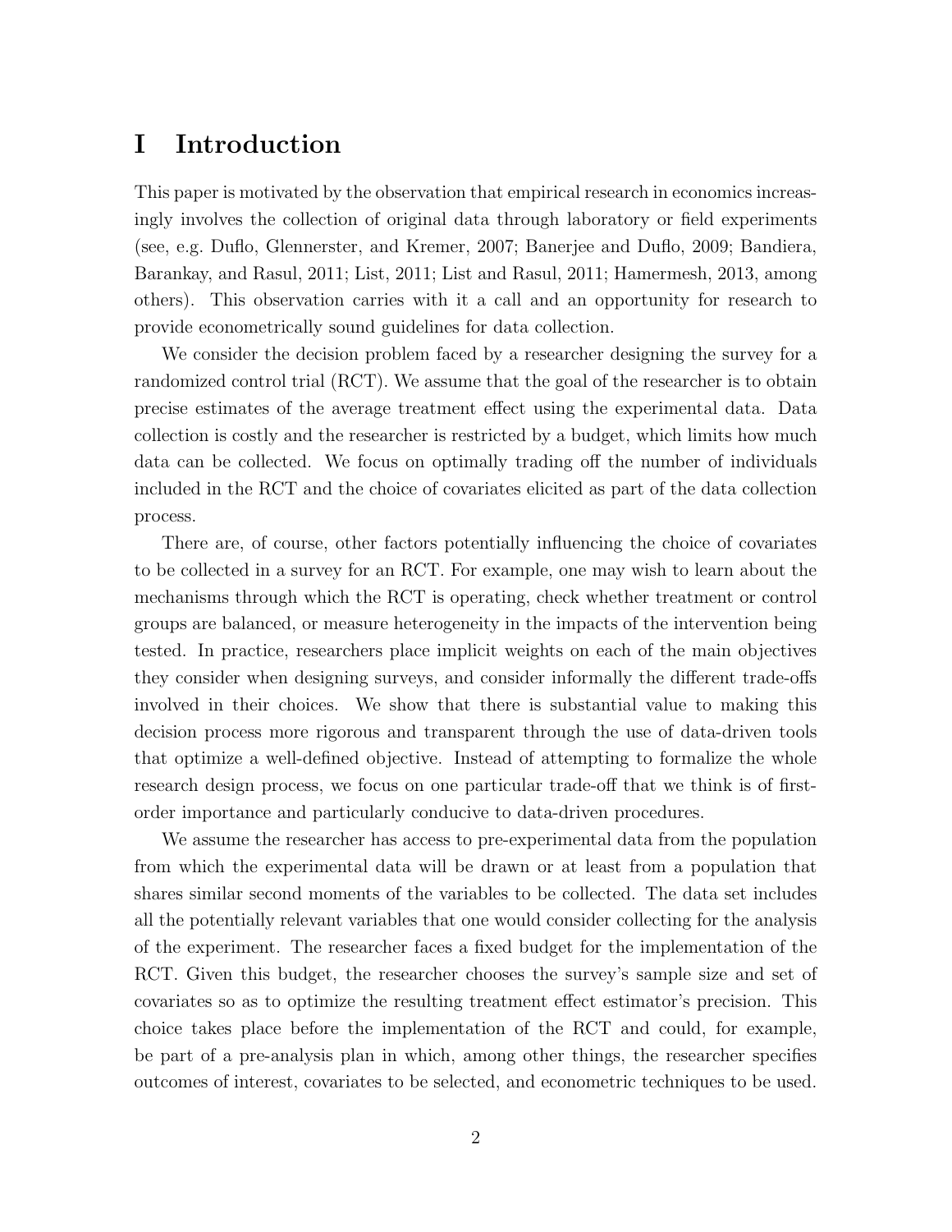# I Introduction

This paper is motivated by the observation that empirical research in economics increasingly involves the collection of original data through laboratory or field experiments (see, e.g. Duflo, Glennerster, and Kremer, 2007; Banerjee and Duflo, 2009; Bandiera, Barankay, and Rasul, 2011; List, 2011; List and Rasul, 2011; Hamermesh, 2013, among others). This observation carries with it a call and an opportunity for research to provide econometrically sound guidelines for data collection.

We consider the decision problem faced by a researcher designing the survey for a randomized control trial (RCT). We assume that the goal of the researcher is to obtain precise estimates of the average treatment effect using the experimental data. Data collection is costly and the researcher is restricted by a budget, which limits how much data can be collected. We focus on optimally trading off the number of individuals included in the RCT and the choice of covariates elicited as part of the data collection process.

There are, of course, other factors potentially influencing the choice of covariates to be collected in a survey for an RCT. For example, one may wish to learn about the mechanisms through which the RCT is operating, check whether treatment or control groups are balanced, or measure heterogeneity in the impacts of the intervention being tested. In practice, researchers place implicit weights on each of the main objectives they consider when designing surveys, and consider informally the different trade-offs involved in their choices. We show that there is substantial value to making this decision process more rigorous and transparent through the use of data-driven tools that optimize a well-defined objective. Instead of attempting to formalize the whole research design process, we focus on one particular trade-off that we think is of first-order importance and particularly conducive to data-driven procedures.

We assume the researcher has access to pre-experimental data from the population from which the experimental data will be drawn or at least from a population that shares similar second moments of the variables to be collected. The data set includes all the potentially relevant variables that one would consider collecting for the analysis of the experiment. The researcher faces a fixed budget for the implementation of the RCT. Given this budget, the researcher chooses the survey's sample size and set of covariates so as to optimize the resulting treatment effect estimator's precision. This choice takes place before the implementation of the RCT and could, for example, be part of a pre-analysis plan in which, among other things, the researcher specifies outcomes of interest, covariates to be selected, and econometric techniques to be used.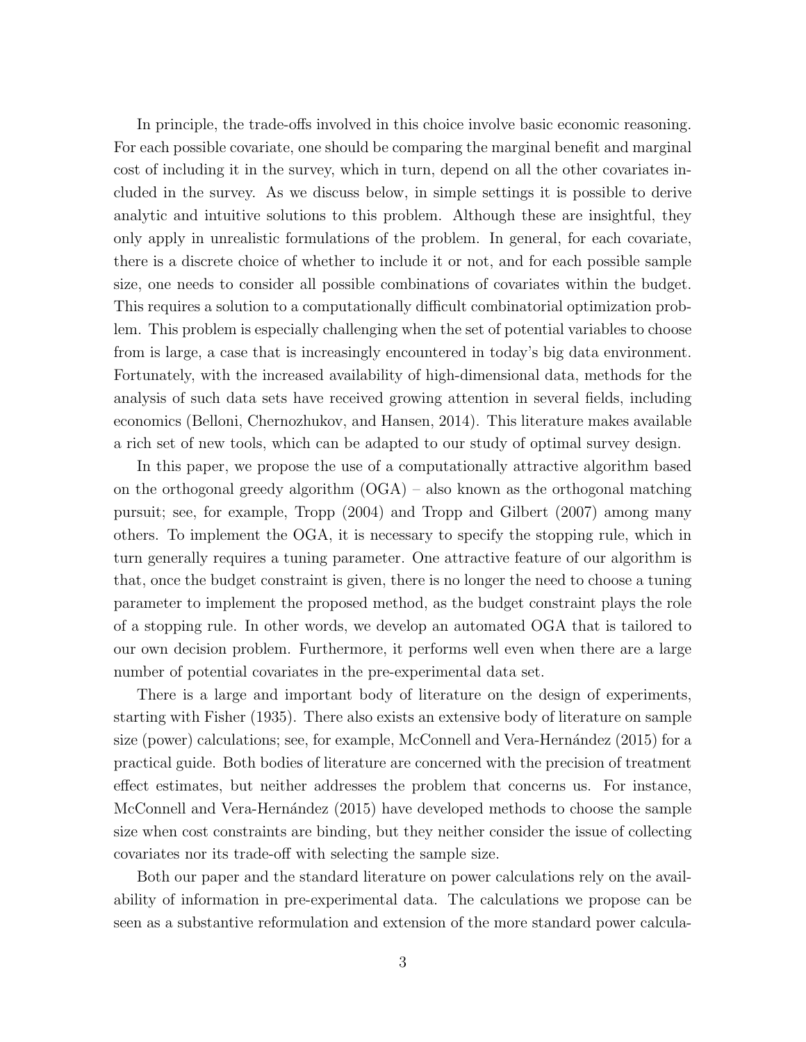In principle, the trade-offs involved in this choice involve basic economic reasoning. For each possible covariate, one should be comparing the marginal benefit and marginal cost of including it in the survey, which in turn, depend on all the other covariates included in the survey. As we discuss below, in simple settings it is possible to derive analytic and intuitive solutions to this problem. Although these are insightful, they only apply in unrealistic formulations of the problem. In general, for each covariate, there is a discrete choice of whether to include it or not, and for each possible sample size, one needs to consider all possible combinations of covariates within the budget. This requires a solution to a computationally difficult combinatorial optimization problem. This problem is especially challenging when the set of potential variables to choose from is large, a case that is increasingly encountered in today's big data environment. Fortunately, with the increased availability of high-dimensional data, methods for the analysis of such data sets have received growing attention in several fields, including economics (Belloni, Chernozhukov, and Hansen, 2014). This literature makes available a rich set of new tools, which can be adapted to our study of optimal survey design.

In this paper, we propose the use of a computationally attractive algorithm based on the orthogonal greedy algorithm (OGA) – also known as the orthogonal matching pursuit; see, for example, Tropp (2004) and Tropp and Gilbert (2007) among many others. To implement the OGA, it is necessary to specify the stopping rule, which in turn generally requires a tuning parameter. One attractive feature of our algorithm is that, once the budget constraint is given, there is no longer the need to choose a tuning parameter to implement the proposed method, as the budget constraint plays the role of a stopping rule. In other words, we develop an automated OGA that is tailored to our own decision problem. Furthermore, it performs well even when there are a large number of potential covariates in the pre-experimental data set.

There is a large and important body of literature on the design of experiments, starting with Fisher (1935). There also exists an extensive body of literature on sample size (power) calculations; see, for example, McConnell and Vera-Hernández (2015) for a practical guide. Both bodies of literature are concerned with the precision of treatment effect estimates, but neither addresses the problem that concerns us. For instance, McConnell and Vera-Hernández (2015) have developed methods to choose the sample size when cost constraints are binding, but they neither consider the issue of collecting covariates nor its trade-off with selecting the sample size.

Both our paper and the standard literature on power calculations rely on the availability of information in pre-experimental data. The calculations we propose can be seen as a substantive reformulation and extension of the more standard power calcula-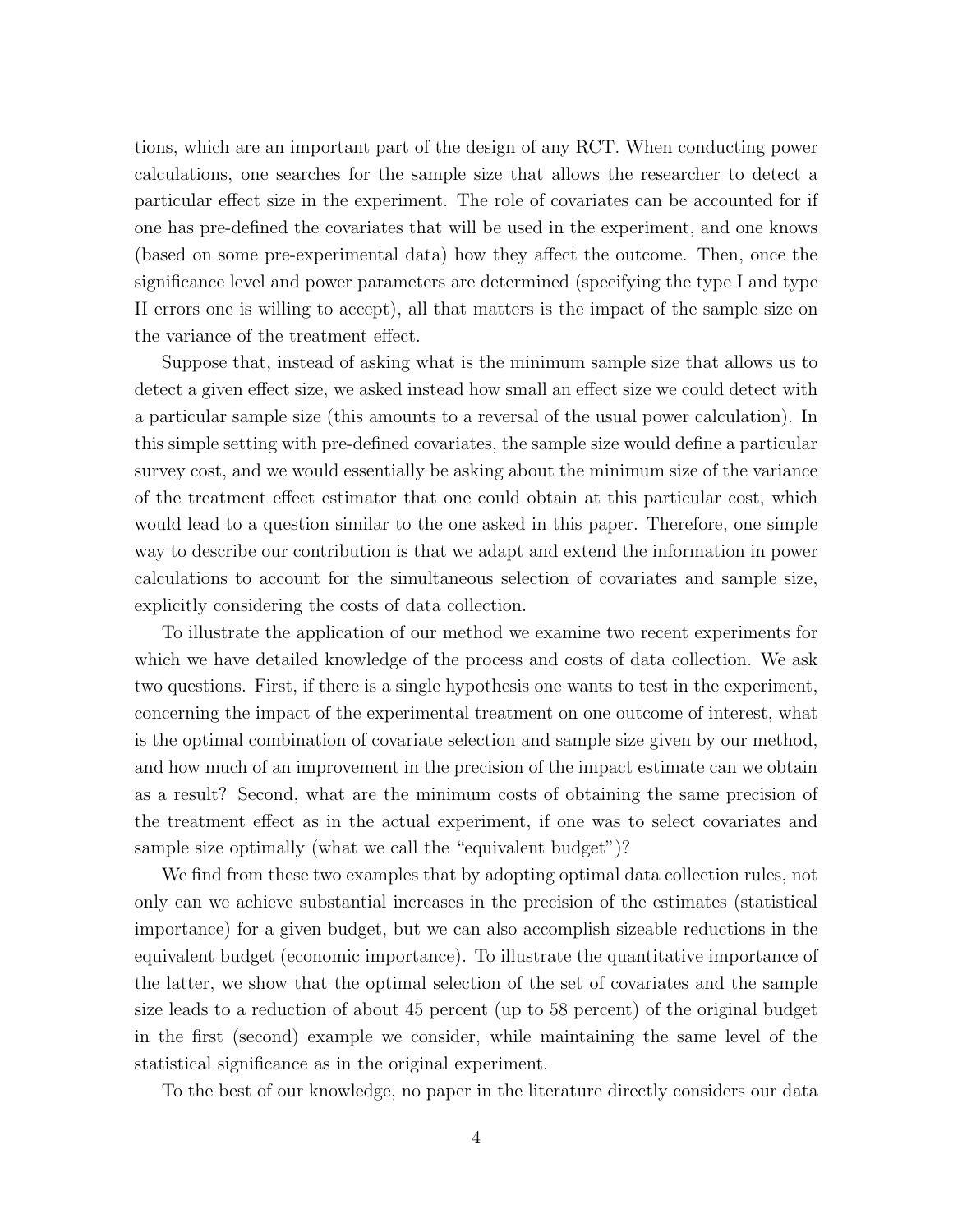tions, which are an important part of the design of any RCT. When conducting power calculations, one searches for the sample size that allows the researcher to detect a particular effect size in the experiment. The role of covariates can be accounted for if one has pre-defined the covariates that will be used in the experiment, and one knows (based on some pre-experimental data) how they affect the outcome. Then, once the significance level and power parameters are determined (specifying the type I and type II errors one is willing to accept), all that matters is the impact of the sample size on the variance of the treatment effect.

Suppose that, instead of asking what is the minimum sample size that allows us to detect a given effect size, we asked instead how small an effect size we could detect with a particular sample size (this amounts to a reversal of the usual power calculation). In this simple setting with pre-defined covariates, the sample size would define a particular survey cost, and we would essentially be asking about the minimum size of the variance of the treatment effect estimator that one could obtain at this particular cost, which would lead to a question similar to the one asked in this paper. Therefore, one simple way to describe our contribution is that we adapt and extend the information in power calculations to account for the simultaneous selection of covariates and sample size, explicitly considering the costs of data collection.

To illustrate the application of our method we examine two recent experiments for which we have detailed knowledge of the process and costs of data collection. We ask two questions. First, if there is a single hypothesis one wants to test in the experiment, concerning the impact of the experimental treatment on one outcome of interest, what is the optimal combination of covariate selection and sample size given by our method, and how much of an improvement in the precision of the impact estimate can we obtain as a result? Second, what are the minimum costs of obtaining the same precision of the treatment effect as in the actual experiment, if one was to select covariates and sample size optimally (what we call the "equivalent budget")?

We find from these two examples that by adopting optimal data collection rules, not only can we achieve substantial increases in the precision of the estimates (statistical importance) for a given budget, but we can also accomplish sizeable reductions in the equivalent budget (economic importance). To illustrate the quantitative importance of the latter, we show that the optimal selection of the set of covariates and the sample size leads to a reduction of about 45 percent (up to 58 percent) of the original budget in the first (second) example we consider, while maintaining the same level of the statistical significance as in the original experiment.

To the best of our knowledge, no paper in the literature directly considers our data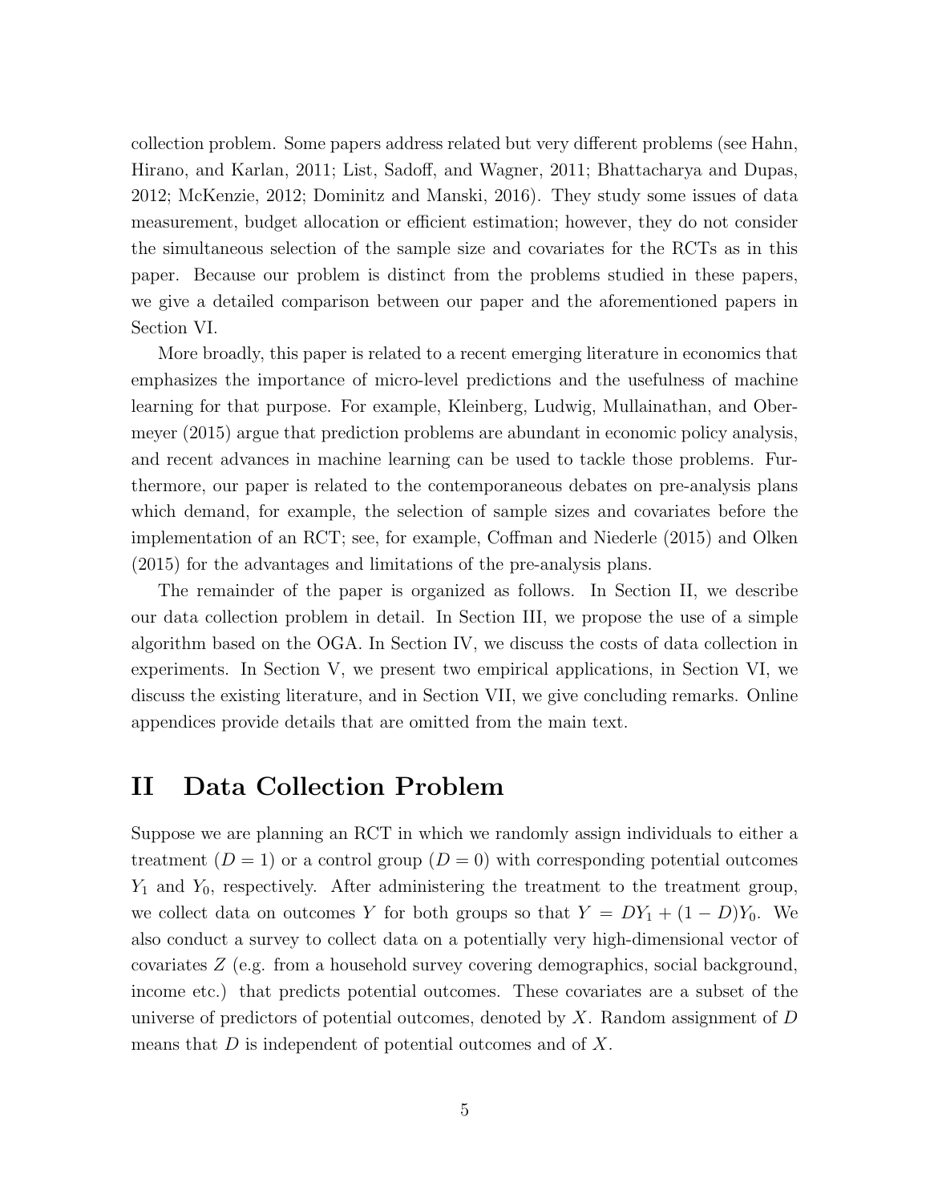collection problem. Some papers address related but very different problems (see Hahn, Hirano, and Karlan, 2011; List, Sadoff, and Wagner, 2011; Bhattacharya and Dupas, 2012; McKenzie, 2012; Dominitz and Manski, 2016). They study some issues of data measurement, budget allocation or efficient estimation; however, they do not consider the simultaneous selection of the sample size and covariates for the RCTs as in this paper. Because our problem is distinct from the problems studied in these papers, we give a detailed comparison between our paper and the aforementioned papers in Section VI.

More broadly, this paper is related to a recent emerging literature in economics that emphasizes the importance of micro-level predictions and the usefulness of machine learning for that purpose. For example, Kleinberg, Ludwig, Mullainathan, and Obermeyer (2015) argue that prediction problems are abundant in economic policy analysis, and recent advances in machine learning can be used to tackle those problems. Furthermore, our paper is related to the contemporaneous debates on pre-analysis plans which demand, for example, the selection of sample sizes and covariates before the implementation of an RCT; see, for example, Coffman and Niederle (2015) and Olken (2015) for the advantages and limitations of the pre-analysis plans.

The remainder of the paper is organized as follows. In Section II, we describe our data collection problem in detail. In Section III, we propose the use of a simple algorithm based on the OGA. In Section IV, we discuss the costs of data collection in experiments. In Section V, we present two empirical applications, in Section VI, we discuss the existing literature, and in Section VII, we give concluding remarks. Online appendices provide details that are omitted from the main text.

# II Data Collection Problem

Suppose we are planning an RCT in which we randomly assign individuals to either a treatment ($D = 1$) or a control group ($D = 0$) with corresponding potential outcomes $Y_1$ and $Y_0$, respectively. After administering the treatment to the treatment group, we collect data on outcomes $Y$ for both groups so that $Y = DY_1 + (1 - D)Y_0$. We also conduct a survey to collect data on a potentially very high-dimensional vector of covariates $Z$ (e.g. from a household survey covering demographics, social background, income etc.) that predicts potential outcomes. These covariates are a subset of the universe of predictors of potential outcomes, denoted by $X$. Random assignment of $D$ means that $D$ is independent of potential outcomes and of $X$.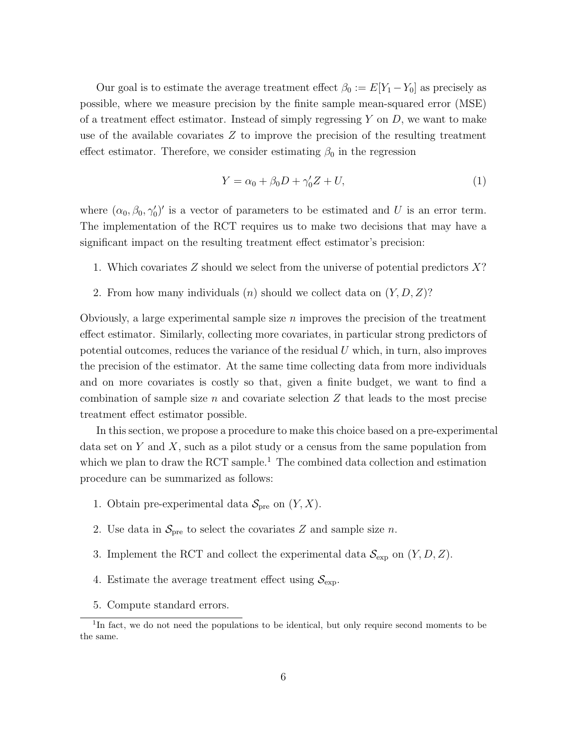Our goal is to estimate the average treatment effect $\beta_0 := E[Y_1 - Y_0]$ as precisely as possible, where we measure precision by the finite sample mean-squared error (MSE) of a treatment effect estimator. Instead of simply regressing $Y$ on $D$, we want to make use of the available covariates $Z$ to improve the precision of the resulting treatment effect estimator. Therefore, we consider estimating $\beta_0$ in the regression

$$Y = \alpha_0 + \beta_0 D + \gamma_0' Z + U, \tag{1}$$

where $(\alpha_0, \beta_0, \gamma_0')'$ is a vector of parameters to be estimated and $U$ is an error term. The implementation of the RCT requires us to make two decisions that may have a significant impact on the resulting treatment effect estimator's precision:

1. Which covariates $Z$ should we select from the universe of potential predictors $X$?
2. From how many individuals ($n$) should we collect data on $(Y, D, Z)$?

Obviously, a large experimental sample size $n$ improves the precision of the treatment effect estimator. Similarly, collecting more covariates, in particular strong predictors of potential outcomes, reduces the variance of the residual $U$ which, in turn, also improves the precision of the estimator. At the same time collecting data from more individuals and on more covariates is costly so that, given a finite budget, we want to find a combination of sample size $n$ and covariate selection $Z$ that leads to the most precise treatment effect estimator possible.

In this section, we propose a procedure to make this choice based on a pre-experimental data set on $Y$ and $X$, such as a pilot study or a census from the same population from which we plan to draw the RCT sample.[1] The combined data collection and estimation procedure can be summarized as follows:

1. Obtain pre-experimental data $\mathcal{S}_{\text{pre}}$ on $(Y, X)$.
2. Use data in $\mathcal{S}_{\text{pre}}$ to select the covariates $Z$ and sample size $n$.
3. Implement the RCT and collect the experimental data $\mathcal{S}_{\text{exp}}$ on $(Y, D, Z)$.
4. Estimate the average treatment effect using $\mathcal{S}_{\text{exp}}$.
5. Compute standard errors.

[1] In fact, we do not need the populations to be identical, but only require second moments to be the same.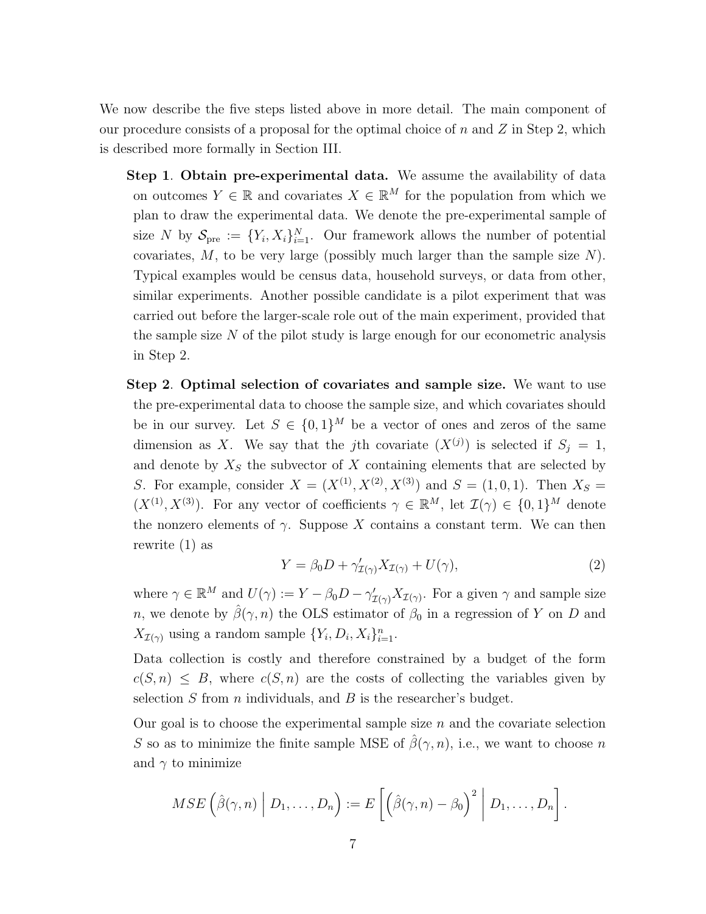We now describe the five steps listed above in more detail. The main component of our procedure consists of a proposal for the optimal choice of $n$ and $Z$ in Step 2, which is described more formally in Section III.

**Step 1**. **Obtain pre-experimental data.** We assume the availability of data on outcomes $Y \in \mathbb{R}$ and covariates $X \in \mathbb{R}^M$ for the population from which we plan to draw the experimental data. We denote the pre-experimental sample of size $N$ by $\mathcal{S}_{\text{pre}} := \{Y_i, X_i\}_{i=1}^N$. Our framework allows the number of potential covariates, $M$, to be very large (possibly much larger than the sample size $N$). Typical examples would be census data, household surveys, or data from other, similar experiments. Another possible candidate is a pilot experiment that was carried out before the larger-scale role out of the main experiment, provided that the sample size $N$ of the pilot study is large enough for our econometric analysis in Step 2.

**Step 2**. **Optimal selection of covariates and sample size.** We want to use the pre-experimental data to choose the sample size, and which covariates should be in our survey. Let $S \in \{0,1\}^M$ be a vector of ones and zeros of the same dimension as $X$. We say that the $j$th covariate ($X^{(j)}$) is selected if $S_j = 1$, and denote by $X_S$ the subvector of $X$ containing elements that are selected by $S$. For example, consider $X = (X^{(1)}, X^{(2)}, X^{(3)})$ and $S = (1, 0, 1)$. Then $X_S = (X^{(1)}, X^{(3)})$. For any vector of coefficients $\gamma \in \mathbb{R}^M$, let $\mathcal{I}(\gamma) \in \{0,1\}^M$ denote the nonzero elements of $\gamma$. Suppose $X$ contains a constant term. We can then rewrite (1) as

$$Y = \beta_0 D + \gamma'_{\mathcal{I}(\gamma)} X_{\mathcal{I}(\gamma)} + U(\gamma), \tag{2}$$

where $\gamma \in \mathbb{R}^M$ and $U(\gamma) := Y - \beta_0 D - \gamma'_{\mathcal{I}(\gamma)} X_{\mathcal{I}(\gamma)}$. For a given $\gamma$ and sample size $n$, we denote by $\hat{\beta}(\gamma, n)$ the OLS estimator of $\beta_0$ in a regression of $Y$ on $D$ and $X_{\mathcal{I}(\gamma)}$ using a random sample $\{Y_i, D_i, X_i\}_{i=1}^n$.

Data collection is costly and therefore constrained by a budget of the form $c(S, n) \leq B$, where $c(S, n)$ are the costs of collecting the variables given by selection $S$ from $n$ individuals, and $B$ is the researcher's budget.

Our goal is to choose the experimental sample size $n$ and the covariate selection $S$ so as to minimize the finite sample MSE of $\hat{\beta}(\gamma, n)$, i.e., we want to choose $n$ and $\gamma$ to minimize

$$MSE\left(\hat{\beta}(\gamma, n) \,\middle|\, D_1, \ldots, D_n\right) := E\left[\left(\hat{\beta}(\gamma, n) - \beta_0\right)^2 \,\middle|\, D_1, \ldots, D_n\right].$$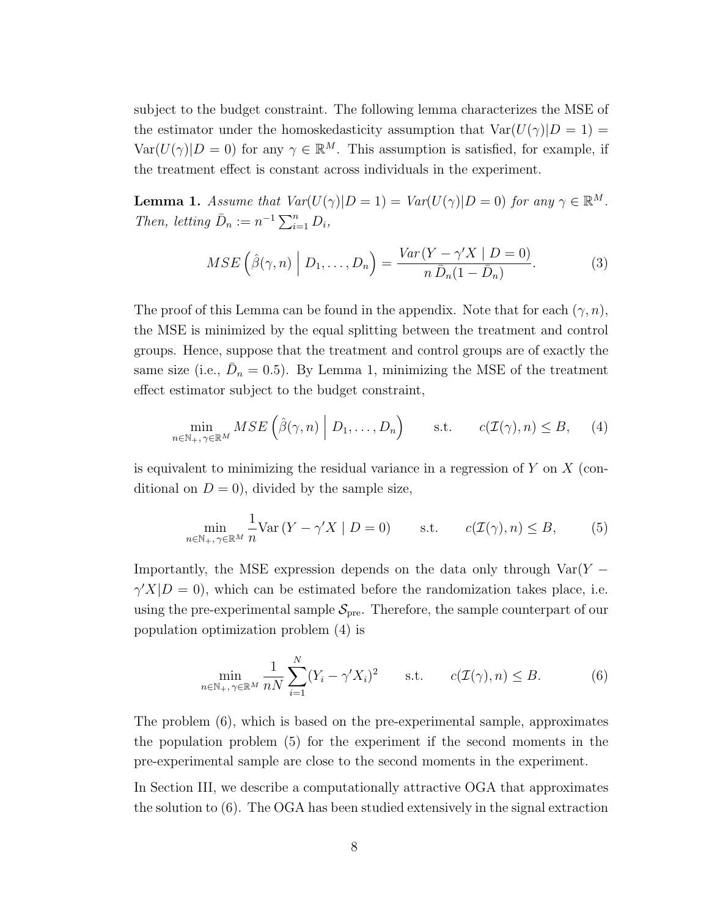subject to the budget constraint. The following lemma characterizes the MSE of the estimator under the homoskedasticity assumption that $\text{Var}(U(\gamma)|D=1) = \text{Var}(U(\gamma)|D=0)$ for any $\gamma \in \mathbb{R}^M$. This assumption is satisfied, for example, if the treatment effect is constant across individuals in the experiment.

**Lemma 1.** *Assume that $Var(U(\gamma)|D=1) = Var(U(\gamma)|D=0)$ for any $\gamma \in \mathbb{R}^M$. Then, letting $\bar{D}_n := n^{-1}\sum_{i=1}^n D_i$,*

$$MSE\left(\hat{\beta}(\gamma, n) \;\middle|\; D_1, \ldots, D_n\right) = \frac{Var(Y - \gamma' X \mid D = 0)}{n\,\bar{D}_n(1-\bar{D}_n)}. \tag{3}$$

The proof of this Lemma can be found in the appendix. Note that for each $(\gamma, n)$, the MSE is minimized by the equal splitting between the treatment and control groups. Hence, suppose that the treatment and control groups are of exactly the same size (i.e., $\bar{D}_n = 0.5$). By Lemma 1, minimizing the MSE of the treatment effect estimator subject to the budget constraint,

$$\min_{n\in\mathbb{N}_+,\,\gamma\in\mathbb{R}^M} MSE\left(\hat{\beta}(\gamma, n) \;\middle|\; D_1, \ldots, D_n\right) \qquad \text{s.t.} \qquad c(\mathcal{I}(\gamma), n) \leq B, \tag{4}$$

is equivalent to minimizing the residual variance in a regression of $Y$ on $X$ (conditional on $D=0$), divided by the sample size,

$$\min_{n\in\mathbb{N}_+,\,\gamma\in\mathbb{R}^M} \frac{1}{n}\text{Var}\left(Y - \gamma' X \mid D = 0\right) \qquad \text{s.t.} \qquad c(\mathcal{I}(\gamma), n) \leq B, \tag{5}$$

Importantly, the MSE expression depends on the data only through $\text{Var}(Y - \gamma' X|D=0)$, which can be estimated before the randomization takes place, i.e. using the pre-experimental sample $\mathcal{S}_{\text{pre}}$. Therefore, the sample counterpart of our population optimization problem (4) is

$$\min_{n\in\mathbb{N}_+,\,\gamma\in\mathbb{R}^M} \frac{1}{nN}\sum_{i=1}^N (Y_i - \gamma' X_i)^2 \qquad \text{s.t.} \qquad c(\mathcal{I}(\gamma), n) \leq B. \tag{6}$$

The problem (6), which is based on the pre-experimental sample, approximates the population problem (5) for the experiment if the second moments in the pre-experimental sample are close to the second moments in the experiment.

In Section III, we describe a computationally attractive OGA that approximates the solution to (6). The OGA has been studied extensively in the signal extraction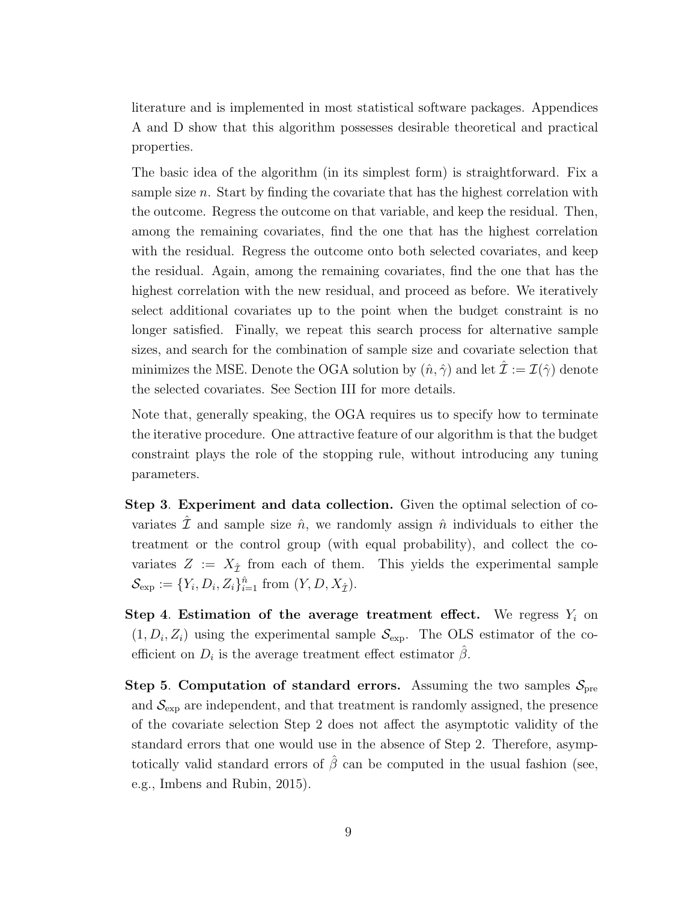literature and is implemented in most statistical software packages. Appendices A and D show that this algorithm possesses desirable theoretical and practical properties.

The basic idea of the algorithm (in its simplest form) is straightforward. Fix a sample size $n$. Start by finding the covariate that has the highest correlation with the outcome. Regress the outcome on that variable, and keep the residual. Then, among the remaining covariates, find the one that has the highest correlation with the residual. Regress the outcome onto both selected covariates, and keep the residual. Again, among the remaining covariates, find the one that has the highest correlation with the new residual, and proceed as before. We iteratively select additional covariates up to the point when the budget constraint is no longer satisfied. Finally, we repeat this search process for alternative sample sizes, and search for the combination of sample size and covariate selection that minimizes the MSE. Denote the OGA solution by $(\hat{n}, \hat{\gamma})$ and let $\hat{\mathcal{I}} := \mathcal{I}(\hat{\gamma})$ denote the selected covariates. See Section III for more details.

Note that, generally speaking, the OGA requires us to specify how to terminate the iterative procedure. One attractive feature of our algorithm is that the budget constraint plays the role of the stopping rule, without introducing any tuning parameters.

**Step 3**. **Experiment and data collection.** Given the optimal selection of covariates $\hat{\mathcal{I}}$ and sample size $\hat{n}$, we randomly assign $\hat{n}$ individuals to either the treatment or the control group (with equal probability), and collect the covariates $Z := X_{\hat{\mathcal{I}}}$ from each of them. This yields the experimental sample $\mathcal{S}_{\text{exp}} := \{Y_i, D_i, Z_i\}_{i=1}^{\hat{n}}$ from $(Y, D, X_{\hat{\mathcal{I}}})$.

**Step 4**. **Estimation of the average treatment effect.** We regress $Y_i$ on $(1, D_i, Z_i)$ using the experimental sample $\mathcal{S}_{\text{exp}}$. The OLS estimator of the coefficient on $D_i$ is the average treatment effect estimator $\hat{\beta}$.

**Step 5**. **Computation of standard errors.** Assuming the two samples $\mathcal{S}_{\text{pre}}$ and $\mathcal{S}_{\text{exp}}$ are independent, and that treatment is randomly assigned, the presence of the covariate selection Step 2 does not affect the asymptotic validity of the standard errors that one would use in the absence of Step 2. Therefore, asymptotically valid standard errors of $\hat{\beta}$ can be computed in the usual fashion (see, e.g., Imbens and Rubin, 2015).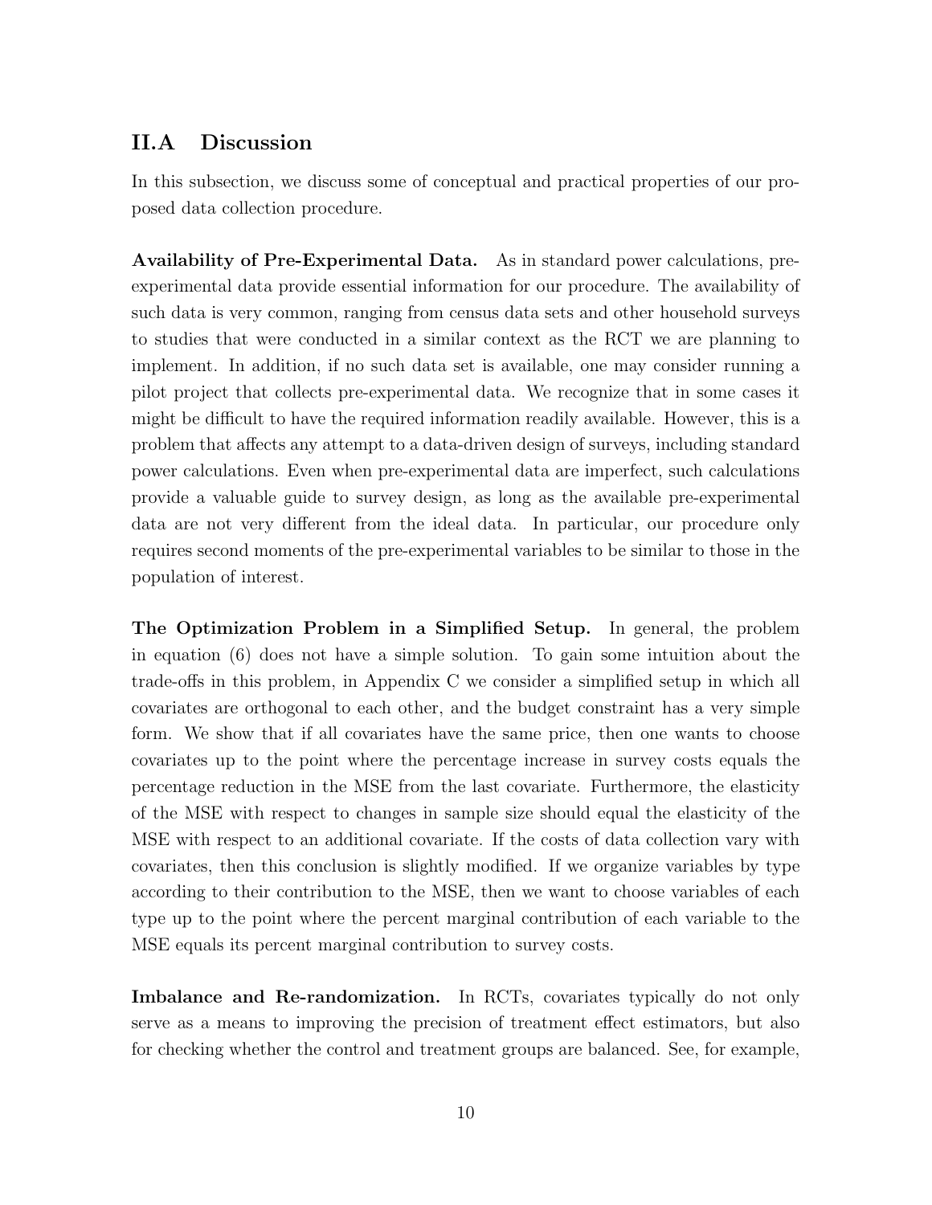## II.A Discussion

In this subsection, we discuss some of conceptual and practical properties of our proposed data collection procedure.

**Availability of Pre-Experimental Data.** As in standard power calculations, pre-experimental data provide essential information for our procedure. The availability of such data is very common, ranging from census data sets and other household surveys to studies that were conducted in a similar context as the RCT we are planning to implement. In addition, if no such data set is available, one may consider running a pilot project that collects pre-experimental data. We recognize that in some cases it might be difficult to have the required information readily available. However, this is a problem that affects any attempt to a data-driven design of surveys, including standard power calculations. Even when pre-experimental data are imperfect, such calculations provide a valuable guide to survey design, as long as the available pre-experimental data are not very different from the ideal data. In particular, our procedure only requires second moments of the pre-experimental variables to be similar to those in the population of interest.

**The Optimization Problem in a Simplified Setup.** In general, the problem in equation (6) does not have a simple solution. To gain some intuition about the trade-offs in this problem, in Appendix C we consider a simplified setup in which all covariates are orthogonal to each other, and the budget constraint has a very simple form. We show that if all covariates have the same price, then one wants to choose covariates up to the point where the percentage increase in survey costs equals the percentage reduction in the MSE from the last covariate. Furthermore, the elasticity of the MSE with respect to changes in sample size should equal the elasticity of the MSE with respect to an additional covariate. If the costs of data collection vary with covariates, then this conclusion is slightly modified. If we organize variables by type according to their contribution to the MSE, then we want to choose variables of each type up to the point where the percent marginal contribution of each variable to the MSE equals its percent marginal contribution to survey costs.

**Imbalance and Re-randomization.** In RCTs, covariates typically do not only serve as a means to improving the precision of treatment effect estimators, but also for checking whether the control and treatment groups are balanced. See, for example,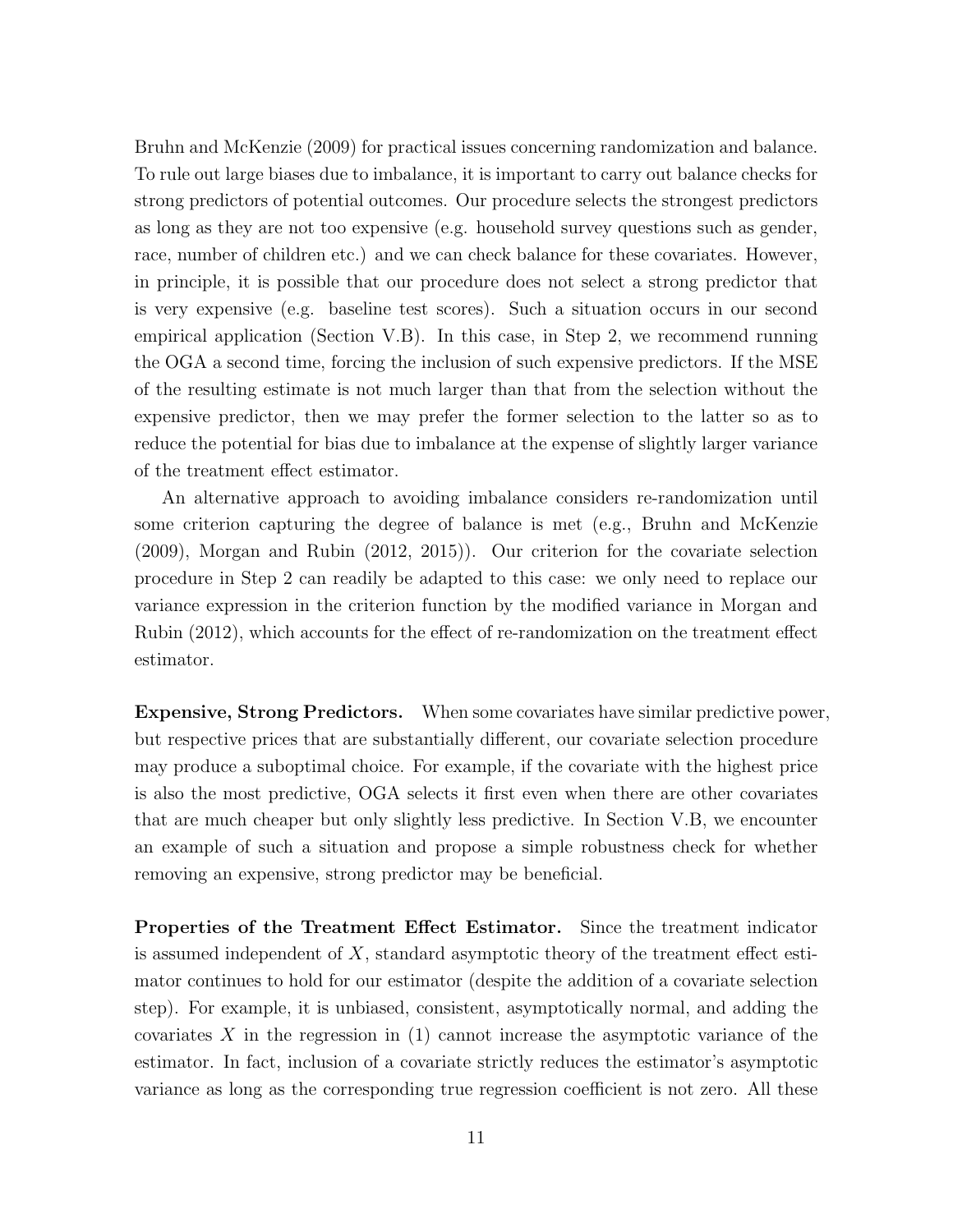Bruhn and McKenzie (2009) for practical issues concerning randomization and balance. To rule out large biases due to imbalance, it is important to carry out balance checks for strong predictors of potential outcomes. Our procedure selects the strongest predictors as long as they are not too expensive (e.g. household survey questions such as gender, race, number of children etc.) and we can check balance for these covariates. However, in principle, it is possible that our procedure does not select a strong predictor that is very expensive (e.g. baseline test scores). Such a situation occurs in our second empirical application (Section V.B). In this case, in Step 2, we recommend running the OGA a second time, forcing the inclusion of such expensive predictors. If the MSE of the resulting estimate is not much larger than that from the selection without the expensive predictor, then we may prefer the former selection to the latter so as to reduce the potential for bias due to imbalance at the expense of slightly larger variance of the treatment effect estimator.

An alternative approach to avoiding imbalance considers re-randomization until some criterion capturing the degree of balance is met (e.g., Bruhn and McKenzie (2009), Morgan and Rubin (2012, 2015)). Our criterion for the covariate selection procedure in Step 2 can readily be adapted to this case: we only need to replace our variance expression in the criterion function by the modified variance in Morgan and Rubin (2012), which accounts for the effect of re-randomization on the treatment effect estimator.

**Expensive, Strong Predictors.** When some covariates have similar predictive power, but respective prices that are substantially different, our covariate selection procedure may produce a suboptimal choice. For example, if the covariate with the highest price is also the most predictive, OGA selects it first even when there are other covariates that are much cheaper but only slightly less predictive. In Section V.B, we encounter an example of such a situation and propose a simple robustness check for whether removing an expensive, strong predictor may be beneficial.

**Properties of the Treatment Effect Estimator.** Since the treatment indicator is assumed independent of $X$, standard asymptotic theory of the treatment effect estimator continues to hold for our estimator (despite the addition of a covariate selection step). For example, it is unbiased, consistent, asymptotically normal, and adding the covariates $X$ in the regression in (1) cannot increase the asymptotic variance of the estimator. In fact, inclusion of a covariate strictly reduces the estimator's asymptotic variance as long as the corresponding true regression coefficient is not zero. All these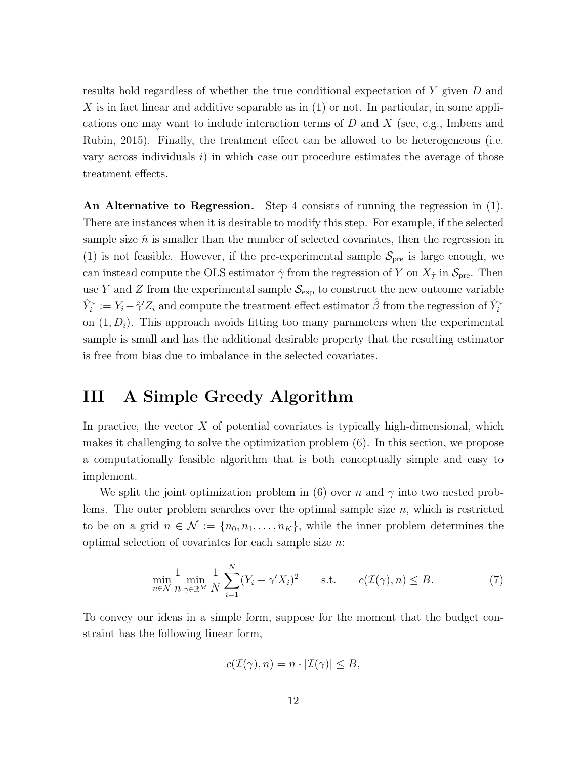results hold regardless of whether the true conditional expectation of $Y$ given $D$ and $X$ is in fact linear and additive separable as in (1) or not. In particular, in some applications one may want to include interaction terms of $D$ and $X$ (see, e.g., Imbens and Rubin, 2015). Finally, the treatment effect can be allowed to be heterogeneous (i.e. vary across individuals $i$) in which case our procedure estimates the average of those treatment effects.

**An Alternative to Regression.** Step 4 consists of running the regression in (1). There are instances when it is desirable to modify this step. For example, if the selected sample size $\hat{n}$ is smaller than the number of selected covariates, then the regression in (1) is not feasible. However, if the pre-experimental sample $\mathcal{S}_{\text{pre}}$ is large enough, we can instead compute the OLS estimator $\hat{\gamma}$ from the regression of $Y$ on $X_{\hat{\mathcal{I}}}$ in $\mathcal{S}_{\text{pre}}$. Then use $Y$ and $Z$ from the experimental sample $\mathcal{S}_{\text{exp}}$ to construct the new outcome variable $\hat{Y}_i^* := Y_i - \hat{\gamma}' Z_i$ and compute the treatment effect estimator $\hat{\beta}$ from the regression of $\hat{Y}_i^*$ on $(1, D_i)$. This approach avoids fitting too many parameters when the experimental sample is small and has the additional desirable property that the resulting estimator is free from bias due to imbalance in the selected covariates.

# III A Simple Greedy Algorithm

In practice, the vector $X$ of potential covariates is typically high-dimensional, which makes it challenging to solve the optimization problem (6). In this section, we propose a computationally feasible algorithm that is both conceptually simple and easy to implement.

We split the joint optimization problem in (6) over $n$ and $\gamma$ into two nested problems. The outer problem searches over the optimal sample size $n$, which is restricted to be on a grid $n \in \mathcal{N} := \{n_0, n_1, \ldots, n_K\}$, while the inner problem determines the optimal selection of covariates for each sample size $n$:

$$\min_{n \in \mathcal{N}} \frac{1}{n} \min_{\gamma \in \mathbb{R}^M} \frac{1}{N} \sum_{i=1}^{N} (Y_i - \gamma' X_i)^2 \qquad \text{s.t.} \qquad c(\mathcal{I}(\gamma), n) \leq B. \tag{7}$$

To convey our ideas in a simple form, suppose for the moment that the budget constraint has the following linear form,

$$c(\mathcal{I}(\gamma), n) = n \cdot |\mathcal{I}(\gamma)| \leq B,$$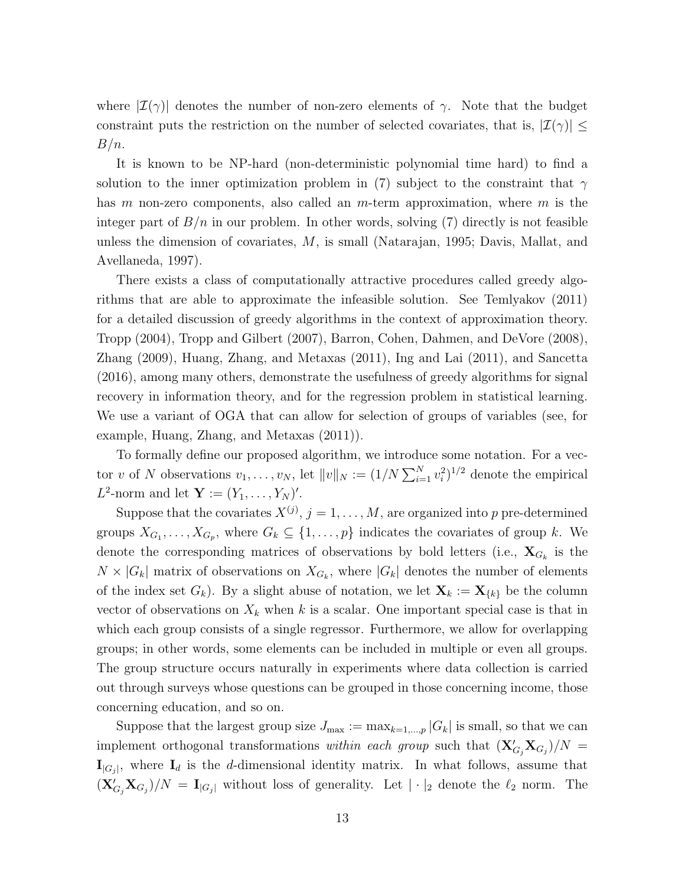where $|\mathcal{I}(\gamma)|$ denotes the number of non-zero elements of $\gamma$. Note that the budget constraint puts the restriction on the number of selected covariates, that is, $|\mathcal{I}(\gamma)| \leq B/n$.

It is known to be NP-hard (non-deterministic polynomial time hard) to find a solution to the inner optimization problem in (7) subject to the constraint that $\gamma$ has $m$ non-zero components, also called an $m$-term approximation, where $m$ is the integer part of $B/n$ in our problem. In other words, solving (7) directly is not feasible unless the dimension of covariates, $M$, is small (Natarajan, 1995; Davis, Mallat, and Avellaneda, 1997).

There exists a class of computationally attractive procedures called greedy algorithms that are able to approximate the infeasible solution. See Temlyakov (2011) for a detailed discussion of greedy algorithms in the context of approximation theory. Tropp (2004), Tropp and Gilbert (2007), Barron, Cohen, Dahmen, and DeVore (2008), Zhang (2009), Huang, Zhang, and Metaxas (2011), Ing and Lai (2011), and Sancetta (2016), among many others, demonstrate the usefulness of greedy algorithms for signal recovery in information theory, and for the regression problem in statistical learning. We use a variant of OGA that can allow for selection of groups of variables (see, for example, Huang, Zhang, and Metaxas (2011)).

To formally define our proposed algorithm, we introduce some notation. For a vector $v$ of $N$ observations $v_1, \dots, v_N$, let $\|v\|_N := (1/N \sum_{i=1}^N v_i^2)^{1/2}$ denote the empirical $L^2$-norm and let $\mathbf{Y} := (Y_1, \dots, Y_N)'$.

Suppose that the covariates $X^{(j)}$, $j = 1, \dots, M$, are organized into $p$ pre-determined groups $X_{G_1}, \dots, X_{G_p}$, where $G_k \subseteq \{1, \dots, p\}$ indicates the covariates of group $k$. We denote the corresponding matrices of observations by bold letters (i.e., $\mathbf{X}_{G_k}$ is the $N \times |G_k|$ matrix of observations on $X_{G_k}$, where $|G_k|$ denotes the number of elements of the index set $G_k$). By a slight abuse of notation, we let $\mathbf{X}_k := \mathbf{X}_{\{k\}}$ be the column vector of observations on $X_k$ when $k$ is a scalar. One important special case is that in which each group consists of a single regressor. Furthermore, we allow for overlapping groups; in other words, some elements can be included in multiple or even all groups. The group structure occurs naturally in experiments where data collection is carried out through surveys whose questions can be grouped in those concerning income, those concerning education, and so on.

Suppose that the largest group size $J_{\max} := \max_{k=1,\dots,p} |G_k|$ is small, so that we can implement orthogonal transformations *within each group* such that $(\mathbf{X}'_{G_j} \mathbf{X}_{G_j})/N = \mathbf{I}_{|G_j|}$, where $\mathbf{I}_d$ is the $d$-dimensional identity matrix. In what follows, assume that $(\mathbf{X}'_{G_j} \mathbf{X}_{G_j})/N = \mathbf{I}_{|G_j|}$ without loss of generality. Let $|\cdot|_2$ denote the $\ell_2$ norm. The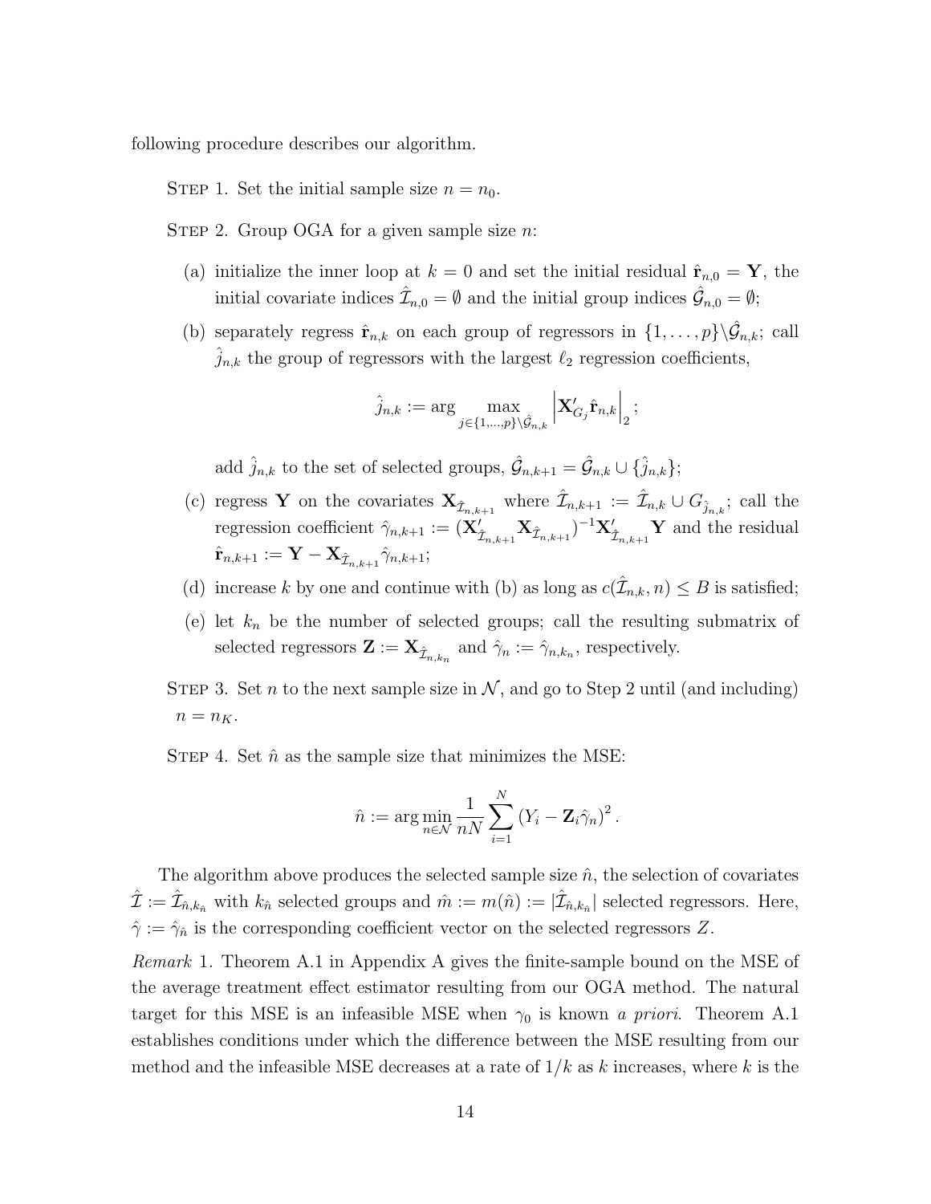following procedure describes our algorithm.

Step 1. Set the initial sample size $n = n_0$.

Step 2. Group OGA for a given sample size $n$:

(a) initialize the inner loop at $k = 0$ and set the initial residual $\hat{\mathbf{r}}_{n,0} = \mathbf{Y}$, the initial covariate indices $\hat{\mathcal{I}}_{n,0} = \emptyset$ and the initial group indices $\hat{\mathcal{G}}_{n,0} = \emptyset$;

(b) separately regress $\hat{\mathbf{r}}_{n,k}$ on each group of regressors in $\{1, \ldots, p\} \backslash \hat{\mathcal{G}}_{n,k}$; call $\hat{j}_{n,k}$ the group of regressors with the largest $\ell_2$ regression coefficients,

$$\hat{j}_{n,k} := \arg \max_{j \in \{1,\ldots,p\} \backslash \hat{\mathcal{G}}_{n,k}} \left| \mathbf{X}'_{G_j} \hat{\mathbf{r}}_{n,k} \right|_2;$$

add $\hat{j}_{n,k}$ to the set of selected groups, $\hat{\mathcal{G}}_{n,k+1} = \hat{\mathcal{G}}_{n,k} \cup \{\hat{j}_{n,k}\}$;

(c) regress $\mathbf{Y}$ on the covariates $\mathbf{X}_{\hat{\mathcal{I}}_{n,k+1}}$ where $\hat{\mathcal{I}}_{n,k+1} := \hat{\mathcal{I}}_{n,k} \cup G_{\hat{j}_{n,k}}$; call the regression coefficient $\hat{\gamma}_{n,k+1} := (\mathbf{X}'_{\hat{\mathcal{I}}_{n,k+1}} \mathbf{X}_{\hat{\mathcal{I}}_{n,k+1}})^{-1} \mathbf{X}'_{\hat{\mathcal{I}}_{n,k+1}} \mathbf{Y}$ and the residual $\hat{\mathbf{r}}_{n,k+1} := \mathbf{Y} - \mathbf{X}_{\hat{\mathcal{I}}_{n,k+1}} \hat{\gamma}_{n,k+1}$;

(d) increase $k$ by one and continue with (b) as long as $c(\hat{\mathcal{I}}_{n,k}, n) \leq B$ is satisfied;

(e) let $k_n$ be the number of selected groups; call the resulting submatrix of selected regressors $\mathbf{Z} := \mathbf{X}_{\hat{\mathcal{I}}_{n,k_n}}$ and $\hat{\gamma}_n := \hat{\gamma}_{n,k_n}$, respectively.

Step 3. Set $n$ to the next sample size in $\mathcal{N}$, and go to Step 2 until (and including) $n = n_K$.

Step 4. Set $\hat{n}$ as the sample size that minimizes the MSE:

$$\hat{n} := \arg \min_{n \in \mathcal{N}} \frac{1}{nN} \sum_{i=1}^{N} (Y_i - \mathbf{Z}_i \hat{\gamma}_n)^2 .$$

The algorithm above produces the selected sample size $\hat{n}$, the selection of covariates $\hat{\mathcal{I}} := \hat{\mathcal{I}}_{\hat{n},k_{\hat{n}}}$ with $k_{\hat{n}}$ selected groups and $\hat{m} := m(\hat{n}) := |\hat{\mathcal{I}}_{\hat{n},k_{\hat{n}}}|$ selected regressors. Here, $\hat{\gamma} := \hat{\gamma}_{\hat{n}}$ is the corresponding coefficient vector on the selected regressors $Z$.

*Remark* 1. Theorem A.1 in Appendix A gives the finite-sample bound on the MSE of the average treatment effect estimator resulting from our OGA method. The natural target for this MSE is an infeasible MSE when $\gamma_0$ is known *a priori*. Theorem A.1 establishes conditions under which the difference between the MSE resulting from our method and the infeasible MSE decreases at a rate of $1/k$ as $k$ increases, where $k$ is the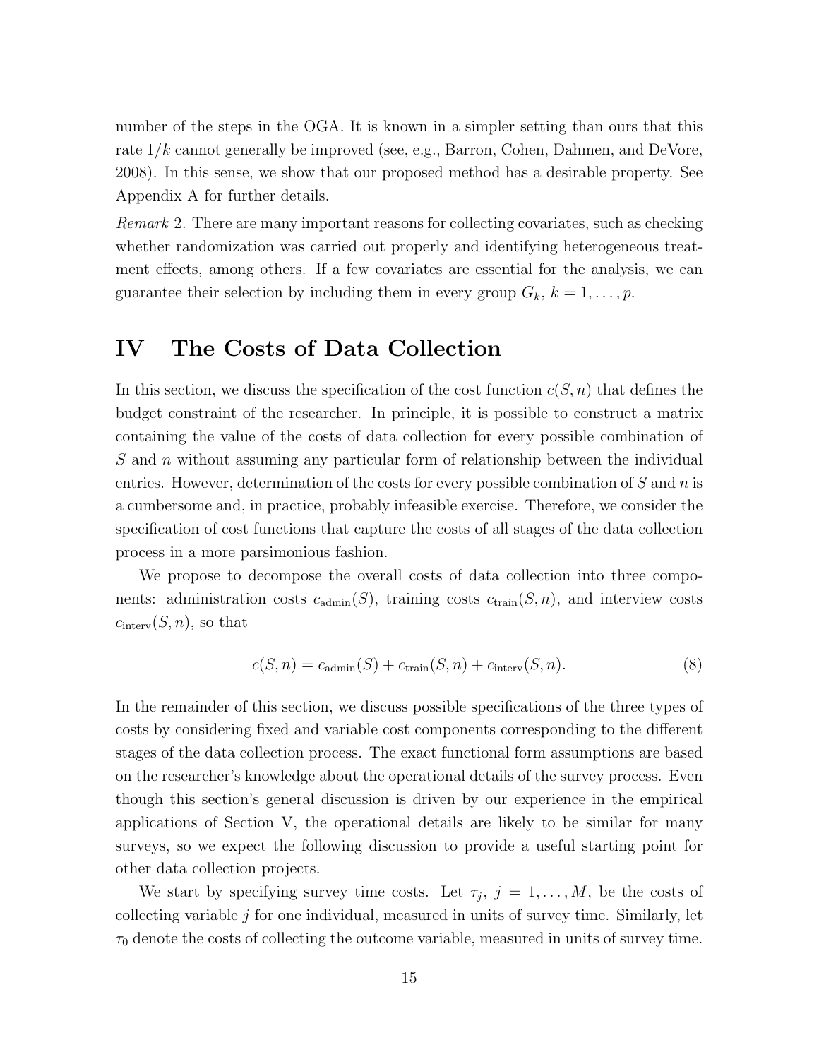number of the steps in the OGA. It is known in a simpler setting than ours that this rate $1/k$ cannot generally be improved (see, e.g., Barron, Cohen, Dahmen, and DeVore, 2008). In this sense, we show that our proposed method has a desirable property. See Appendix A for further details.

*Remark* 2. There are many important reasons for collecting covariates, such as checking whether randomization was carried out properly and identifying heterogeneous treatment effects, among others. If a few covariates are essential for the analysis, we can guarantee their selection by including them in every group $G_k$, $k = 1, \ldots, p$.

# IV The Costs of Data Collection

In this section, we discuss the specification of the cost function $c(S, n)$ that defines the budget constraint of the researcher. In principle, it is possible to construct a matrix containing the value of the costs of data collection for every possible combination of $S$ and $n$ without assuming any particular form of relationship between the individual entries. However, determination of the costs for every possible combination of $S$ and $n$ is a cumbersome and, in practice, probably infeasible exercise. Therefore, we consider the specification of cost functions that capture the costs of all stages of the data collection process in a more parsimonious fashion.

We propose to decompose the overall costs of data collection into three components: administration costs $c_{\text{admin}}(S)$, training costs $c_{\text{train}}(S, n)$, and interview costs $c_{\text{interv}}(S, n)$, so that

$$c(S, n) = c_{\text{admin}}(S) + c_{\text{train}}(S, n) + c_{\text{interv}}(S, n). \tag{8}$$

In the remainder of this section, we discuss possible specifications of the three types of costs by considering fixed and variable cost components corresponding to the different stages of the data collection process. The exact functional form assumptions are based on the researcher's knowledge about the operational details of the survey process. Even though this section's general discussion is driven by our experience in the empirical applications of Section V, the operational details are likely to be similar for many surveys, so we expect the following discussion to provide a useful starting point for other data collection projects.

We start by specifying survey time costs. Let $\tau_j$, $j = 1, \ldots, M$, be the costs of collecting variable $j$ for one individual, measured in units of survey time. Similarly, let $\tau_0$ denote the costs of collecting the outcome variable, measured in units of survey time.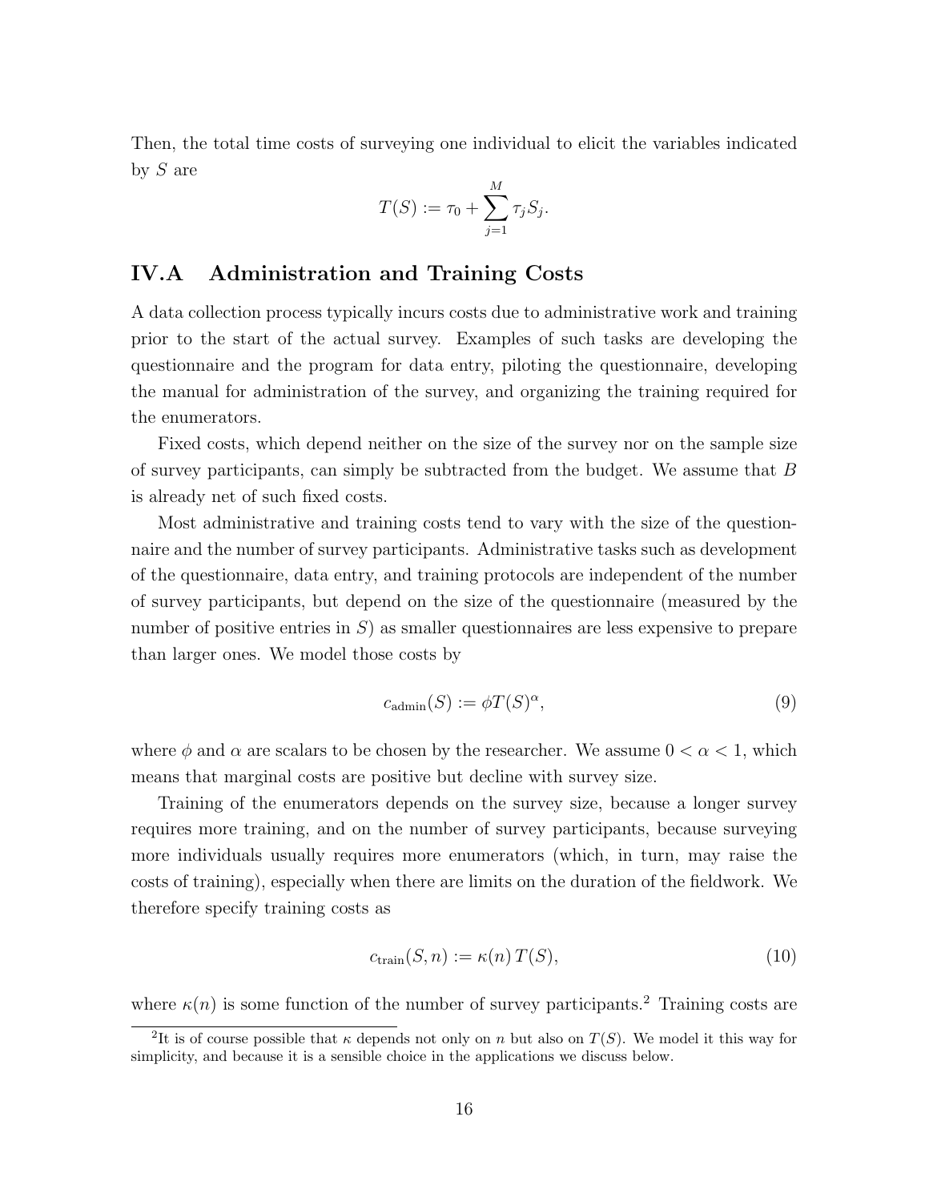Then, the total time costs of surveying one individual to elicit the variables indicated by $S$ are

$$T(S) := \tau_0 + \sum_{j=1}^{M} \tau_j S_j.$$

## IV.A Administration and Training Costs

A data collection process typically incurs costs due to administrative work and training prior to the start of the actual survey. Examples of such tasks are developing the questionnaire and the program for data entry, piloting the questionnaire, developing the manual for administration of the survey, and organizing the training required for the enumerators.

Fixed costs, which depend neither on the size of the survey nor on the sample size of survey participants, can simply be subtracted from the budget. We assume that $B$ is already net of such fixed costs.

Most administrative and training costs tend to vary with the size of the questionnaire and the number of survey participants. Administrative tasks such as development of the questionnaire, data entry, and training protocols are independent of the number of survey participants, but depend on the size of the questionnaire (measured by the number of positive entries in $S$) as smaller questionnaires are less expensive to prepare than larger ones. We model those costs by

$$c_{\text{admin}}(S) := \phi T(S)^{\alpha}, \tag{9}$$

where $\phi$ and $\alpha$ are scalars to be chosen by the researcher. We assume $0 < \alpha < 1$, which means that marginal costs are positive but decline with survey size.

Training of the enumerators depends on the survey size, because a longer survey requires more training, and on the number of survey participants, because surveying more individuals usually requires more enumerators (which, in turn, may raise the costs of training), especially when there are limits on the duration of the fieldwork. We therefore specify training costs as

$$c_{\text{train}}(S, n) := \kappa(n)\, T(S), \tag{10}$$

where $\kappa(n)$ is some function of the number of survey participants.[2] Training costs are

[2] It is of course possible that $\kappa$ depends not only on $n$ but also on $T(S)$. We model it this way for simplicity, and because it is a sensible choice in the applications we discuss below.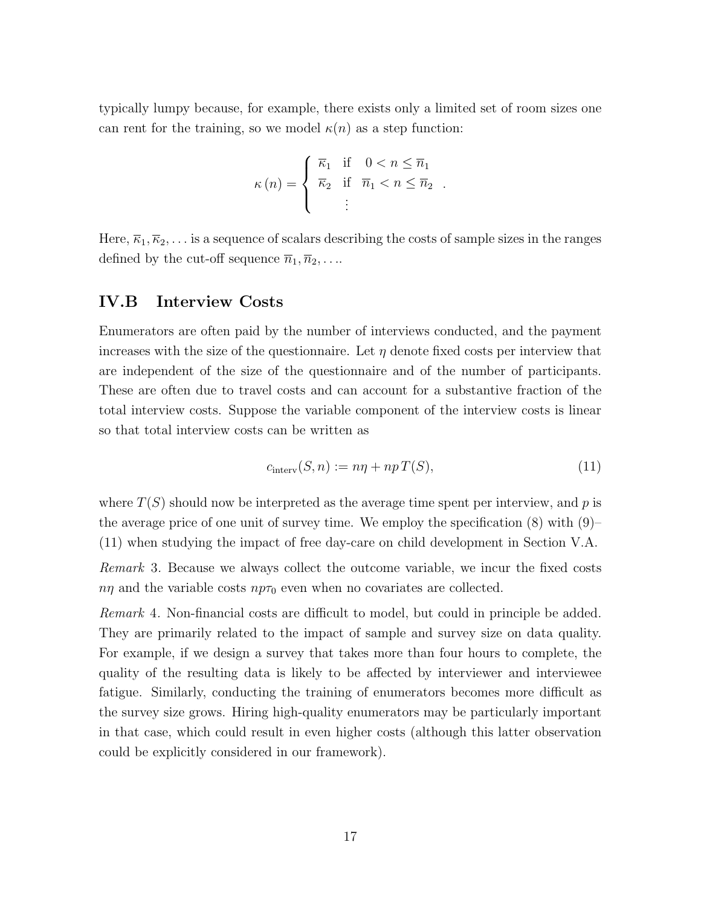typically lumpy because, for example, there exists only a limited set of room sizes one can rent for the training, so we model $\kappa(n)$ as a step function:

$$\kappa\left(n\right) = \begin{cases} \overline{\kappa}_1 & \text{if} \quad 0 < n \leq \overline{n}_1 \\ \overline{\kappa}_2 & \text{if} \quad \overline{n}_1 < n \leq \overline{n}_2 \\ \quad \vdots & \end{cases} .$$

Here, $\overline{\kappa}_1, \overline{\kappa}_2, \ldots$ is a sequence of scalars describing the costs of sample sizes in the ranges defined by the cut-off sequence $\overline{n}_1, \overline{n}_2, \ldots$.

## IV.B Interview Costs

Enumerators are often paid by the number of interviews conducted, and the payment increases with the size of the questionnaire. Let $\eta$ denote fixed costs per interview that are independent of the size of the questionnaire and of the number of participants. These are often due to travel costs and can account for a substantive fraction of the total interview costs. Suppose the variable component of the interview costs is linear so that total interview costs can be written as

$$c_{\text{interv}}(S, n) := n\eta + npT(S), \tag{11}$$

where $T(S)$ should now be interpreted as the average time spent per interview, and $p$ is the average price of one unit of survey time. We employ the specification (8) with (9)–(11) when studying the impact of free day-care on child development in Section V.A.

*Remark* 3. Because we always collect the outcome variable, we incur the fixed costs $n\eta$ and the variable costs $np\tau_0$ even when no covariates are collected.

*Remark* 4. Non-financial costs are difficult to model, but could in principle be added. They are primarily related to the impact of sample and survey size on data quality. For example, if we design a survey that takes more than four hours to complete, the quality of the resulting data is likely to be affected by interviewer and interviewee fatigue. Similarly, conducting the training of enumerators becomes more difficult as the survey size grows. Hiring high-quality enumerators may be particularly important in that case, which could result in even higher costs (although this latter observation could be explicitly considered in our framework).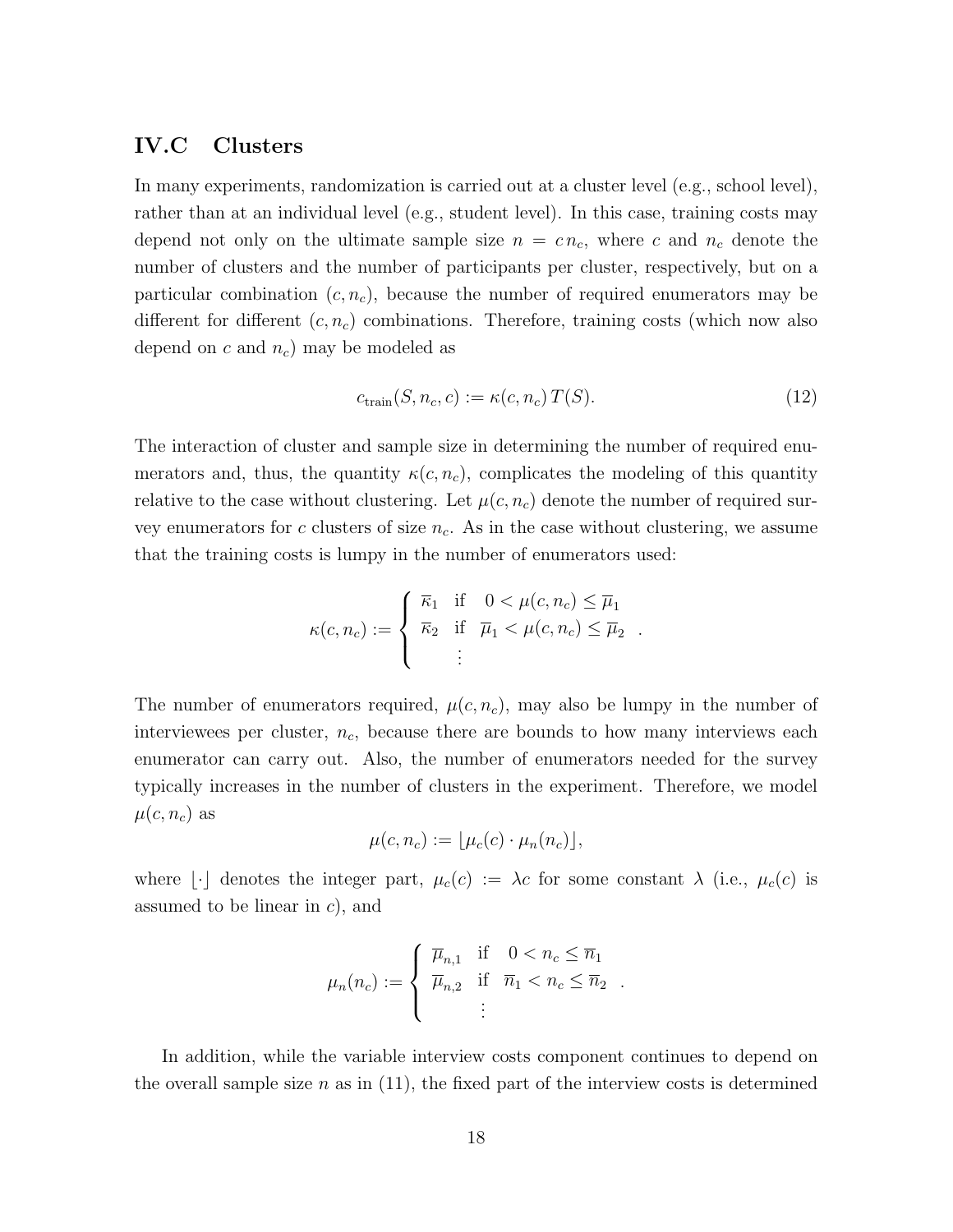### IV.C Clusters

In many experiments, randomization is carried out at a cluster level (e.g., school level), rather than at an individual level (e.g., student level). In this case, training costs may depend not only on the ultimate sample size $n = c\,n_c$, where $c$ and $n_c$ denote the number of clusters and the number of participants per cluster, respectively, but on a particular combination $(c, n_c)$, because the number of required enumerators may be different for different $(c, n_c)$ combinations. Therefore, training costs (which now also depend on $c$ and $n_c$) may be modeled as

$$c_{\text{train}}(S, n_c, c) := \kappa(c, n_c)\, T(S). \tag{12}$$

The interaction of cluster and sample size in determining the number of required enumerators and, thus, the quantity $\kappa(c, n_c)$, complicates the modeling of this quantity relative to the case without clustering. Let $\mu(c, n_c)$ denote the number of required survey enumerators for $c$ clusters of size $n_c$. As in the case without clustering, we assume that the training costs is lumpy in the number of enumerators used:

$$\kappa(c, n_c) := \begin{cases} \overline{\kappa}_1 & \text{if} \quad 0 < \mu(c, n_c) \leq \overline{\mu}_1 \\ \overline{\kappa}_2 & \text{if} \quad \overline{\mu}_1 < \mu(c, n_c) \leq \overline{\mu}_2 \\ \quad \vdots & \end{cases}.$$

The number of enumerators required, $\mu(c, n_c)$, may also be lumpy in the number of interviewees per cluster, $n_c$, because there are bounds to how many interviews each enumerator can carry out. Also, the number of enumerators needed for the survey typically increases in the number of clusters in the experiment. Therefore, we model $\mu(c, n_c)$ as

$$\mu(c, n_c) := \lfloor \mu_c(c) \cdot \mu_n(n_c) \rfloor,$$

where $\lfloor \cdot \rfloor$ denotes the integer part, $\mu_c(c) := \lambda c$ for some constant $\lambda$ (i.e., $\mu_c(c)$ is assumed to be linear in $c$), and

$$\mu_n(n_c) := \begin{cases} \overline{\mu}_{n,1} & \text{if} \quad 0 < n_c \leq \overline{n}_1 \\ \overline{\mu}_{n,2} & \text{if} \quad \overline{n}_1 < n_c \leq \overline{n}_2 \\ \quad \vdots & \end{cases}.$$

In addition, while the variable interview costs component continues to depend on the overall sample size $n$ as in (11), the fixed part of the interview costs is determined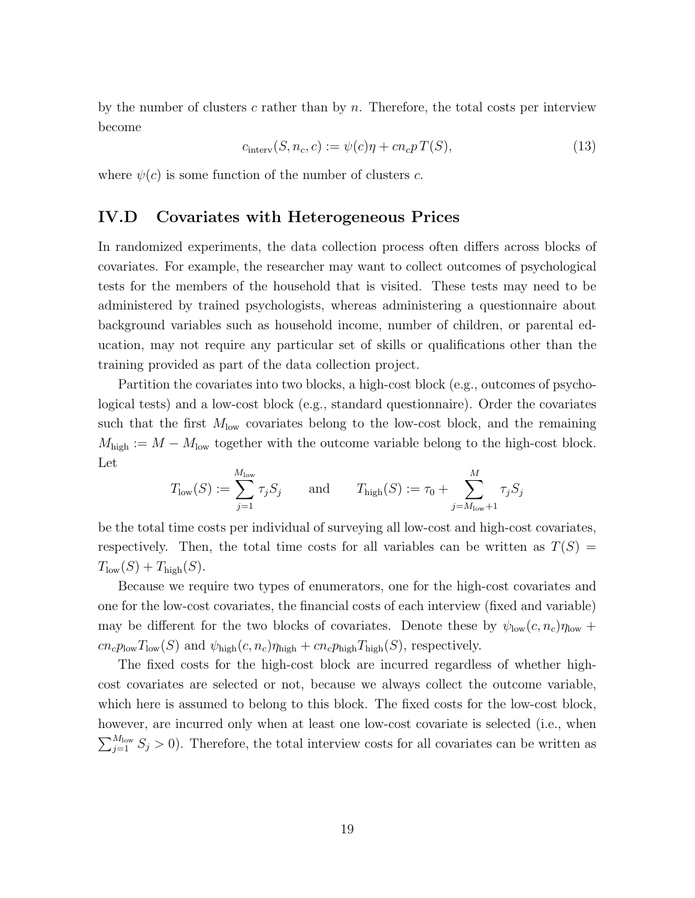by the number of clusters $c$ rather than by $n$. Therefore, the total costs per interview become

$$c_{\text{interv}}(S, n_c, c) := \psi(c)\eta + cn_c p\, T(S), \tag{13}$$

where $\psi(c)$ is some function of the number of clusters $c$.

## IV.D Covariates with Heterogeneous Prices

In randomized experiments, the data collection process often differs across blocks of covariates. For example, the researcher may want to collect outcomes of psychological tests for the members of the household that is visited. These tests may need to be administered by trained psychologists, whereas administering a questionnaire about background variables such as household income, number of children, or parental education, may not require any particular set of skills or qualifications other than the training provided as part of the data collection project.

Partition the covariates into two blocks, a high-cost block (e.g., outcomes of psychological tests) and a low-cost block (e.g., standard questionnaire). Order the covariates such that the first $M_{\text{low}}$ covariates belong to the low-cost block, and the remaining $M_{\text{high}} := M - M_{\text{low}}$ together with the outcome variable belong to the high-cost block. Let

$$T_{\text{low}}(S) := \sum_{j=1}^{M_{\text{low}}} \tau_j S_j \qquad \text{and} \qquad T_{\text{high}}(S) := \tau_0 + \sum_{j=M_{\text{low}}+1}^{M} \tau_j S_j$$

be the total time costs per individual of surveying all low-cost and high-cost covariates, respectively. Then, the total time costs for all variables can be written as $T(S) = T_{\text{low}}(S) + T_{\text{high}}(S)$.

Because we require two types of enumerators, one for the high-cost covariates and one for the low-cost covariates, the financial costs of each interview (fixed and variable) may be different for the two blocks of covariates. Denote these by $\psi_{\text{low}}(c, n_c)\eta_{\text{low}} + cn_c p_{\text{low}} T_{\text{low}}(S)$ and $\psi_{\text{high}}(c, n_c)\eta_{\text{high}} + cn_c p_{\text{high}} T_{\text{high}}(S)$, respectively.

The fixed costs for the high-cost block are incurred regardless of whether high-cost covariates are selected or not, because we always collect the outcome variable, which here is assumed to belong to this block. The fixed costs for the low-cost block, however, are incurred only when at least one low-cost covariate is selected (i.e., when $\sum_{j=1}^{M_{\text{low}}} S_j > 0$). Therefore, the total interview costs for all covariates can be written as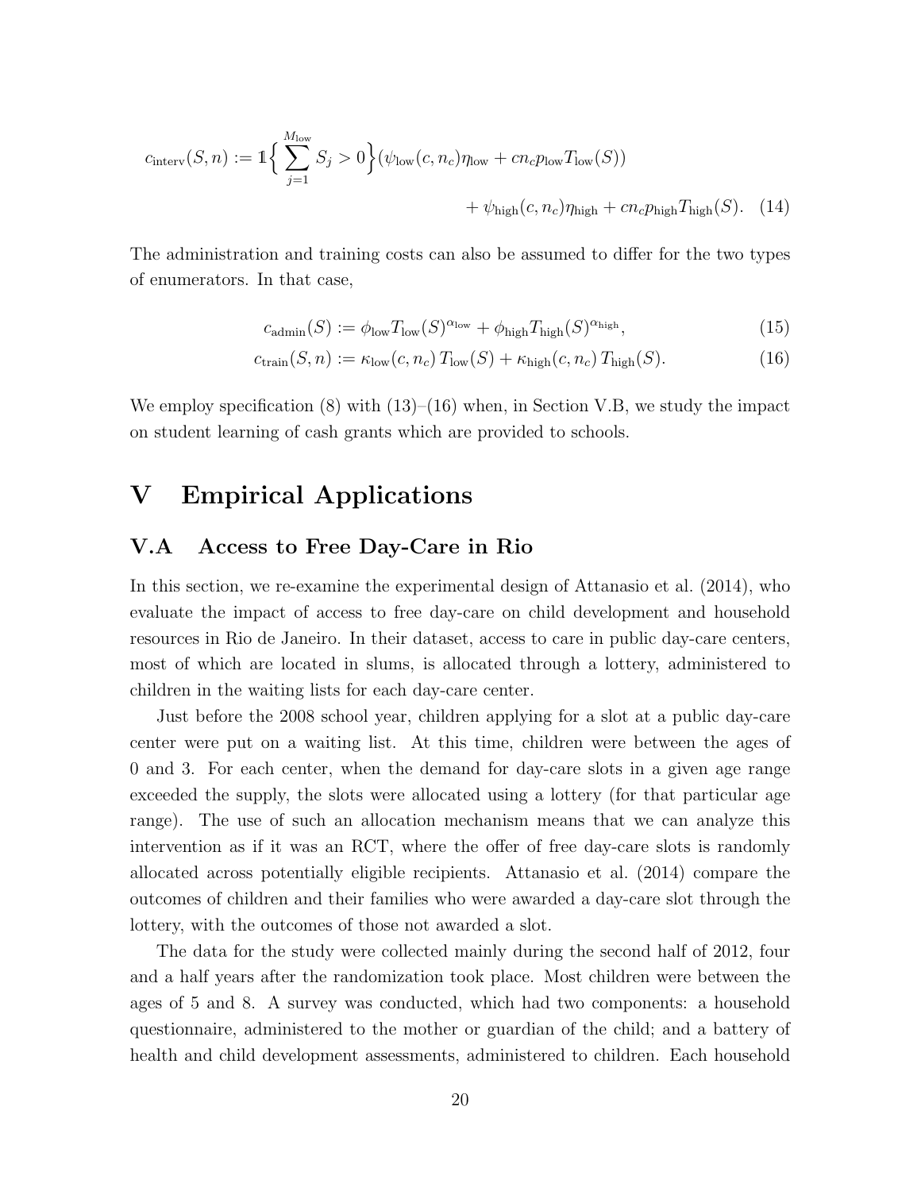$$
c_{\text{interv}}(S,n) := \mathbb{1}\Big\{ \sum_{j=1}^{M_{\text{low}}} S_j > 0 \Big\} (\psi_{\text{low}}(c,n_c)\eta_{\text{low}} + cn_c p_{\text{low}} T_{\text{low}}(S)) + \psi_{\text{high}}(c,n_c)\eta_{\text{high}} + cn_c p_{\text{high}} T_{\text{high}}(S). \quad (14)
$$

The administration and training costs can also be assumed to differ for the two types of enumerators. In that case,

$$
c_{\text{admin}}(S) := \phi_{\text{low}} T_{\text{low}}(S)^{\alpha_{\text{low}}} + \phi_{\text{high}} T_{\text{high}}(S)^{\alpha_{\text{high}}}, \quad (15)
$$

$$
c_{\text{train}}(S,n) := \kappa_{\text{low}}(c,n_c)\, T_{\text{low}}(S) + \kappa_{\text{high}}(c,n_c)\, T_{\text{high}}(S). \quad (16)
$$

We employ specification (8) with (13)–(16) when, in Section V.B, we study the impact on student learning of cash grants which are provided to schools.

# V Empirical Applications

## V.A Access to Free Day-Care in Rio

In this section, we re-examine the experimental design of Attanasio et al. (2014), who evaluate the impact of access to free day-care on child development and household resources in Rio de Janeiro. In their dataset, access to care in public day-care centers, most of which are located in slums, is allocated through a lottery, administered to children in the waiting lists for each day-care center.

Just before the 2008 school year, children applying for a slot at a public day-care center were put on a waiting list. At this time, children were between the ages of 0 and 3. For each center, when the demand for day-care slots in a given age range exceeded the supply, the slots were allocated using a lottery (for that particular age range). The use of such an allocation mechanism means that we can analyze this intervention as if it was an RCT, where the offer of free day-care slots is randomly allocated across potentially eligible recipients. Attanasio et al. (2014) compare the outcomes of children and their families who were awarded a day-care slot through the lottery, with the outcomes of those not awarded a slot.

The data for the study were collected mainly during the second half of 2012, four and a half years after the randomization took place. Most children were between the ages of 5 and 8. A survey was conducted, which had two components: a household questionnaire, administered to the mother or guardian of the child; and a battery of health and child development assessments, administered to children. Each household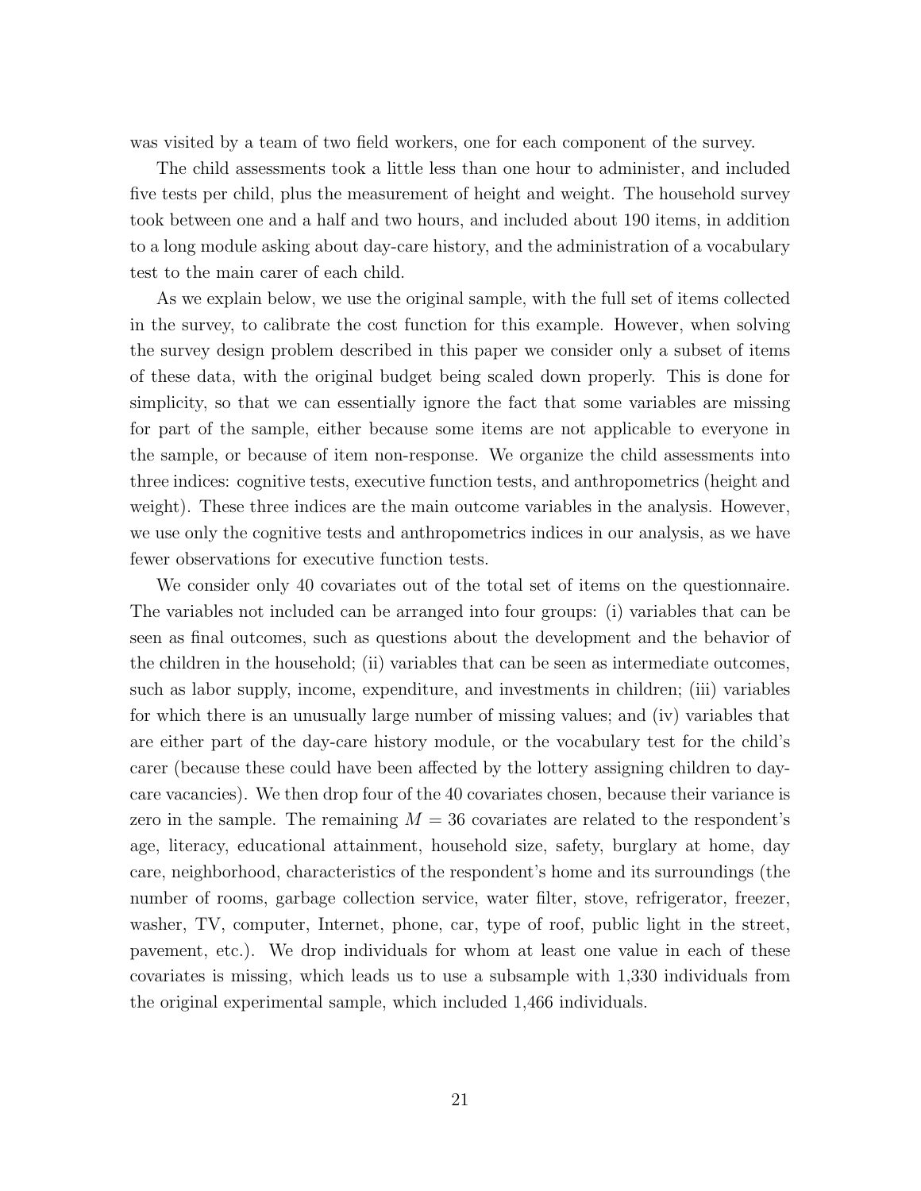was visited by a team of two field workers, one for each component of the survey.

The child assessments took a little less than one hour to administer, and included five tests per child, plus the measurement of height and weight. The household survey took between one and a half and two hours, and included about 190 items, in addition to a long module asking about day-care history, and the administration of a vocabulary test to the main carer of each child.

As we explain below, we use the original sample, with the full set of items collected in the survey, to calibrate the cost function for this example. However, when solving the survey design problem described in this paper we consider only a subset of items of these data, with the original budget being scaled down properly. This is done for simplicity, so that we can essentially ignore the fact that some variables are missing for part of the sample, either because some items are not applicable to everyone in the sample, or because of item non-response. We organize the child assessments into three indices: cognitive tests, executive function tests, and anthropometrics (height and weight). These three indices are the main outcome variables in the analysis. However, we use only the cognitive tests and anthropometrics indices in our analysis, as we have fewer observations for executive function tests.

We consider only 40 covariates out of the total set of items on the questionnaire. The variables not included can be arranged into four groups: (i) variables that can be seen as final outcomes, such as questions about the development and the behavior of the children in the household; (ii) variables that can be seen as intermediate outcomes, such as labor supply, income, expenditure, and investments in children; (iii) variables for which there is an unusually large number of missing values; and (iv) variables that are either part of the day-care history module, or the vocabulary test for the child's carer (because these could have been affected by the lottery assigning children to day-care vacancies). We then drop four of the 40 covariates chosen, because their variance is zero in the sample. The remaining $M = 36$ covariates are related to the respondent's age, literacy, educational attainment, household size, safety, burglary at home, day care, neighborhood, characteristics of the respondent's home and its surroundings (the number of rooms, garbage collection service, water filter, stove, refrigerator, freezer, washer, TV, computer, Internet, phone, car, type of roof, public light in the street, pavement, etc.). We drop individuals for whom at least one value in each of these covariates is missing, which leads us to use a subsample with 1,330 individuals from the original experimental sample, which included 1,466 individuals.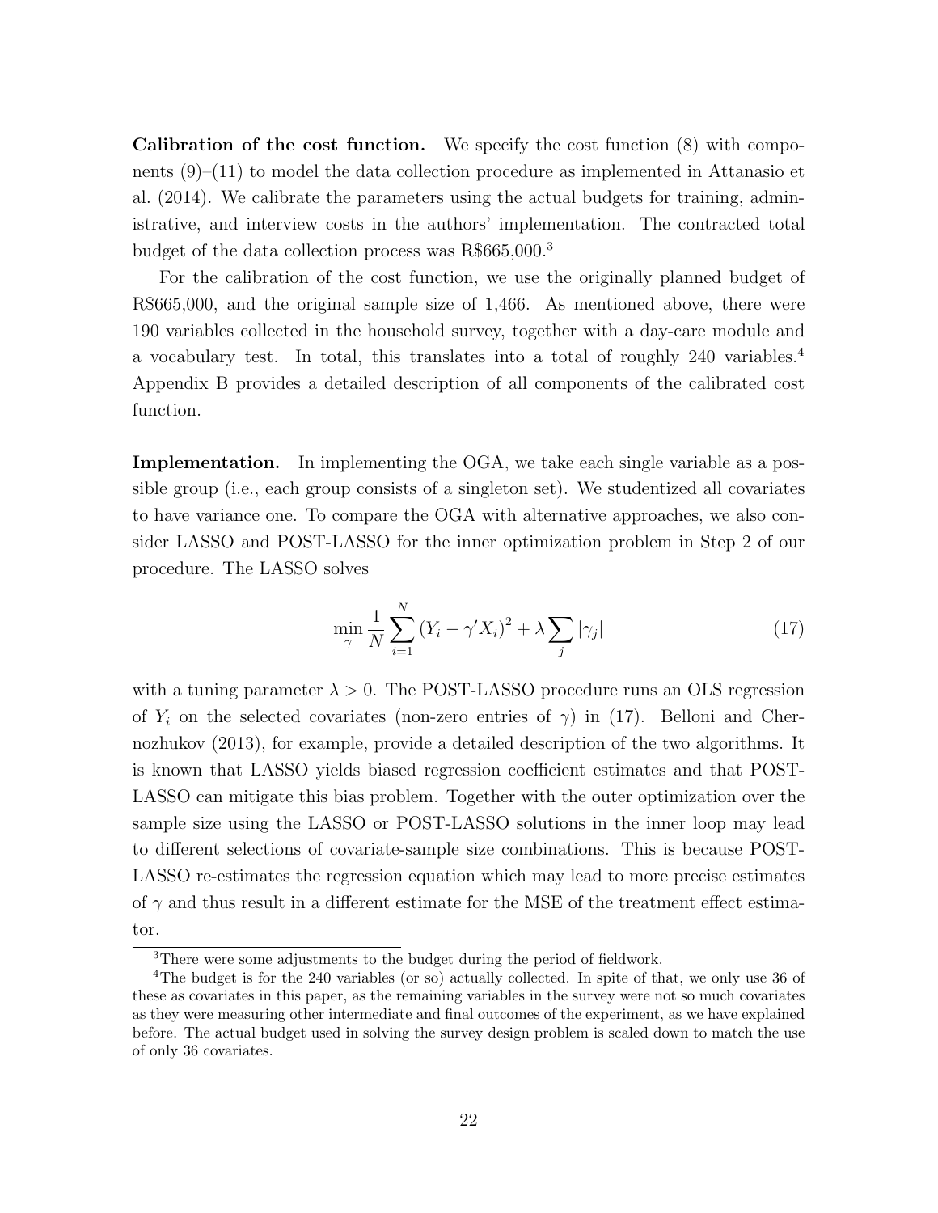**Calibration of the cost function.** We specify the cost function (8) with components (9)–(11) to model the data collection procedure as implemented in Attanasio et al. (2014). We calibrate the parameters using the actual budgets for training, administrative, and interview costs in the authors' implementation. The contracted total budget of the data collection process was R$665,000.[3]

For the calibration of the cost function, we use the originally planned budget of R$665,000, and the original sample size of 1,466. As mentioned above, there were 190 variables collected in the household survey, together with a day-care module and a vocabulary test. In total, this translates into a total of roughly 240 variables.[4] Appendix B provides a detailed description of all components of the calibrated cost function.

**Implementation.** In implementing the OGA, we take each single variable as a possible group (i.e., each group consists of a singleton set). We studentized all covariates to have variance one. To compare the OGA with alternative approaches, we also consider LASSO and POST-LASSO for the inner optimization problem in Step 2 of our procedure. The LASSO solves

$$\min_{\gamma} \frac{1}{N} \sum_{i=1}^{N} \left(Y_i - \gamma' X_i\right)^2 + \lambda \sum_j |\gamma_j| \tag{17}$$

with a tuning parameter $\lambda > 0$. The POST-LASSO procedure runs an OLS regression of $Y_i$ on the selected covariates (non-zero entries of $\gamma$) in (17). Belloni and Chernozhukov (2013), for example, provide a detailed description of the two algorithms. It is known that LASSO yields biased regression coefficient estimates and that POST-LASSO can mitigate this bias problem. Together with the outer optimization over the sample size using the LASSO or POST-LASSO solutions in the inner loop may lead to different selections of covariate-sample size combinations. This is because POST-LASSO re-estimates the regression equation which may lead to more precise estimates of $\gamma$ and thus result in a different estimate for the MSE of the treatment effect estimator.

---

[3] There were some adjustments to the budget during the period of fieldwork.

[4] The budget is for the 240 variables (or so) actually collected. In spite of that, we only use 36 of these as covariates in this paper, as the remaining variables in the survey were not so much covariates as they were measuring other intermediate and final outcomes of the experiment, as we have explained before. The actual budget used in solving the survey design problem is scaled down to match the use of only 36 covariates.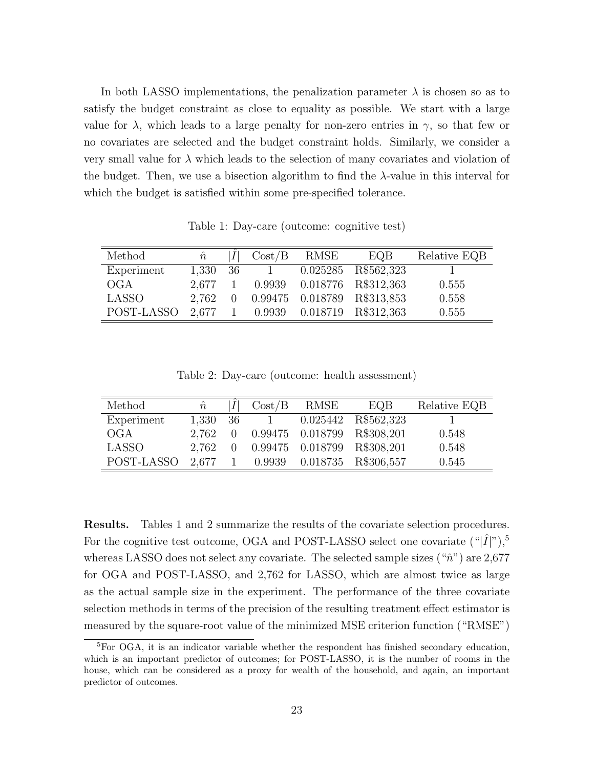In both LASSO implementations, the penalization parameter $\lambda$ is chosen so as to satisfy the budget constraint as close to equality as possible. We start with a large value for $\lambda$, which leads to a large penalty for non-zero entries in $\gamma$, so that few or no covariates are selected and the budget constraint holds. Similarly, we consider a very small value for $\lambda$ which leads to the selection of many covariates and violation of the budget. Then, we use a bisection algorithm to find the $\lambda$-value in this interval for which the budget is satisfied within some pre-specified tolerance.

Table 1: Day-care (outcome: cognitive test)

| Method | $\hat{n}$ | $\lvert\hat{I}\rvert$ | Cost/B | RMSE | EQB | Relative EQB |
|---|---|---|---|---|---|---|
| Experiment | 1,330 | 36 | 1 | 0.025285 | R$562,323 | 1 |
| OGA | 2,677 | 1 | 0.9939 | 0.018776 | R$312,363 | 0.555 |
| LASSO | 2,762 | 0 | 0.99475 | 0.018789 | R$313,853 | 0.558 |
| POST-LASSO | 2,677 | 1 | 0.9939 | 0.018719 | R$312,363 | 0.555 |

Table 2: Day-care (outcome: health assessment)

| Method | $\hat{n}$ | $\lvert\hat{I}\rvert$ | Cost/B | RMSE | EQB | Relative EQB |
|---|---|---|---|---|---|---|
| Experiment | 1,330 | 36 | 1 | 0.025442 | R$562,323 | 1 |
| OGA | 2,762 | 0 | 0.99475 | 0.018799 | R$308,201 | 0.548 |
| LASSO | 2,762 | 0 | 0.99475 | 0.018799 | R$308,201 | 0.548 |
| POST-LASSO | 2,677 | 1 | 0.9939 | 0.018735 | R$306,557 | 0.545 |

**Results.** Tables 1 and 2 summarize the results of the covariate selection procedures. For the cognitive test outcome, OGA and POST-LASSO select one covariate ("$|\hat{I}|$"),[5] whereas LASSO does not select any covariate. The selected sample sizes ("$\hat{n}$") are 2,677 for OGA and POST-LASSO, and 2,762 for LASSO, which are almost twice as large as the actual sample size in the experiment. The performance of the three covariate selection methods in terms of the precision of the resulting treatment effect estimator is measured by the square-root value of the minimized MSE criterion function ("RMSE")

[5] For OGA, it is an indicator variable whether the respondent has finished secondary education, which is an important predictor of outcomes; for POST-LASSO, it is the number of rooms in the house, which can be considered as a proxy for wealth of the household, and again, an important predictor of outcomes.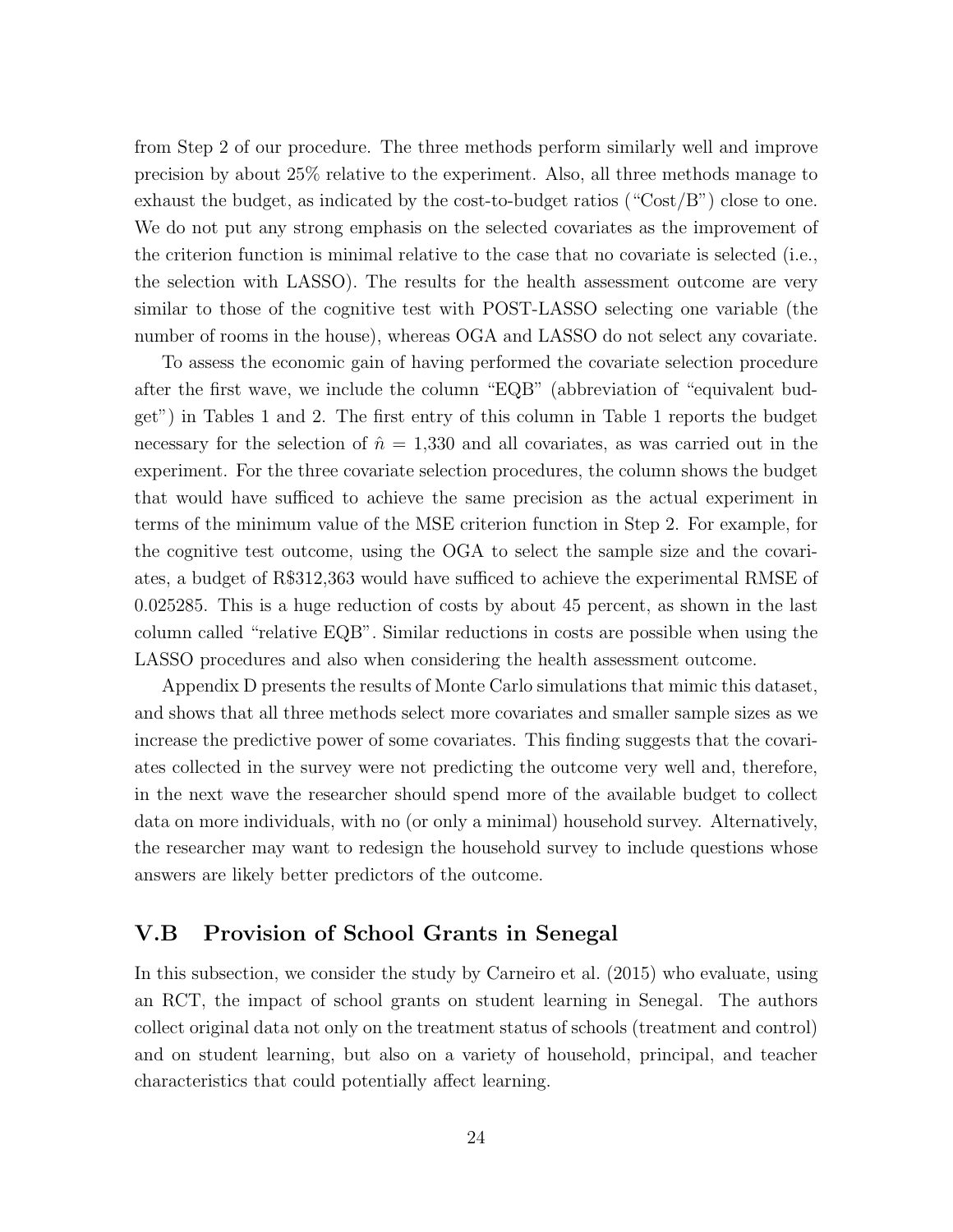from Step 2 of our procedure. The three methods perform similarly well and improve precision by about 25% relative to the experiment. Also, all three methods manage to exhaust the budget, as indicated by the cost-to-budget ratios ("Cost/B") close to one. We do not put any strong emphasis on the selected covariates as the improvement of the criterion function is minimal relative to the case that no covariate is selected (i.e., the selection with LASSO). The results for the health assessment outcome are very similar to those of the cognitive test with POST-LASSO selecting one variable (the number of rooms in the house), whereas OGA and LASSO do not select any covariate.

To assess the economic gain of having performed the covariate selection procedure after the first wave, we include the column "EQB" (abbreviation of "equivalent budget") in Tables 1 and 2. The first entry of this column in Table 1 reports the budget necessary for the selection of $\hat{n} = 1{,}330$ and all covariates, as was carried out in the experiment. For the three covariate selection procedures, the column shows the budget that would have sufficed to achieve the same precision as the actual experiment in terms of the minimum value of the MSE criterion function in Step 2. For example, for the cognitive test outcome, using the OGA to select the sample size and the covariates, a budget of R$312,363 would have sufficed to achieve the experimental RMSE of 0.025285. This is a huge reduction of costs by about 45 percent, as shown in the last column called "relative EQB". Similar reductions in costs are possible when using the LASSO procedures and also when considering the health assessment outcome.

Appendix D presents the results of Monte Carlo simulations that mimic this dataset, and shows that all three methods select more covariates and smaller sample sizes as we increase the predictive power of some covariates. This finding suggests that the covariates collected in the survey were not predicting the outcome very well and, therefore, in the next wave the researcher should spend more of the available budget to collect data on more individuals, with no (or only a minimal) household survey. Alternatively, the researcher may want to redesign the household survey to include questions whose answers are likely better predictors of the outcome.

## V.B Provision of School Grants in Senegal

In this subsection, we consider the study by Carneiro et al. (2015) who evaluate, using an RCT, the impact of school grants on student learning in Senegal. The authors collect original data not only on the treatment status of schools (treatment and control) and on student learning, but also on a variety of household, principal, and teacher characteristics that could potentially affect learning.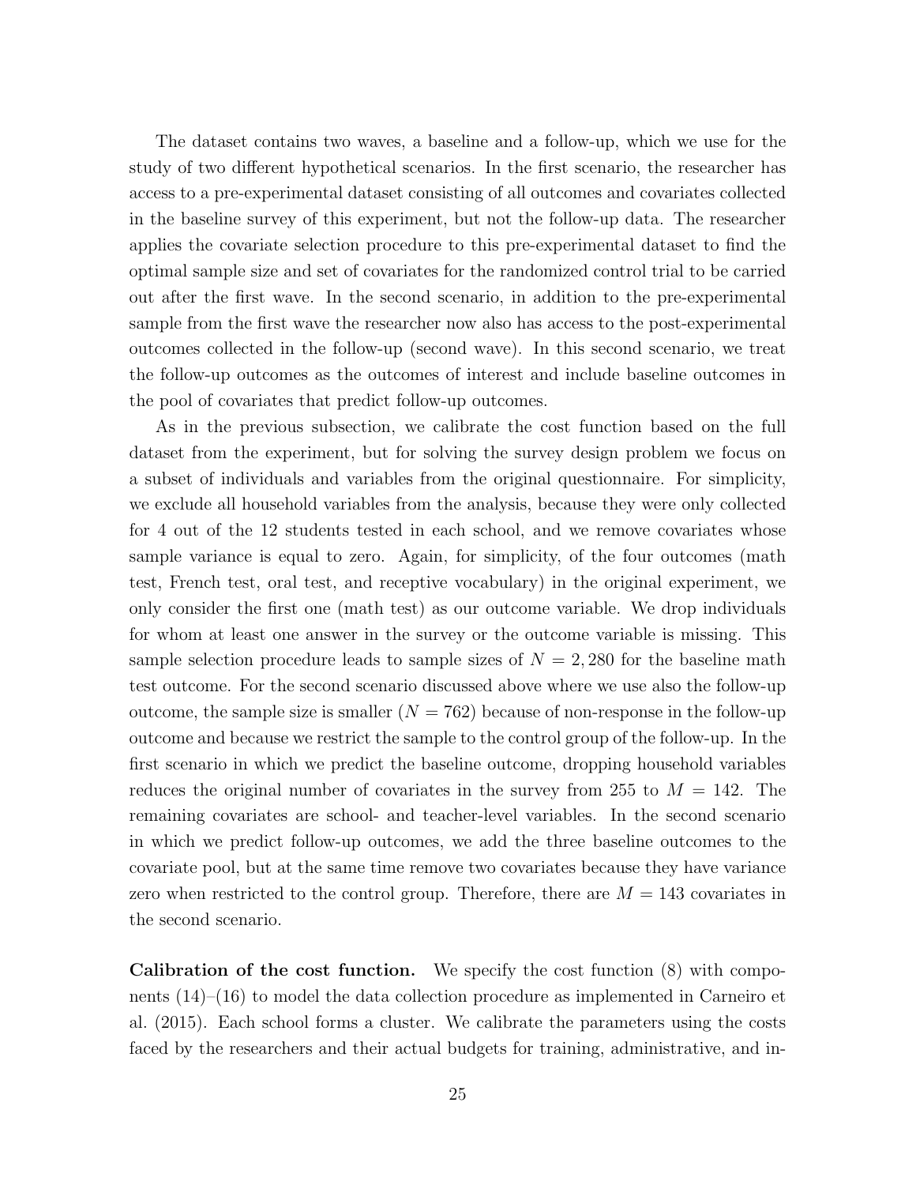The dataset contains two waves, a baseline and a follow-up, which we use for the study of two different hypothetical scenarios. In the first scenario, the researcher has access to a pre-experimental dataset consisting of all outcomes and covariates collected in the baseline survey of this experiment, but not the follow-up data. The researcher applies the covariate selection procedure to this pre-experimental dataset to find the optimal sample size and set of covariates for the randomized control trial to be carried out after the first wave. In the second scenario, in addition to the pre-experimental sample from the first wave the researcher now also has access to the post-experimental outcomes collected in the follow-up (second wave). In this second scenario, we treat the follow-up outcomes as the outcomes of interest and include baseline outcomes in the pool of covariates that predict follow-up outcomes.

As in the previous subsection, we calibrate the cost function based on the full dataset from the experiment, but for solving the survey design problem we focus on a subset of individuals and variables from the original questionnaire. For simplicity, we exclude all household variables from the analysis, because they were only collected for 4 out of the 12 students tested in each school, and we remove covariates whose sample variance is equal to zero. Again, for simplicity, of the four outcomes (math test, French test, oral test, and receptive vocabulary) in the original experiment, we only consider the first one (math test) as our outcome variable. We drop individuals for whom at least one answer in the survey or the outcome variable is missing. This sample selection procedure leads to sample sizes of $N = 2,280$ for the baseline math test outcome. For the second scenario discussed above where we use also the follow-up outcome, the sample size is smaller ($N = 762$) because of non-response in the follow-up outcome and because we restrict the sample to the control group of the follow-up. In the first scenario in which we predict the baseline outcome, dropping household variables reduces the original number of covariates in the survey from 255 to $M = 142$. The remaining covariates are school- and teacher-level variables. In the second scenario in which we predict follow-up outcomes, we add the three baseline outcomes to the covariate pool, but at the same time remove two covariates because they have variance zero when restricted to the control group. Therefore, there are $M = 143$ covariates in the second scenario.

**Calibration of the cost function.** We specify the cost function (8) with components (14)–(16) to model the data collection procedure as implemented in Carneiro et al. (2015). Each school forms a cluster. We calibrate the parameters using the costs faced by the researchers and their actual budgets for training, administrative, and in-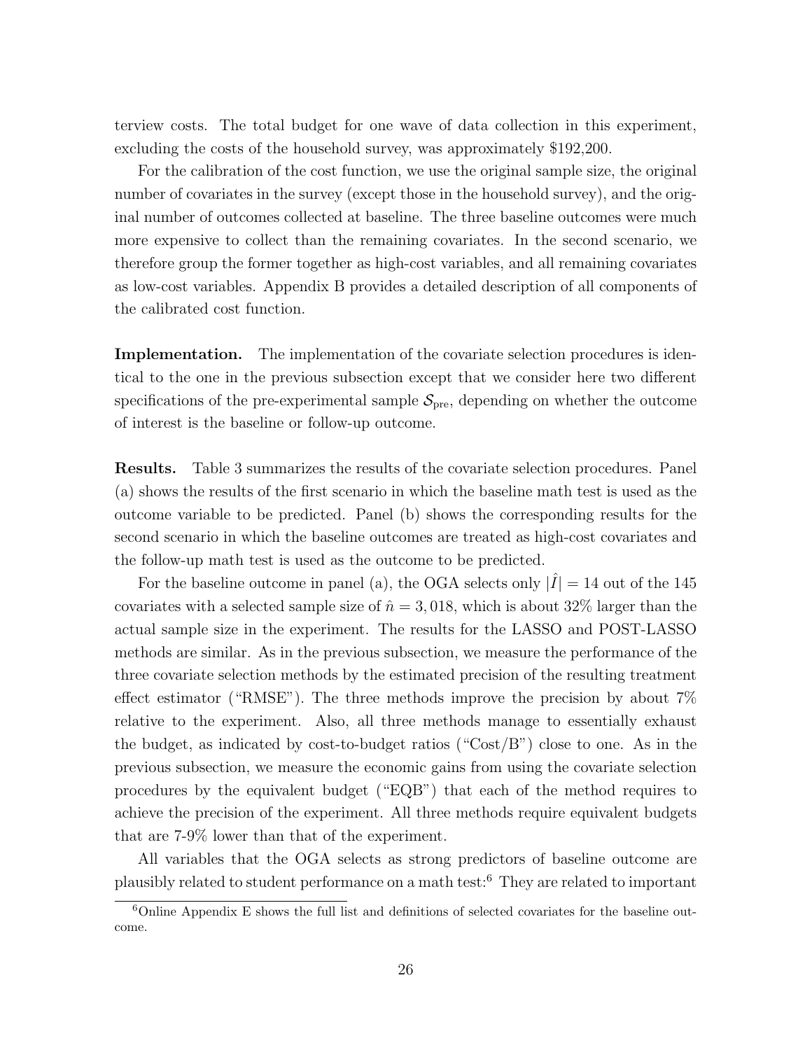terview costs. The total budget for one wave of data collection in this experiment, excluding the costs of the household survey, was approximately \$192,200.

For the calibration of the cost function, we use the original sample size, the original number of covariates in the survey (except those in the household survey), and the original number of outcomes collected at baseline. The three baseline outcomes were much more expensive to collect than the remaining covariates. In the second scenario, we therefore group the former together as high-cost variables, and all remaining covariates as low-cost variables. Appendix B provides a detailed description of all components of the calibrated cost function.

**Implementation.** The implementation of the covariate selection procedures is identical to the one in the previous subsection except that we consider here two different specifications of the pre-experimental sample $\mathcal{S}_{\text{pre}}$, depending on whether the outcome of interest is the baseline or follow-up outcome.

**Results.** Table 3 summarizes the results of the covariate selection procedures. Panel (a) shows the results of the first scenario in which the baseline math test is used as the outcome variable to be predicted. Panel (b) shows the corresponding results for the second scenario in which the baseline outcomes are treated as high-cost covariates and the follow-up math test is used as the outcome to be predicted.

For the baseline outcome in panel (a), the OGA selects only $|\hat{I}| = 14$ out of the 145 covariates with a selected sample size of $\hat{n} = 3,018$, which is about 32% larger than the actual sample size in the experiment. The results for the LASSO and POST-LASSO methods are similar. As in the previous subsection, we measure the performance of the three covariate selection methods by the estimated precision of the resulting treatment effect estimator ("RMSE"). The three methods improve the precision by about 7% relative to the experiment. Also, all three methods manage to essentially exhaust the budget, as indicated by cost-to-budget ratios ("Cost/B") close to one. As in the previous subsection, we measure the economic gains from using the covariate selection procedures by the equivalent budget ("EQB") that each of the method requires to achieve the precision of the experiment. All three methods require equivalent budgets that are 7-9% lower than that of the experiment.

All variables that the OGA selects as strong predictors of baseline outcome are plausibly related to student performance on a math test:[6] They are related to important

[6] Online Appendix E shows the full list and definitions of selected covariates for the baseline outcome.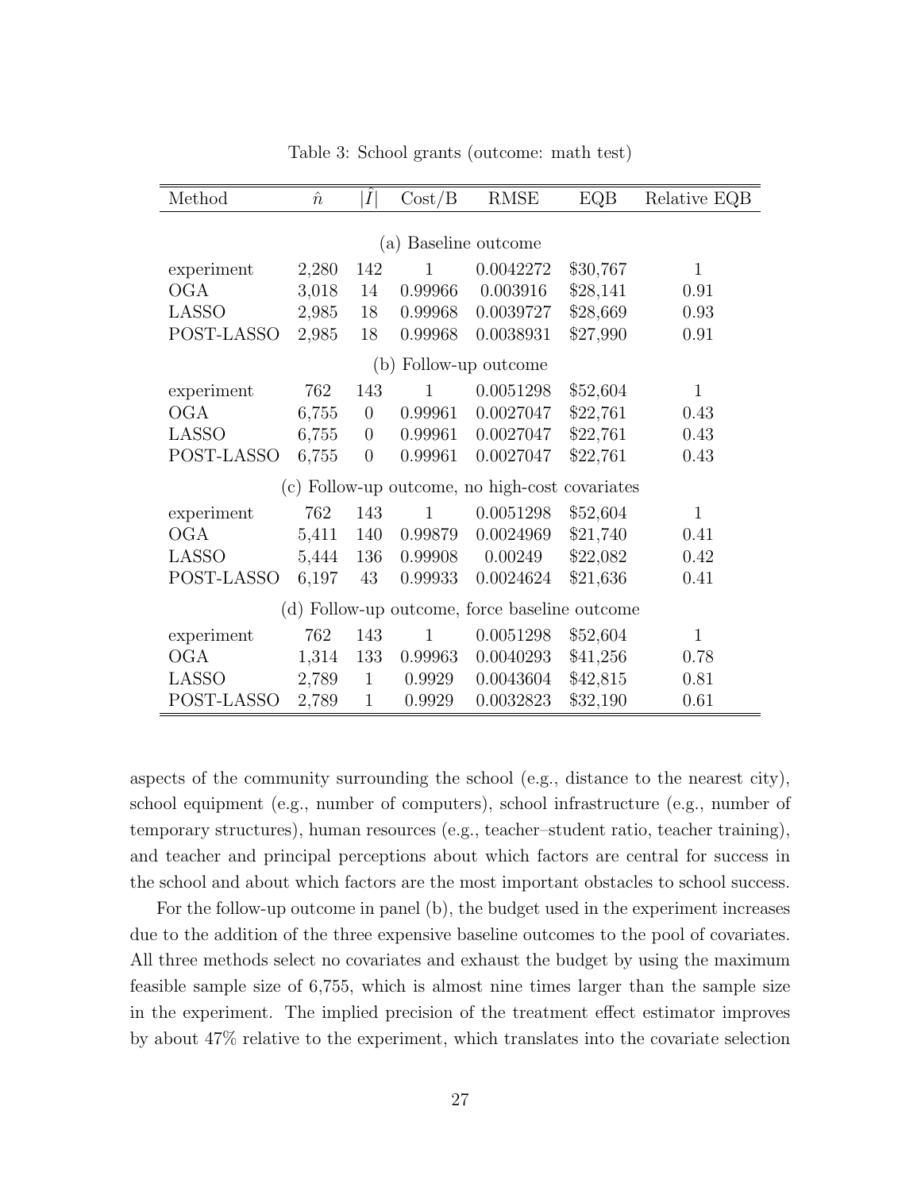Table 3: School grants (outcome: math test)

| Method | $\hat{n}$ | $\lvert\hat{I}\rvert$ | Cost/B | RMSE | EQB | Relative EQB |
|---|---|---|---|---|---|---|
| (a) Baseline outcome | | | | | | |
| experiment | 2,280 | 142 | 1 | 0.0042272 | \$30,767 | 1 |
| OGA | 3,018 | 14 | 0.99966 | 0.003916 | \$28,141 | 0.91 |
| LASSO | 2,985 | 18 | 0.99968 | 0.0039727 | \$28,669 | 0.93 |
| POST-LASSO | 2,985 | 18 | 0.99968 | 0.0038931 | \$27,990 | 0.91 |
| (b) Follow-up outcome | | | | | | |
| experiment | 762 | 143 | 1 | 0.0051298 | \$52,604 | 1 |
| OGA | 6,755 | 0 | 0.99961 | 0.0027047 | \$22,761 | 0.43 |
| LASSO | 6,755 | 0 | 0.99961 | 0.0027047 | \$22,761 | 0.43 |
| POST-LASSO | 6,755 | 0 | 0.99961 | 0.0027047 | \$22,761 | 0.43 |
| (c) Follow-up outcome, no high-cost covariates | | | | | | |
| experiment | 762 | 143 | 1 | 0.0051298 | \$52,604 | 1 |
| OGA | 5,411 | 140 | 0.99879 | 0.0024969 | \$21,740 | 0.41 |
| LASSO | 5,444 | 136 | 0.99908 | 0.00249 | \$22,082 | 0.42 |
| POST-LASSO | 6,197 | 43 | 0.99933 | 0.0024624 | \$21,636 | 0.41 |
| (d) Follow-up outcome, force baseline outcome | | | | | | |
| experiment | 762 | 143 | 1 | 0.0051298 | \$52,604 | 1 |
| OGA | 1,314 | 133 | 0.99963 | 0.0040293 | \$41,256 | 0.78 |
| LASSO | 2,789 | 1 | 0.9929 | 0.0043604 | \$42,815 | 0.81 |
| POST-LASSO | 2,789 | 1 | 0.9929 | 0.0032823 | \$32,190 | 0.61 |

aspects of the community surrounding the school (e.g., distance to the nearest city), school equipment (e.g., number of computers), school infrastructure (e.g., number of temporary structures), human resources (e.g., teacher–student ratio, teacher training), and teacher and principal perceptions about which factors are central for success in the school and about which factors are the most important obstacles to school success.

For the follow-up outcome in panel (b), the budget used in the experiment increases due to the addition of the three expensive baseline outcomes to the pool of covariates. All three methods select no covariates and exhaust the budget by using the maximum feasible sample size of 6,755, which is almost nine times larger than the sample size in the experiment. The implied precision of the treatment effect estimator improves by about 47% relative to the experiment, which translates into the covariate selection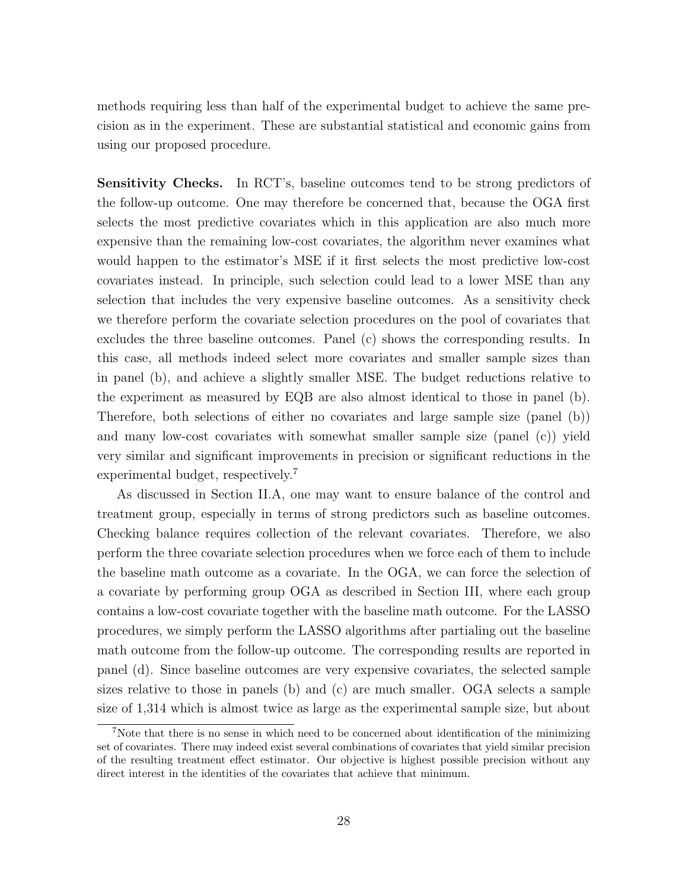methods requiring less than half of the experimental budget to achieve the same precision as in the experiment. These are substantial statistical and economic gains from using our proposed procedure.

**Sensitivity Checks.** In RCT's, baseline outcomes tend to be strong predictors of the follow-up outcome. One may therefore be concerned that, because the OGA first selects the most predictive covariates which in this application are also much more expensive than the remaining low-cost covariates, the algorithm never examines what would happen to the estimator's MSE if it first selects the most predictive low-cost covariates instead. In principle, such selection could lead to a lower MSE than any selection that includes the very expensive baseline outcomes. As a sensitivity check we therefore perform the covariate selection procedures on the pool of covariates that excludes the three baseline outcomes. Panel (c) shows the corresponding results. In this case, all methods indeed select more covariates and smaller sample sizes than in panel (b), and achieve a slightly smaller MSE. The budget reductions relative to the experiment as measured by EQB are also almost identical to those in panel (b). Therefore, both selections of either no covariates and large sample size (panel (b)) and many low-cost covariates with somewhat smaller sample size (panel (c)) yield very similar and significant improvements in precision or significant reductions in the experimental budget, respectively.[7]

As discussed in Section II.A, one may want to ensure balance of the control and treatment group, especially in terms of strong predictors such as baseline outcomes. Checking balance requires collection of the relevant covariates. Therefore, we also perform the three covariate selection procedures when we force each of them to include the baseline math outcome as a covariate. In the OGA, we can force the selection of a covariate by performing group OGA as described in Section III, where each group contains a low-cost covariate together with the baseline math outcome. For the LASSO procedures, we simply perform the LASSO algorithms after partialing out the baseline math outcome from the follow-up outcome. The corresponding results are reported in panel (d). Since baseline outcomes are very expensive covariates, the selected sample sizes relative to those in panels (b) and (c) are much smaller. OGA selects a sample size of 1,314 which is almost twice as large as the experimental sample size, but about

[7] Note that there is no sense in which need to be concerned about identification of the minimizing set of covariates. There may indeed exist several combinations of covariates that yield similar precision of the resulting treatment effect estimator. Our objective is highest possible precision without any direct interest in the identities of the covariates that achieve that minimum.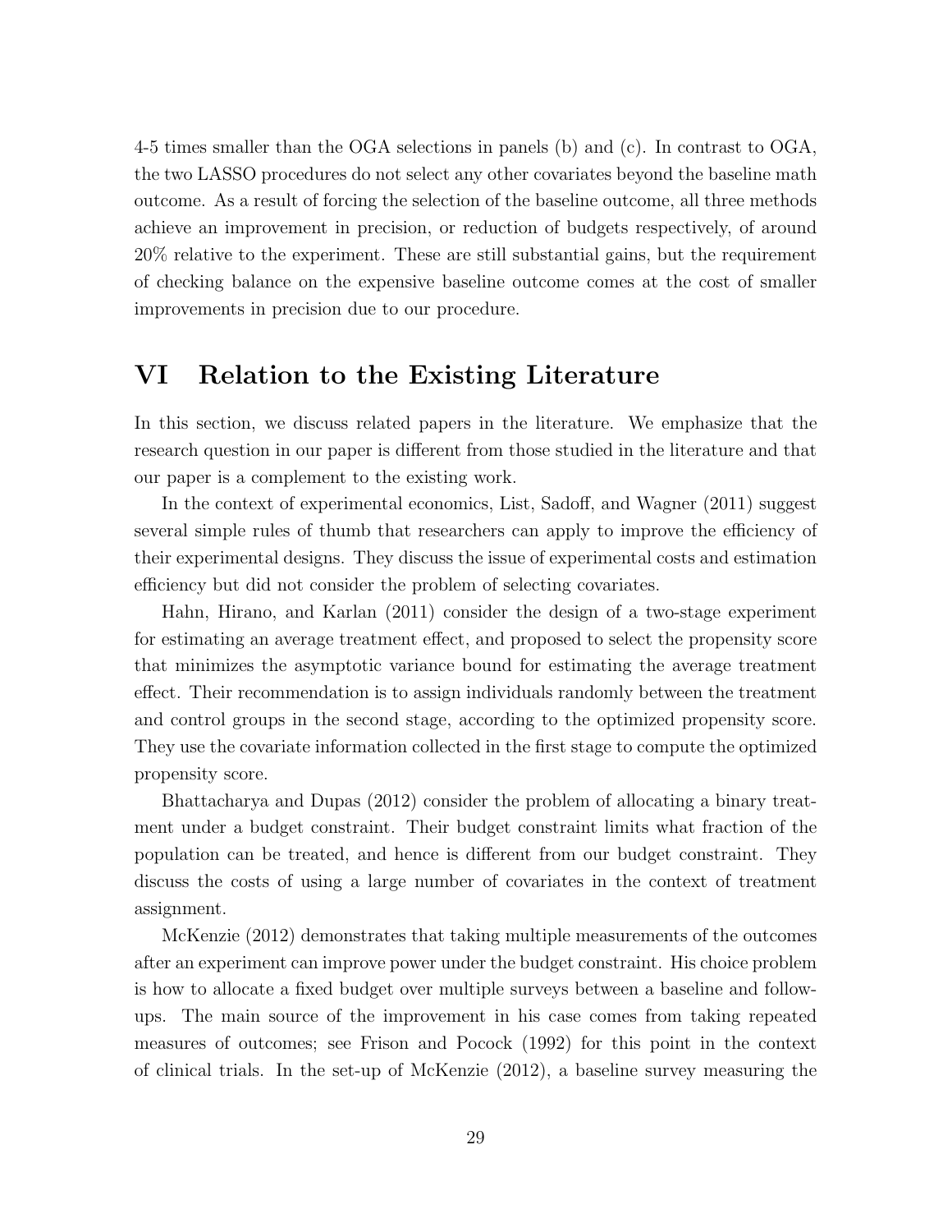4-5 times smaller than the OGA selections in panels (b) and (c). In contrast to OGA, the two LASSO procedures do not select any other covariates beyond the baseline math outcome. As a result of forcing the selection of the baseline outcome, all three methods achieve an improvement in precision, or reduction of budgets respectively, of around 20% relative to the experiment. These are still substantial gains, but the requirement of checking balance on the expensive baseline outcome comes at the cost of smaller improvements in precision due to our procedure.

# VI Relation to the Existing Literature

In this section, we discuss related papers in the literature. We emphasize that the research question in our paper is different from those studied in the literature and that our paper is a complement to the existing work.

In the context of experimental economics, List, Sadoff, and Wagner (2011) suggest several simple rules of thumb that researchers can apply to improve the efficiency of their experimental designs. They discuss the issue of experimental costs and estimation efficiency but did not consider the problem of selecting covariates.

Hahn, Hirano, and Karlan (2011) consider the design of a two-stage experiment for estimating an average treatment effect, and proposed to select the propensity score that minimizes the asymptotic variance bound for estimating the average treatment effect. Their recommendation is to assign individuals randomly between the treatment and control groups in the second stage, according to the optimized propensity score. They use the covariate information collected in the first stage to compute the optimized propensity score.

Bhattacharya and Dupas (2012) consider the problem of allocating a binary treatment under a budget constraint. Their budget constraint limits what fraction of the population can be treated, and hence is different from our budget constraint. They discuss the costs of using a large number of covariates in the context of treatment assignment.

McKenzie (2012) demonstrates that taking multiple measurements of the outcomes after an experiment can improve power under the budget constraint. His choice problem is how to allocate a fixed budget over multiple surveys between a baseline and follow-ups. The main source of the improvement in his case comes from taking repeated measures of outcomes; see Frison and Pocock (1992) for this point in the context of clinical trials. In the set-up of McKenzie (2012), a baseline survey measuring the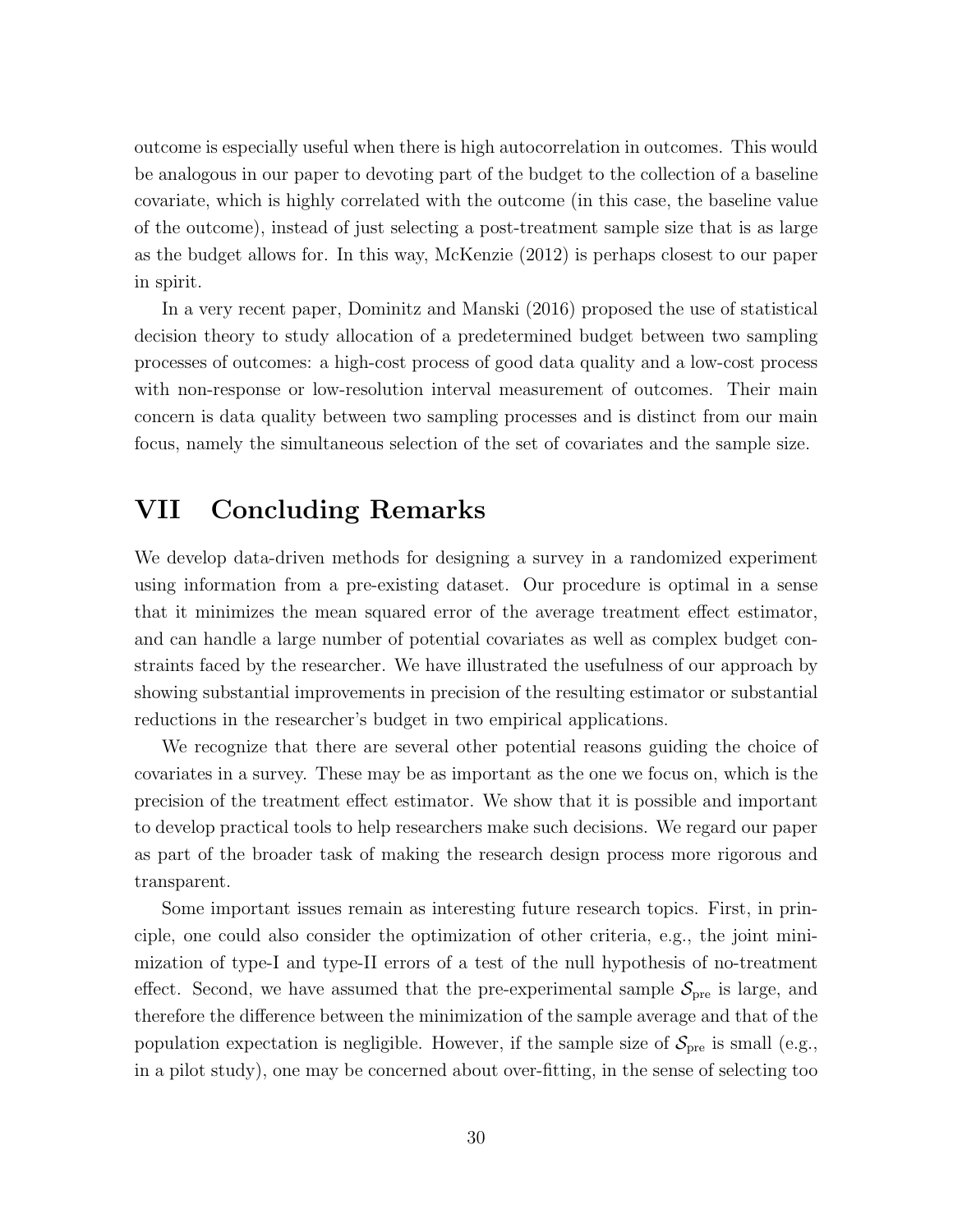outcome is especially useful when there is high autocorrelation in outcomes. This would be analogous in our paper to devoting part of the budget to the collection of a baseline covariate, which is highly correlated with the outcome (in this case, the baseline value of the outcome), instead of just selecting a post-treatment sample size that is as large as the budget allows for. In this way, McKenzie (2012) is perhaps closest to our paper in spirit.

In a very recent paper, Dominitz and Manski (2016) proposed the use of statistical decision theory to study allocation of a predetermined budget between two sampling processes of outcomes: a high-cost process of good data quality and a low-cost process with non-response or low-resolution interval measurement of outcomes. Their main concern is data quality between two sampling processes and is distinct from our main focus, namely the simultaneous selection of the set of covariates and the sample size.

# VII Concluding Remarks

We develop data-driven methods for designing a survey in a randomized experiment using information from a pre-existing dataset. Our procedure is optimal in a sense that it minimizes the mean squared error of the average treatment effect estimator, and can handle a large number of potential covariates as well as complex budget constraints faced by the researcher. We have illustrated the usefulness of our approach by showing substantial improvements in precision of the resulting estimator or substantial reductions in the researcher's budget in two empirical applications.

We recognize that there are several other potential reasons guiding the choice of covariates in a survey. These may be as important as the one we focus on, which is the precision of the treatment effect estimator. We show that it is possible and important to develop practical tools to help researchers make such decisions. We regard our paper as part of the broader task of making the research design process more rigorous and transparent.

Some important issues remain as interesting future research topics. First, in principle, one could also consider the optimization of other criteria, e.g., the joint minimization of type-I and type-II errors of a test of the null hypothesis of no-treatment effect. Second, we have assumed that the pre-experimental sample $\mathcal{S}_{\text{pre}}$ is large, and therefore the difference between the minimization of the sample average and that of the population expectation is negligible. However, if the sample size of $\mathcal{S}_{\text{pre}}$ is small (e.g., in a pilot study), one may be concerned about over-fitting, in the sense of selecting too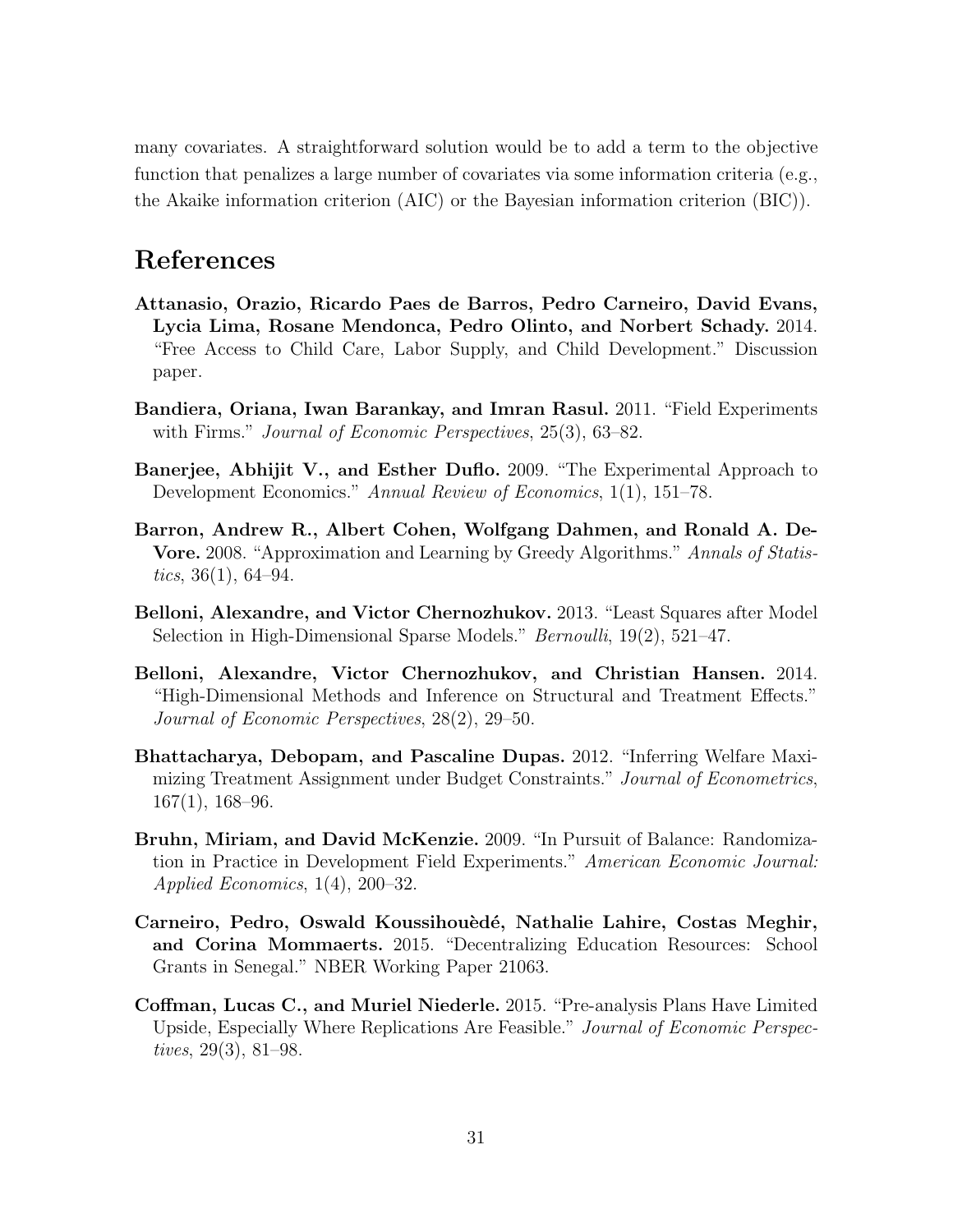many covariates. A straightforward solution would be to add a term to the objective function that penalizes a large number of covariates via some information criteria (e.g., the Akaike information criterion (AIC) or the Bayesian information criterion (BIC)).

# References

**Attanasio, Orazio, Ricardo Paes de Barros, Pedro Carneiro, David Evans, Lycia Lima, Rosane Mendonca, Pedro Olinto, and Norbert Schady.** 2014. "Free Access to Child Care, Labor Supply, and Child Development." Discussion paper.

**Bandiera, Oriana, Iwan Barankay, and Imran Rasul.** 2011. "Field Experiments with Firms." *Journal of Economic Perspectives*, 25(3), 63–82.

**Banerjee, Abhijit V., and Esther Duflo.** 2009. "The Experimental Approach to Development Economics." *Annual Review of Economics*, 1(1), 151–78.

**Barron, Andrew R., Albert Cohen, Wolfgang Dahmen, and Ronald A. DeVore.** 2008. "Approximation and Learning by Greedy Algorithms." *Annals of Statistics*, 36(1), 64–94.

**Belloni, Alexandre, and Victor Chernozhukov.** 2013. "Least Squares after Model Selection in High-Dimensional Sparse Models." *Bernoulli*, 19(2), 521–47.

**Belloni, Alexandre, Victor Chernozhukov, and Christian Hansen.** 2014. "High-Dimensional Methods and Inference on Structural and Treatment Effects." *Journal of Economic Perspectives*, 28(2), 29–50.

**Bhattacharya, Debopam, and Pascaline Dupas.** 2012. "Inferring Welfare Maximizing Treatment Assignment under Budget Constraints." *Journal of Econometrics*, 167(1), 168–96.

**Bruhn, Miriam, and David McKenzie.** 2009. "In Pursuit of Balance: Randomization in Practice in Development Field Experiments." *American Economic Journal: Applied Economics*, 1(4), 200–32.

**Carneiro, Pedro, Oswald Koussihouèdé, Nathalie Lahire, Costas Meghir, and Corina Mommaerts.** 2015. "Decentralizing Education Resources: School Grants in Senegal." NBER Working Paper 21063.

**Coffman, Lucas C., and Muriel Niederle.** 2015. "Pre-analysis Plans Have Limited Upside, Especially Where Replications Are Feasible." *Journal of Economic Perspectives*, 29(3), 81–98.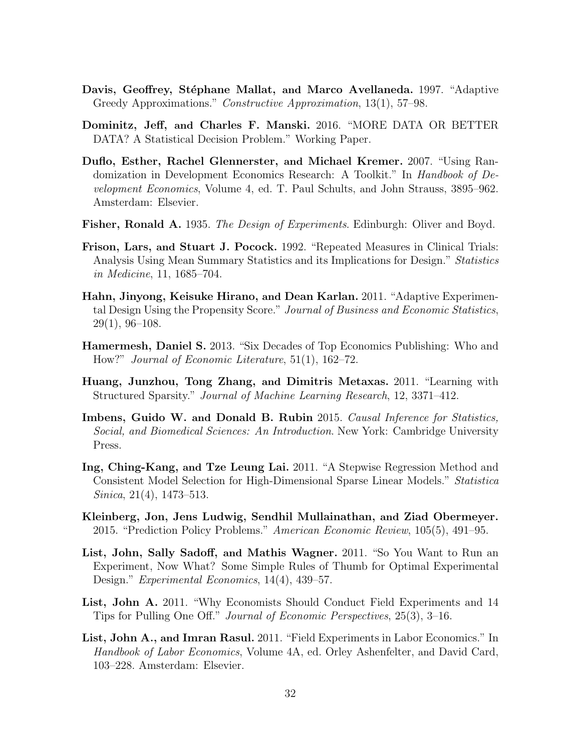**Davis, Geoffrey, Stéphane Mallat, and Marco Avellaneda.** 1997. "Adaptive Greedy Approximations." *Constructive Approximation*, 13(1), 57–98.

**Dominitz, Jeff, and Charles F. Manski.** 2016. "MORE DATA OR BETTER DATA? A Statistical Decision Problem." Working Paper.

**Duflo, Esther, Rachel Glennerster, and Michael Kremer.** 2007. "Using Randomization in Development Economics Research: A Toolkit." In *Handbook of Development Economics*, Volume 4, ed. T. Paul Schults, and John Strauss, 3895–962. Amsterdam: Elsevier.

**Fisher, Ronald A.** 1935. *The Design of Experiments*. Edinburgh: Oliver and Boyd.

**Frison, Lars, and Stuart J. Pocock.** 1992. "Repeated Measures in Clinical Trials: Analysis Using Mean Summary Statistics and its Implications for Design." *Statistics in Medicine*, 11, 1685–704.

**Hahn, Jinyong, Keisuke Hirano, and Dean Karlan.** 2011. "Adaptive Experimental Design Using the Propensity Score." *Journal of Business and Economic Statistics*, 29(1), 96–108.

**Hamermesh, Daniel S.** 2013. "Six Decades of Top Economics Publishing: Who and How?" *Journal of Economic Literature*, 51(1), 162–72.

**Huang, Junzhou, Tong Zhang, and Dimitris Metaxas.** 2011. "Learning with Structured Sparsity." *Journal of Machine Learning Research*, 12, 3371–412.

**Imbens, Guido W. and Donald B. Rubin** 2015. *Causal Inference for Statistics, Social, and Biomedical Sciences: An Introduction*. New York: Cambridge University Press.

**Ing, Ching-Kang, and Tze Leung Lai.** 2011. "A Stepwise Regression Method and Consistent Model Selection for High-Dimensional Sparse Linear Models." *Statistica Sinica*, 21(4), 1473–513.

**Kleinberg, Jon, Jens Ludwig, Sendhil Mullainathan, and Ziad Obermeyer.** 2015. "Prediction Policy Problems." *American Economic Review*, 105(5), 491–95.

**List, John, Sally Sadoff, and Mathis Wagner.** 2011. "So You Want to Run an Experiment, Now What? Some Simple Rules of Thumb for Optimal Experimental Design." *Experimental Economics*, 14(4), 439–57.

**List, John A.** 2011. "Why Economists Should Conduct Field Experiments and 14 Tips for Pulling One Off." *Journal of Economic Perspectives*, 25(3), 3–16.

**List, John A., and Imran Rasul.** 2011. "Field Experiments in Labor Economics." In *Handbook of Labor Economics*, Volume 4A, ed. Orley Ashenfelter, and David Card, 103–228. Amsterdam: Elsevier.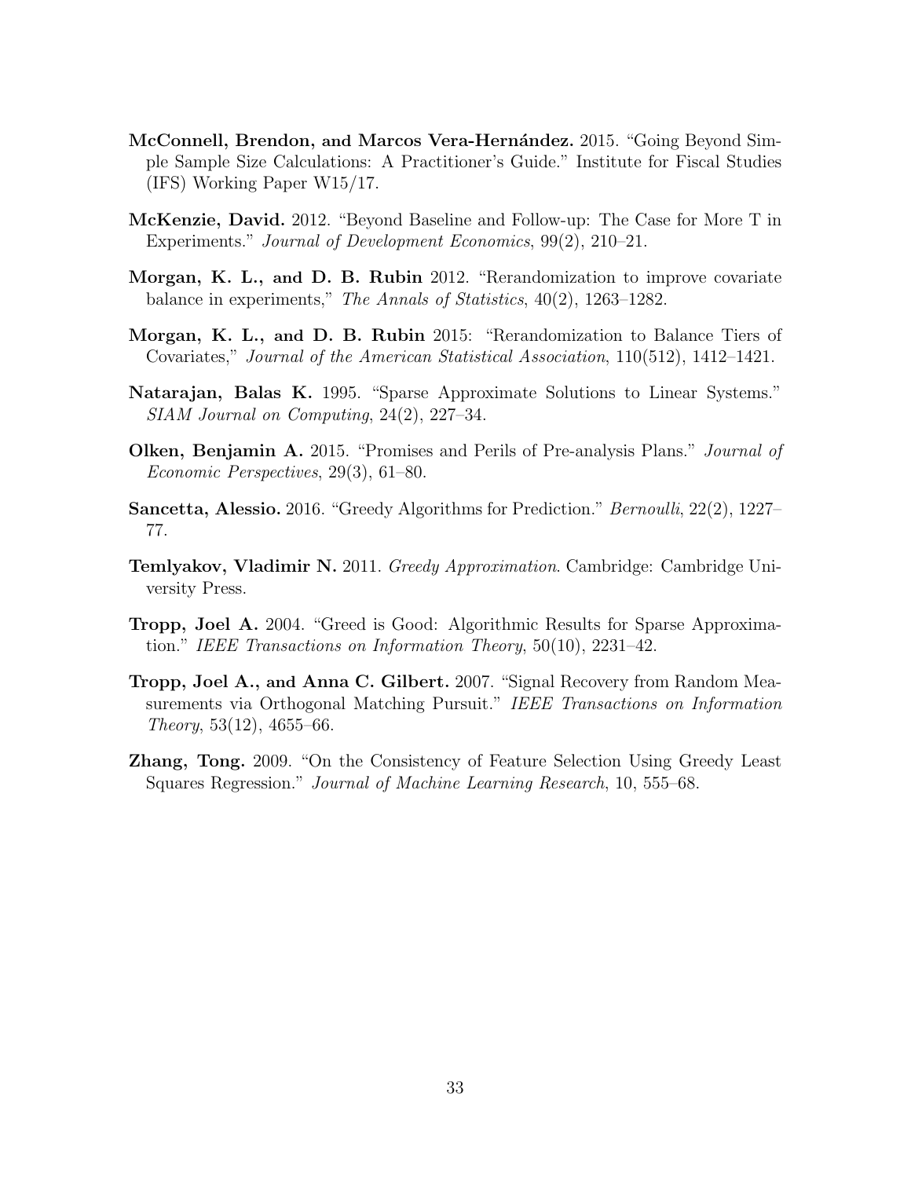**McConnell, Brendon, and Marcos Vera-Hernández.** 2015. "Going Beyond Simple Sample Size Calculations: A Practitioner's Guide." Institute for Fiscal Studies (IFS) Working Paper W15/17.

**McKenzie, David.** 2012. "Beyond Baseline and Follow-up: The Case for More T in Experiments." *Journal of Development Economics*, 99(2), 210–21.

**Morgan, K. L., and D. B. Rubin** 2012. "Rerandomization to improve covariate balance in experiments," *The Annals of Statistics*, 40(2), 1263–1282.

**Morgan, K. L., and D. B. Rubin** 2015: "Rerandomization to Balance Tiers of Covariates," *Journal of the American Statistical Association*, 110(512), 1412–1421.

**Natarajan, Balas K.** 1995. "Sparse Approximate Solutions to Linear Systems." *SIAM Journal on Computing*, 24(2), 227–34.

**Olken, Benjamin A.** 2015. "Promises and Perils of Pre-analysis Plans." *Journal of Economic Perspectives*, 29(3), 61–80.

**Sancetta, Alessio.** 2016. "Greedy Algorithms for Prediction." *Bernoulli*, 22(2), 1227–77.

**Temlyakov, Vladimir N.** 2011. *Greedy Approximation*. Cambridge: Cambridge University Press.

**Tropp, Joel A.** 2004. "Greed is Good: Algorithmic Results for Sparse Approximation." *IEEE Transactions on Information Theory*, 50(10), 2231–42.

**Tropp, Joel A., and Anna C. Gilbert.** 2007. "Signal Recovery from Random Measurements via Orthogonal Matching Pursuit." *IEEE Transactions on Information Theory*, 53(12), 4655–66.

**Zhang, Tong.** 2009. "On the Consistency of Feature Selection Using Greedy Least Squares Regression." *Journal of Machine Learning Research*, 10, 555–68.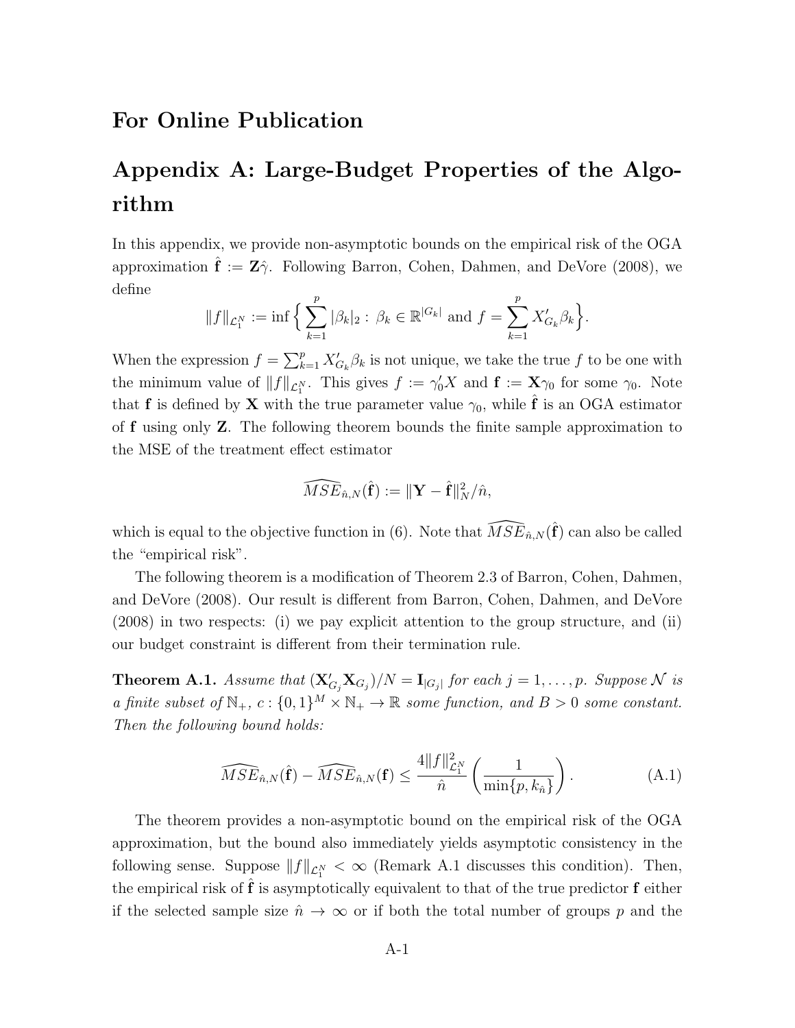# For Online Publication

# Appendix A: Large-Budget Properties of the Algorithm

In this appendix, we provide non-asymptotic bounds on the empirical risk of the OGA approximation $\hat{\mathbf{f}} := \mathbf{Z}\hat{\gamma}$. Following Barron, Cohen, Dahmen, and DeVore (2008), we define

$$\|f\|_{\mathcal{L}_1^N} := \inf \Big\{ \sum_{k=1}^{p} |\beta_k|_2 : \beta_k \in \mathbb{R}^{|G_k|} \text{ and } f = \sum_{k=1}^{p} X_{G_k}' \beta_k \Big\}.$$

When the expression $f = \sum_{k=1}^{p} X_{G_k}' \beta_k$ is not unique, we take the true $f$ to be one with the minimum value of $\|f\|_{\mathcal{L}_1^N}$. This gives $f := \gamma_0' X$ and $\mathbf{f} := \mathbf{X}\gamma_0$ for some $\gamma_0$. Note that $\mathbf{f}$ is defined by $\mathbf{X}$ with the true parameter value $\gamma_0$, while $\hat{\mathbf{f}}$ is an OGA estimator of $\mathbf{f}$ using only $\mathbf{Z}$. The following theorem bounds the finite sample approximation to the MSE of the treatment effect estimator

$$\widehat{MSE}_{\hat{n},N}(\hat{\mathbf{f}}) := \|\mathbf{Y} - \hat{\mathbf{f}}\|_N^2 / \hat{n},$$

which is equal to the objective function in (6). Note that $\widehat{MSE}_{\hat{n},N}(\hat{\mathbf{f}})$ can also be called the "empirical risk".

The following theorem is a modification of Theorem 2.3 of Barron, Cohen, Dahmen, and DeVore (2008). Our result is different from Barron, Cohen, Dahmen, and DeVore (2008) in two respects: (i) we pay explicit attention to the group structure, and (ii) our budget constraint is different from their termination rule.

**Theorem A.1.** *Assume that $(\mathbf{X}_{G_j}' \mathbf{X}_{G_j})/N = \mathbf{I}_{|G_j|}$ for each $j = 1, \ldots, p$. Suppose $\mathcal{N}$ is a finite subset of $\mathbb{N}_+$, $c : \{0,1\}^M \times \mathbb{N}_+ \to \mathbb{R}$ some function, and $B > 0$ some constant. Then the following bound holds:*

$$\widehat{MSE}_{\hat{n},N}(\hat{\mathbf{f}}) - \widehat{MSE}_{\hat{n},N}(\mathbf{f}) \leq \frac{4\|f\|_{\mathcal{L}_1^N}^2}{\hat{n}} \left( \frac{1}{\min\{p, k_{\hat{n}}\}} \right). \tag{A.1}$$

The theorem provides a non-asymptotic bound on the empirical risk of the OGA approximation, but the bound also immediately yields asymptotic consistency in the following sense. Suppose $\|f\|_{\mathcal{L}_1^N} < \infty$ (Remark A.1 discusses this condition). Then, the empirical risk of $\hat{\mathbf{f}}$ is asymptotically equivalent to that of the true predictor $\mathbf{f}$ either if the selected sample size $\hat{n} \to \infty$ or if both the total number of groups $p$ and the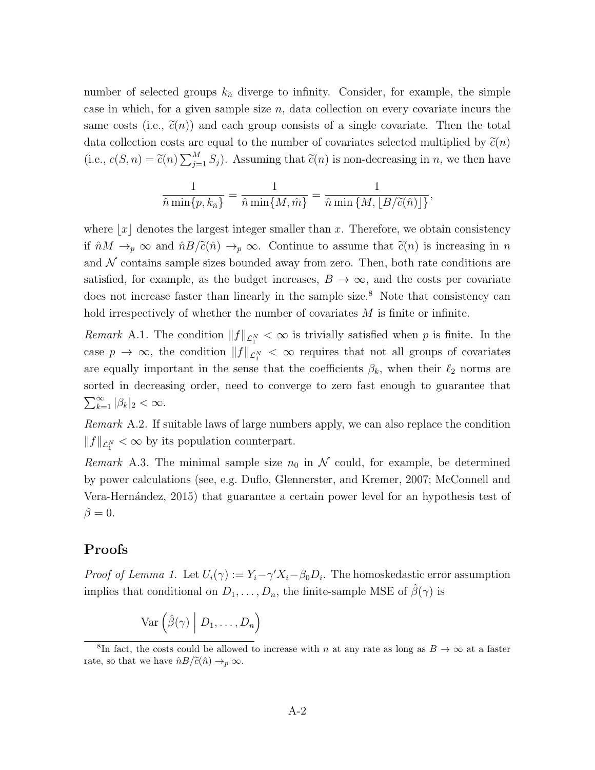number of selected groups $k_{\hat{n}}$ diverge to infinity. Consider, for example, the simple case in which, for a given sample size $n$, data collection on every covariate incurs the same costs (i.e., $\widetilde{c}(n)$) and each group consists of a single covariate. Then the total data collection costs are equal to the number of covariates selected multiplied by $\widetilde{c}(n)$ (i.e., $c(S, n) = \widetilde{c}(n) \sum_{j=1}^{M} S_j$). Assuming that $\widetilde{c}(n)$ is non-decreasing in $n$, we then have

$$\frac{1}{\hat{n} \min\{p, k_{\hat{n}}\}} = \frac{1}{\hat{n} \min\{M, \hat{m}\}} = \frac{1}{\hat{n} \min\{M, \lfloor B/\widetilde{c}(\hat{n}) \rfloor\}},$$

where $\lfloor x \rfloor$ denotes the largest integer smaller than $x$. Therefore, we obtain consistency if $\hat{n}M \to_p \infty$ and $\hat{n}B/\widetilde{c}(\hat{n}) \to_p \infty$. Continue to assume that $\widetilde{c}(n)$ is increasing in $n$ and $\mathcal{N}$ contains sample sizes bounded away from zero. Then, both rate conditions are satisfied, for example, as the budget increases, $B \to \infty$, and the costs per covariate does not increase faster than linearly in the sample size.[8] Note that consistency can hold irrespectively of whether the number of covariates $M$ is finite or infinite.

*Remark* A.1. The condition $\|f\|_{\mathcal{L}_1^N} < \infty$ is trivially satisfied when $p$ is finite. In the case $p \to \infty$, the condition $\|f\|_{\mathcal{L}_1^N} < \infty$ requires that not all groups of covariates are equally important in the sense that the coefficients $\beta_k$, when their $\ell_2$ norms are sorted in decreasing order, need to converge to zero fast enough to guarantee that $\sum_{k=1}^{\infty} |\beta_k|_2 < \infty$.

*Remark* A.2. If suitable laws of large numbers apply, we can also replace the condition $\|f\|_{\mathcal{L}_1^N} < \infty$ by its population counterpart.

*Remark* A.3. The minimal sample size $n_0$ in $\mathcal{N}$ could, for example, be determined by power calculations (see, e.g. Duflo, Glennerster, and Kremer, 2007; McConnell and Vera-Hernández, 2015) that guarantee a certain power level for an hypothesis test of $\beta = 0$.

## Proofs

*Proof of Lemma 1.* Let $U_i(\gamma) := Y_i - \gamma' X_i - \beta_0 D_i$. The homoskedastic error assumption implies that conditional on $D_1, \ldots, D_n$, the finite-sample MSE of $\hat{\beta}(\gamma)$ is

$$\operatorname{Var}\left(\hat{\beta}(\gamma) \,\middle|\, D_1, \ldots, D_n\right)$$

[8] In fact, the costs could be allowed to increase with $n$ at any rate as long as $B \to \infty$ at a faster rate, so that we have $\hat{n}B/\widetilde{c}(\hat{n}) \to_p \infty$.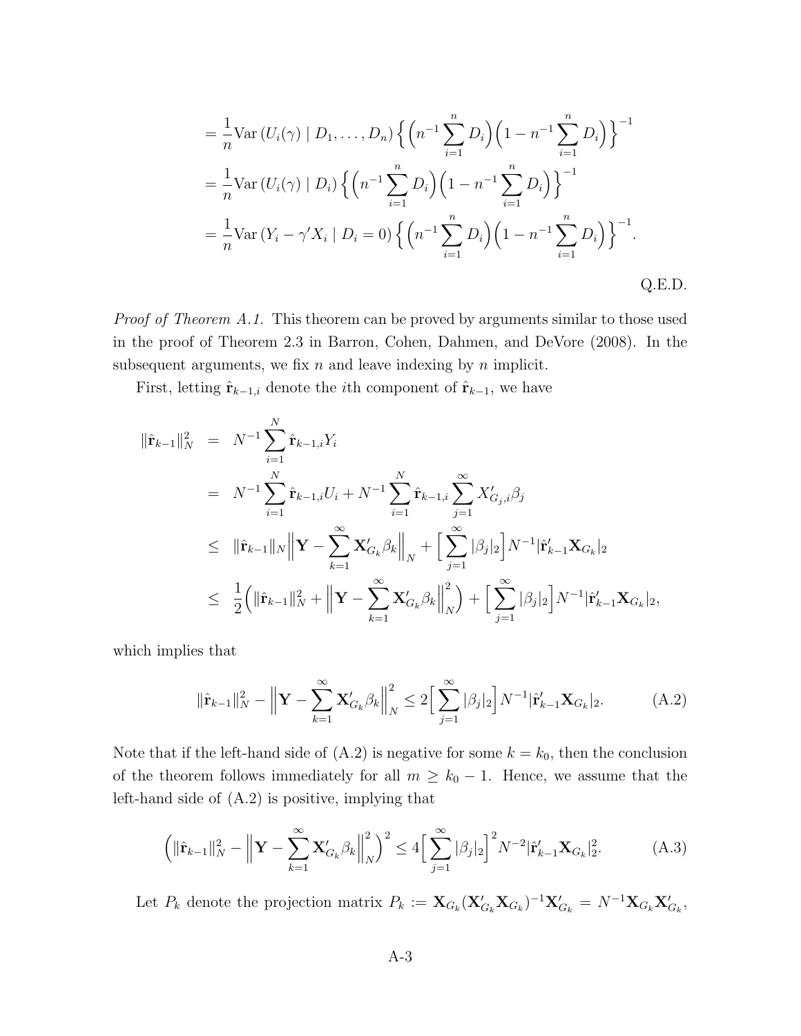$$
\begin{aligned}
&= \frac{1}{n} \text{Var}\left(U_i(\gamma) \mid D_1, \ldots, D_n\right) \Big\{ \Big( n^{-1} \sum_{i=1}^n D_i \Big) \Big( 1 - n^{-1} \sum_{i=1}^n D_i \Big) \Big\}^{-1} \\
&= \frac{1}{n} \text{Var}\left(U_i(\gamma) \mid D_i\right) \Big\{ \Big( n^{-1} \sum_{i=1}^n D_i \Big) \Big( 1 - n^{-1} \sum_{i=1}^n D_i \Big) \Big\}^{-1} \\
&= \frac{1}{n} \text{Var}\left(Y_i - \gamma' X_i \mid D_i = 0\right) \Big\{ \Big( n^{-1} \sum_{i=1}^n D_i \Big) \Big( 1 - n^{-1} \sum_{i=1}^n D_i \Big) \Big\}^{-1}.
\end{aligned}
$$

Q.E.D.

*Proof of Theorem A.1.* This theorem can be proved by arguments similar to those used in the proof of Theorem 2.3 in Barron, Cohen, Dahmen, and DeVore (2008). In the subsequent arguments, we fix $n$ and leave indexing by $n$ implicit.

First, letting $\hat{\mathbf{r}}_{k-1,i}$ denote the $i$th component of $\hat{\mathbf{r}}_{k-1}$, we have

$$
\begin{aligned}
\|\hat{\mathbf{r}}_{k-1}\|_N^2 &= N^{-1} \sum_{i=1}^N \hat{\mathbf{r}}_{k-1,i} Y_i \\
&= N^{-1} \sum_{i=1}^N \hat{\mathbf{r}}_{k-1,i} U_i + N^{-1} \sum_{i=1}^N \hat{\mathbf{r}}_{k-1,i} \sum_{j=1}^\infty X'_{G_j,i} \beta_j \\
&\leq \|\hat{\mathbf{r}}_{k-1}\|_N \Big\| \mathbf{Y} - \sum_{k=1}^\infty \mathbf{X}'_{G_k} \beta_k \Big\|_N + \Big[ \sum_{j=1}^\infty |\beta_j|_2 \Big] N^{-1} |\hat{\mathbf{r}}'_{k-1} \mathbf{X}_{G_k}|_2 \\
&\leq \frac{1}{2} \Big( \|\hat{\mathbf{r}}_{k-1}\|_N^2 + \Big\| \mathbf{Y} - \sum_{k=1}^\infty \mathbf{X}'_{G_k} \beta_k \Big\|_N^2 \Big) + \Big[ \sum_{j=1}^\infty |\beta_j|_2 \Big] N^{-1} |\hat{\mathbf{r}}'_{k-1} \mathbf{X}_{G_k}|_2,
\end{aligned}
$$

which implies that

$$
\|\hat{\mathbf{r}}_{k-1}\|_N^2 - \Big\| \mathbf{Y} - \sum_{k=1}^\infty \mathbf{X}'_{G_k} \beta_k \Big\|_N^2 \leq 2 \Big[ \sum_{j=1}^\infty |\beta_j|_2 \Big] N^{-1} |\hat{\mathbf{r}}'_{k-1} \mathbf{X}_{G_k}|_2. \tag{A.2}
$$

Note that if the left-hand side of (A.2) is negative for some $k = k_0$, then the conclusion of the theorem follows immediately for all $m \geq k_0 - 1$. Hence, we assume that the left-hand side of (A.2) is positive, implying that

$$
\Big( \|\hat{\mathbf{r}}_{k-1}\|_N^2 - \Big\| \mathbf{Y} - \sum_{k=1}^\infty \mathbf{X}'_{G_k} \beta_k \Big\|_N^2 \Big)^2 \leq 4 \Big[ \sum_{j=1}^\infty |\beta_j|_2 \Big]^2 N^{-2} |\hat{\mathbf{r}}'_{k-1} \mathbf{X}_{G_k}|_2^2. \tag{A.3}
$$

Let $P_k$ denote the projection matrix $P_k := \mathbf{X}_{G_k} (\mathbf{X}'_{G_k} \mathbf{X}_{G_k})^{-1} \mathbf{X}'_{G_k} = N^{-1} \mathbf{X}_{G_k} \mathbf{X}'_{G_k}$,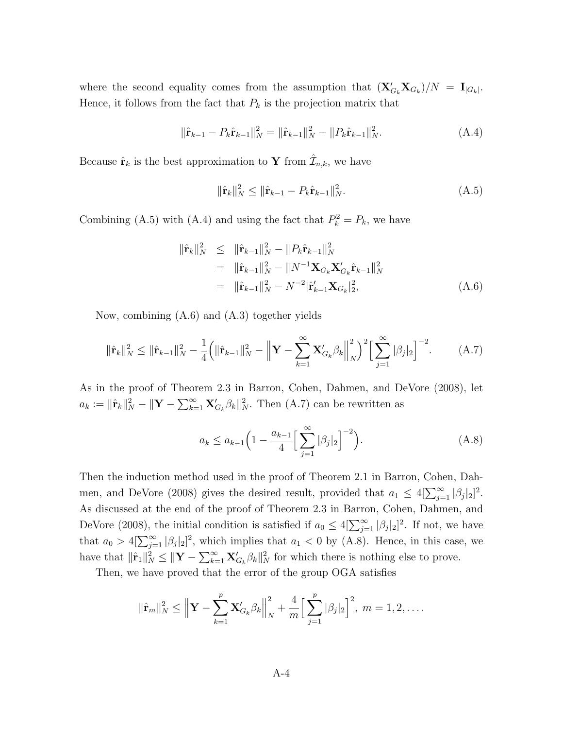where the second equality comes from the assumption that $(\mathbf{X}'_{G_k}\mathbf{X}_{G_k})/N = \mathbf{I}_{|G_k|}$. Hence, it follows from the fact that $P_k$ is the projection matrix that

$$\|\hat{\mathbf{r}}_{k-1} - P_k\hat{\mathbf{r}}_{k-1}\|_N^2 = \|\hat{\mathbf{r}}_{k-1}\|_N^2 - \|P_k\hat{\mathbf{r}}_{k-1}\|_N^2. \tag{A.4}$$

Because $\hat{\mathbf{r}}_k$ is the best approximation to $\mathbf{Y}$ from $\hat{\mathcal{I}}_{n,k}$, we have

$$\|\hat{\mathbf{r}}_k\|_N^2 \leq \|\hat{\mathbf{r}}_{k-1} - P_k\hat{\mathbf{r}}_{k-1}\|_N^2. \tag{A.5}$$

Combining (A.5) with (A.4) and using the fact that $P_k^2 = P_k$, we have

$$\begin{aligned}
\|\hat{\mathbf{r}}_k\|_N^2 &\leq \|\hat{\mathbf{r}}_{k-1}\|_N^2 - \|P_k\hat{\mathbf{r}}_{k-1}\|_N^2 \\
&= \|\hat{\mathbf{r}}_{k-1}\|_N^2 - \|N^{-1}\mathbf{X}_{G_k}\mathbf{X}'_{G_k}\hat{\mathbf{r}}_{k-1}\|_N^2 \\
&= \|\hat{\mathbf{r}}_{k-1}\|_N^2 - N^{-2}|\hat{\mathbf{r}}'_{k-1}\mathbf{X}_{G_k}|_2^2,
\end{aligned} \tag{A.6}$$

Now, combining (A.6) and (A.3) together yields

$$\|\hat{\mathbf{r}}_k\|_N^2 \leq \|\hat{\mathbf{r}}_{k-1}\|_N^2 - \frac{1}{4}\Big(\|\hat{\mathbf{r}}_{k-1}\|_N^2 - \Big\|\mathbf{Y} - \sum_{k=1}^{\infty}\mathbf{X}'_{G_k}\beta_k\Big\|_N^2\Big)^2\Big[\sum_{j=1}^{\infty}|\beta_j|_2\Big]^{-2}. \tag{A.7}$$

As in the proof of Theorem 2.3 in Barron, Cohen, Dahmen, and DeVore (2008), let $a_k := \|\hat{\mathbf{r}}_k\|_N^2 - \|\mathbf{Y} - \sum_{k=1}^{\infty}\mathbf{X}'_{G_k}\beta_k\|_N^2$. Then (A.7) can be rewritten as

$$a_k \leq a_{k-1}\Big(1 - \frac{a_{k-1}}{4}\Big[\sum_{j=1}^{\infty}|\beta_j|_2\Big]^{-2}\Big). \tag{A.8}$$

Then the induction method used in the proof of Theorem 2.1 in Barron, Cohen, Dahmen, and DeVore (2008) gives the desired result, provided that $a_1 \leq 4[\sum_{j=1}^{\infty}|\beta_j|_2]^2$. As discussed at the end of the proof of Theorem 2.3 in Barron, Cohen, Dahmen, and DeVore (2008), the initial condition is satisfied if $a_0 \leq 4[\sum_{j=1}^{\infty}|\beta_j|_2]^2$. If not, we have that $a_0 > 4[\sum_{j=1}^{\infty}|\beta_j|_2]^2$, which implies that $a_1 < 0$ by (A.8). Hence, in this case, we have that $\|\hat{\mathbf{r}}_1\|_N^2 \leq \|\mathbf{Y} - \sum_{k=1}^{\infty}\mathbf{X}'_{G_k}\beta_k\|_N^2$ for which there is nothing else to prove.

Then, we have proved that the error of the group OGA satisfies

$$\|\hat{\mathbf{r}}_m\|_N^2 \leq \Big\|\mathbf{Y} - \sum_{k=1}^{p}\mathbf{X}'_{G_k}\beta_k\Big\|_N^2 + \frac{4}{m}\Big[\sum_{j=1}^{p}|\beta_j|_2\Big]^2, \; m = 1, 2, \ldots.$$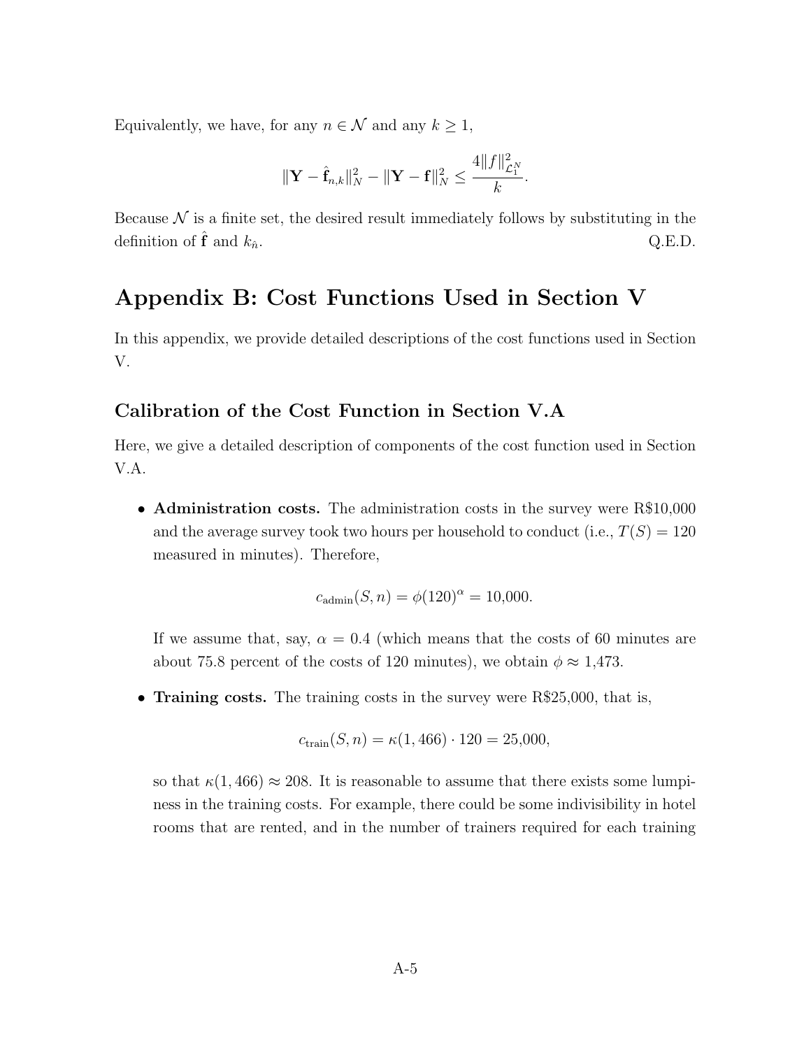Equivalently, we have, for any $n \in \mathcal{N}$ and any $k \geq 1$,

$$\|\mathbf{Y} - \hat{\mathbf{f}}_{n,k}\|_N^2 - \|\mathbf{Y} - \mathbf{f}\|_N^2 \leq \frac{4\|f\|_{\mathcal{L}_1^N}^2}{k}.$$

Because $\mathcal{N}$ is a finite set, the desired result immediately follows by substituting in the definition of $\hat{\mathbf{f}}$ and $k_{\hat{n}}$. Q.E.D.

# Appendix B: Cost Functions Used in Section V

In this appendix, we provide detailed descriptions of the cost functions used in Section V.

## Calibration of the Cost Function in Section V.A

Here, we give a detailed description of components of the cost function used in Section V.A.

- **Administration costs.** The administration costs in the survey were R$10,000 and the average survey took two hours per household to conduct (i.e., $T(S) = 120$ measured in minutes). Therefore,

$$c_{\text{admin}}(S, n) = \phi(120)^{\alpha} = 10{,}000.$$

  If we assume that, say, $\alpha = 0.4$ (which means that the costs of 60 minutes are about 75.8 percent of the costs of 120 minutes), we obtain $\phi \approx 1{,}473$.

- **Training costs.** The training costs in the survey were R$25,000, that is,

$$c_{\text{train}}(S, n) = \kappa(1,466) \cdot 120 = 25{,}000,$$

  so that $\kappa(1,466) \approx 208$. It is reasonable to assume that there exists some lumpiness in the training costs. For example, there could be some indivisibility in hotel rooms that are rented, and in the number of trainers required for each training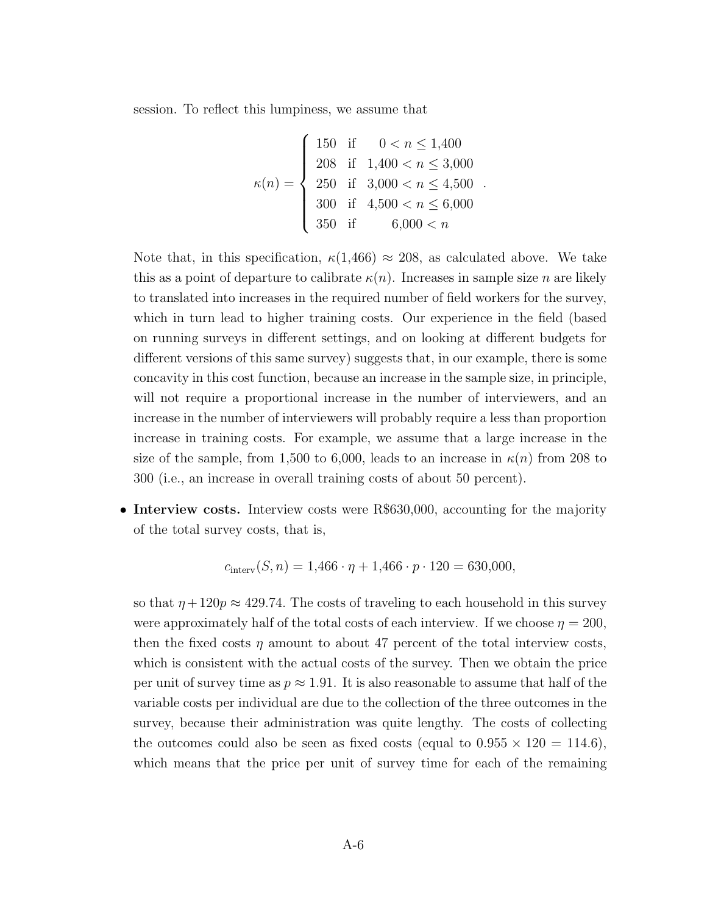session. To reflect this lumpiness, we assume that

$$\kappa(n) = \begin{cases} 150 & \text{if} \quad 0 < n \leq 1{,}400 \\ 208 & \text{if} \quad 1{,}400 < n \leq 3{,}000 \\ 250 & \text{if} \quad 3{,}000 < n \leq 4{,}500 \\ 300 & \text{if} \quad 4{,}500 < n \leq 6{,}000 \\ 350 & \text{if} \quad 6{,}000 < n \end{cases}.$$

Note that, in this specification, $\kappa(1{,}466) \approx 208$, as calculated above. We take this as a point of departure to calibrate $\kappa(n)$. Increases in sample size $n$ are likely to translated into increases in the required number of field workers for the survey, which in turn lead to higher training costs. Our experience in the field (based on running surveys in different settings, and on looking at different budgets for different versions of this same survey) suggests that, in our example, there is some concavity in this cost function, because an increase in the sample size, in principle, will not require a proportional increase in the number of interviewers, and an increase in the number of interviewers will probably require a less than proportion increase in training costs. For example, we assume that a large increase in the size of the sample, from 1,500 to 6,000, leads to an increase in $\kappa(n)$ from 208 to 300 (i.e., an increase in overall training costs of about 50 percent).

- **Interview costs.** Interview costs were R$630,000, accounting for the majority of the total survey costs, that is,

$$c_{\text{interv}}(S, n) = 1{,}466 \cdot \eta + 1{,}466 \cdot p \cdot 120 = 630{,}000,$$

so that $\eta + 120p \approx 429.74$. The costs of traveling to each household in this survey were approximately half of the total costs of each interview. If we choose $\eta = 200$, then the fixed costs $\eta$ amount to about 47 percent of the total interview costs, which is consistent with the actual costs of the survey. Then we obtain the price per unit of survey time as $p \approx 1.91$. It is also reasonable to assume that half of the variable costs per individual are due to the collection of the three outcomes in the survey, because their administration was quite lengthy. The costs of collecting the outcomes could also be seen as fixed costs (equal to $0.955 \times 120 = 114.6$), which means that the price per unit of survey time for each of the remaining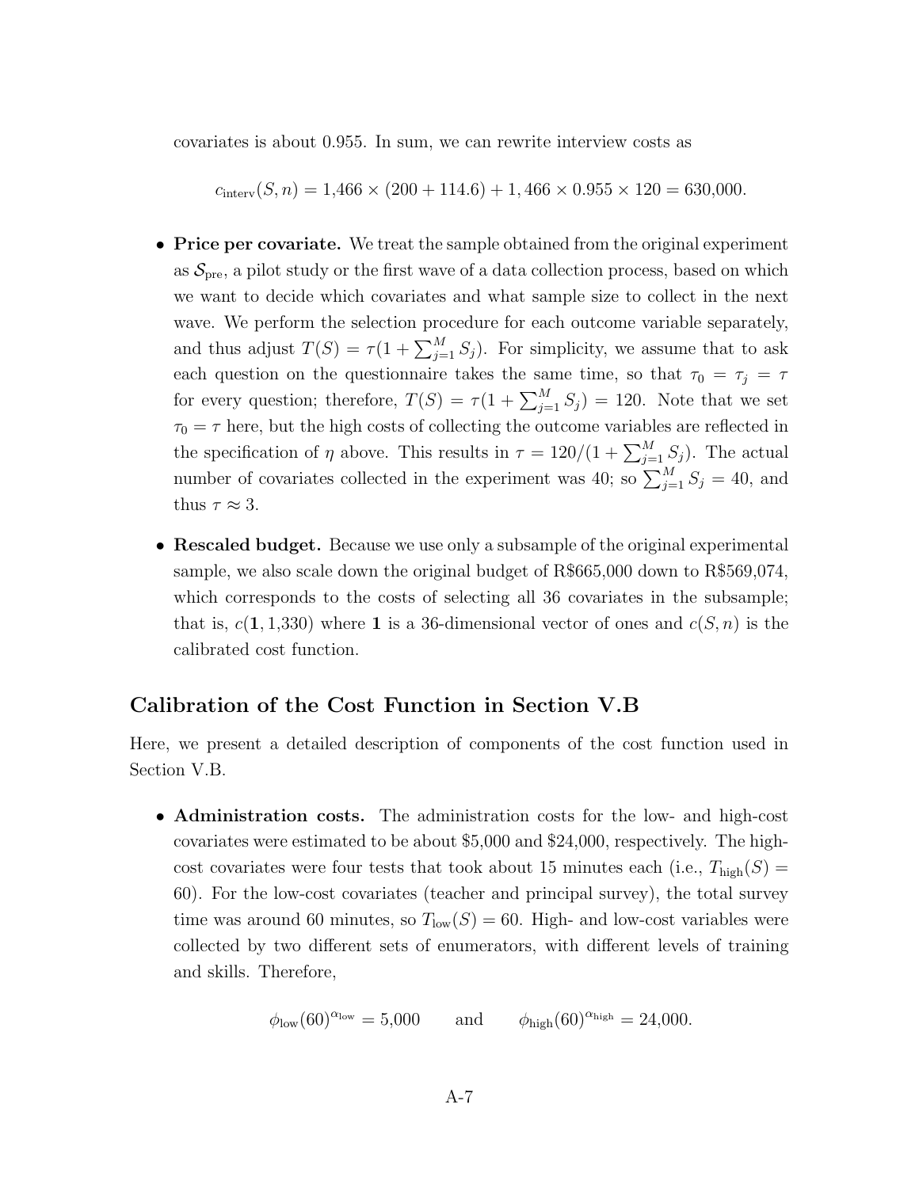covariates is about 0.955. In sum, we can rewrite interview costs as

$$c_{\text{interv}}(S, n) = 1{,}466 \times (200 + 114.6) + 1{,}466 \times 0.955 \times 120 = 630{,}000.$$

- **Price per covariate.** We treat the sample obtained from the original experiment as $\mathcal{S}_{\text{pre}}$, a pilot study or the first wave of a data collection process, based on which we want to decide which covariates and what sample size to collect in the next wave. We perform the selection procedure for each outcome variable separately, and thus adjust $T(S) = \tau(1 + \sum_{j=1}^{M} S_j)$. For simplicity, we assume that to ask each question on the questionnaire takes the same time, so that $\tau_0 = \tau_j = \tau$ for every question; therefore, $T(S) = \tau(1 + \sum_{j=1}^{M} S_j) = 120$. Note that we set $\tau_0 = \tau$ here, but the high costs of collecting the outcome variables are reflected in the specification of $\eta$ above. This results in $\tau = 120/(1 + \sum_{j=1}^{M} S_j)$. The actual number of covariates collected in the experiment was 40; so $\sum_{j=1}^{M} S_j = 40$, and thus $\tau \approx 3$.

- **Rescaled budget.** Because we use only a subsample of the original experimental sample, we also scale down the original budget of R\$665,000 down to R\$569,074, which corresponds to the costs of selecting all 36 covariates in the subsample; that is, $c(\mathbf{1}, 1{,}330)$ where $\mathbf{1}$ is a 36-dimensional vector of ones and $c(S, n)$ is the calibrated cost function.

## Calibration of the Cost Function in Section V.B

Here, we present a detailed description of components of the cost function used in Section V.B.

- **Administration costs.** The administration costs for the low- and high-cost covariates were estimated to be about \$5,000 and \$24,000, respectively. The high-cost covariates were four tests that took about 15 minutes each (i.e., $T_{\text{high}}(S) = 60$). For the low-cost covariates (teacher and principal survey), the total survey time was around 60 minutes, so $T_{\text{low}}(S) = 60$. High- and low-cost variables were collected by two different sets of enumerators, with different levels of training and skills. Therefore,

$$\phi_{\text{low}}(60)^{\alpha_{\text{low}}} = 5{,}000 \qquad \text{and} \qquad \phi_{\text{high}}(60)^{\alpha_{\text{high}}} = 24{,}000.$$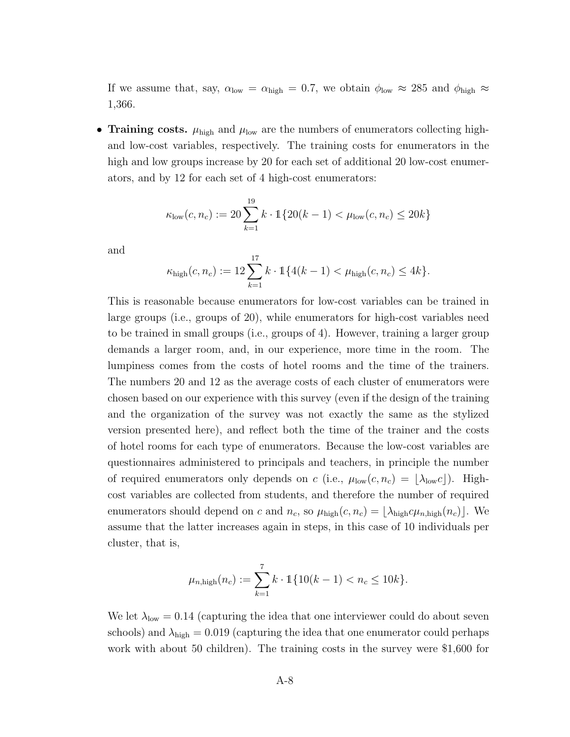If we assume that, say, $\alpha_{\text{low}} = \alpha_{\text{high}} = 0.7$, we obtain $\phi_{\text{low}} \approx 285$ and $\phi_{\text{high}} \approx 1{,}366$.

- **Training costs.** $\mu_{\text{high}}$ and $\mu_{\text{low}}$ are the numbers of enumerators collecting high- and low-cost variables, respectively. The training costs for enumerators in the high and low groups increase by 20 for each set of additional 20 low-cost enumerators, and by 12 for each set of 4 high-cost enumerators:

$$\kappa_{\text{low}}(c, n_c) := 20 \sum_{k=1}^{19} k \cdot \mathbb{1}\{20(k-1) < \mu_{\text{low}}(c, n_c) \leq 20k\}$$

and

$$\kappa_{\text{high}}(c, n_c) := 12 \sum_{k=1}^{17} k \cdot \mathbb{1}\{4(k-1) < \mu_{\text{high}}(c, n_c) \leq 4k\}.$$

This is reasonable because enumerators for low-cost variables can be trained in large groups (i.e., groups of 20), while enumerators for high-cost variables need to be trained in small groups (i.e., groups of 4). However, training a larger group demands a larger room, and, in our experience, more time in the room. The lumpiness comes from the costs of hotel rooms and the time of the trainers. The numbers 20 and 12 as the average costs of each cluster of enumerators were chosen based on our experience with this survey (even if the design of the training and the organization of the survey was not exactly the same as the stylized version presented here), and reflect both the time of the trainer and the costs of hotel rooms for each type of enumerators. Because the low-cost variables are questionnaires administered to principals and teachers, in principle the number of required enumerators only depends on $c$ (i.e., $\mu_{\text{low}}(c, n_c) = \lfloor \lambda_{\text{low}} c \rfloor$). High-cost variables are collected from students, and therefore the number of required enumerators should depend on $c$ and $n_c$, so $\mu_{\text{high}}(c, n_c) = \lfloor \lambda_{\text{high}} c \mu_{n,\text{high}}(n_c) \rfloor$. We assume that the latter increases again in steps, in this case of 10 individuals per cluster, that is,

$$\mu_{n,\text{high}}(n_c) := \sum_{k=1}^{7} k \cdot \mathbb{1}\{10(k-1) < n_c \leq 10k\}.$$

We let $\lambda_{\text{low}} = 0.14$ (capturing the idea that one interviewer could do about seven schools) and $\lambda_{\text{high}} = 0.019$ (capturing the idea that one enumerator could perhaps work with about 50 children). The training costs in the survey were \$1,600 for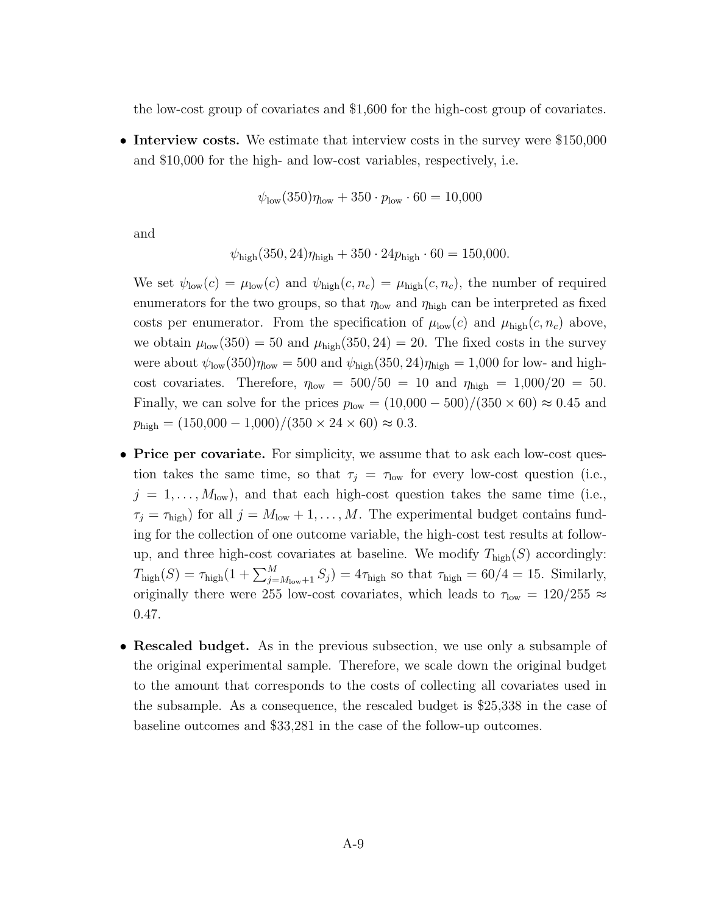the low-cost group of covariates and \$1,600 for the high-cost group of covariates.

- **Interview costs.** We estimate that interview costs in the survey were \$150,000 and \$10,000 for the high- and low-cost variables, respectively, i.e.

$$\psi_{\text{low}}(350)\eta_{\text{low}} + 350 \cdot p_{\text{low}} \cdot 60 = 10{,}000$$

  and

$$\psi_{\text{high}}(350, 24)\eta_{\text{high}} + 350 \cdot 24 p_{\text{high}} \cdot 60 = 150{,}000.$$

  We set $\psi_{\text{low}}(c) = \mu_{\text{low}}(c)$ and $\psi_{\text{high}}(c, n_c) = \mu_{\text{high}}(c, n_c)$, the number of required enumerators for the two groups, so that $\eta_{\text{low}}$ and $\eta_{\text{high}}$ can be interpreted as fixed costs per enumerator. From the specification of $\mu_{\text{low}}(c)$ and $\mu_{\text{high}}(c, n_c)$ above, we obtain $\mu_{\text{low}}(350) = 50$ and $\mu_{\text{high}}(350, 24) = 20$. The fixed costs in the survey were about $\psi_{\text{low}}(350)\eta_{\text{low}} = 500$ and $\psi_{\text{high}}(350, 24)\eta_{\text{high}} = 1{,}000$ for low- and high-cost covariates. Therefore, $\eta_{\text{low}} = 500/50 = 10$ and $\eta_{\text{high}} = 1{,}000/20 = 50$. Finally, we can solve for the prices $p_{\text{low}} = (10{,}000 - 500)/(350 \times 60) \approx 0.45$ and $p_{\text{high}} = (150{,}000 - 1{,}000)/(350 \times 24 \times 60) \approx 0.3$.

- **Price per covariate.** For simplicity, we assume that to ask each low-cost question takes the same time, so that $\tau_j = \tau_{\text{low}}$ for every low-cost question (i.e., $j = 1, \ldots, M_{\text{low}}$), and that each high-cost question takes the same time (i.e., $\tau_j = \tau_{\text{high}}$) for all $j = M_{\text{low}} + 1, \ldots, M$. The experimental budget contains funding for the collection of one outcome variable, the high-cost test results at follow-up, and three high-cost covariates at baseline. We modify $T_{\text{high}}(S)$ accordingly: $T_{\text{high}}(S) = \tau_{\text{high}}(1 + \sum_{j=M_{\text{low}}+1}^{M} S_j) = 4\tau_{\text{high}}$ so that $\tau_{\text{high}} = 60/4 = 15$. Similarly, originally there were 255 low-cost covariates, which leads to $\tau_{\text{low}} = 120/255 \approx 0.47$.

- **Rescaled budget.** As in the previous subsection, we use only a subsample of the original experimental sample. Therefore, we scale down the original budget to the amount that corresponds to the costs of collecting all covariates used in the subsample. As a consequence, the rescaled budget is \$25,338 in the case of baseline outcomes and \$33,281 in the case of the follow-up outcomes.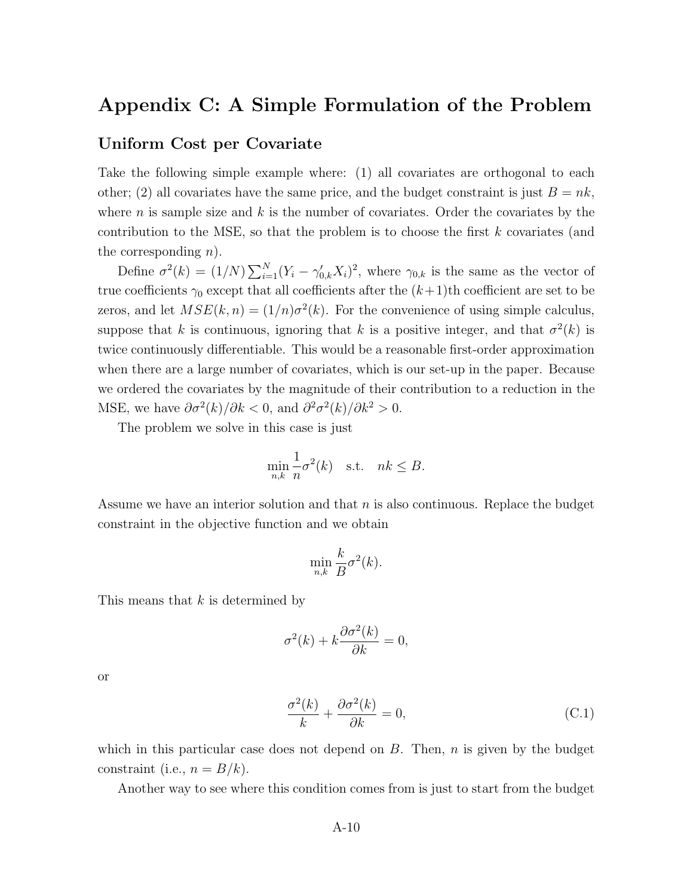# Appendix C: A Simple Formulation of the Problem

## Uniform Cost per Covariate

Take the following simple example where: (1) all covariates are orthogonal to each other; (2) all covariates have the same price, and the budget constraint is just $B = nk$, where $n$ is sample size and $k$ is the number of covariates. Order the covariates by the contribution to the MSE, so that the problem is to choose the first $k$ covariates (and the corresponding $n$).

Define $\sigma^2(k) = (1/N)\sum_{i=1}^{N}(Y_i - \gamma_{0,k}' X_i)^2$, where $\gamma_{0,k}$ is the same as the vector of true coefficients $\gamma_0$ except that all coefficients after the $(k+1)$th coefficient are set to be zeros, and let $MSE(k,n) = (1/n)\sigma^2(k)$. For the convenience of using simple calculus, suppose that $k$ is continuous, ignoring that $k$ is a positive integer, and that $\sigma^2(k)$ is twice continuously differentiable. This would be a reasonable first-order approximation when there are a large number of covariates, which is our set-up in the paper. Because we ordered the covariates by the magnitude of their contribution to a reduction in the MSE, we have $\partial \sigma^2(k)/\partial k < 0$, and $\partial^2 \sigma^2(k)/\partial k^2 > 0$.

The problem we solve in this case is just

$$\min_{n,k} \frac{1}{n}\sigma^2(k) \quad \text{s.t.} \quad nk \leq B.$$

Assume we have an interior solution and that $n$ is also continuous. Replace the budget constraint in the objective function and we obtain

$$\min_{n,k} \frac{k}{B}\sigma^2(k).$$

This means that $k$ is determined by

$$\sigma^2(k) + k\frac{\partial \sigma^2(k)}{\partial k} = 0,$$

or

$$\frac{\sigma^2(k)}{k} + \frac{\partial \sigma^2(k)}{\partial k} = 0, \tag{C.1}$$

which in this particular case does not depend on $B$. Then, $n$ is given by the budget constraint (i.e., $n = B/k$).

Another way to see where this condition comes from is just to start from the budget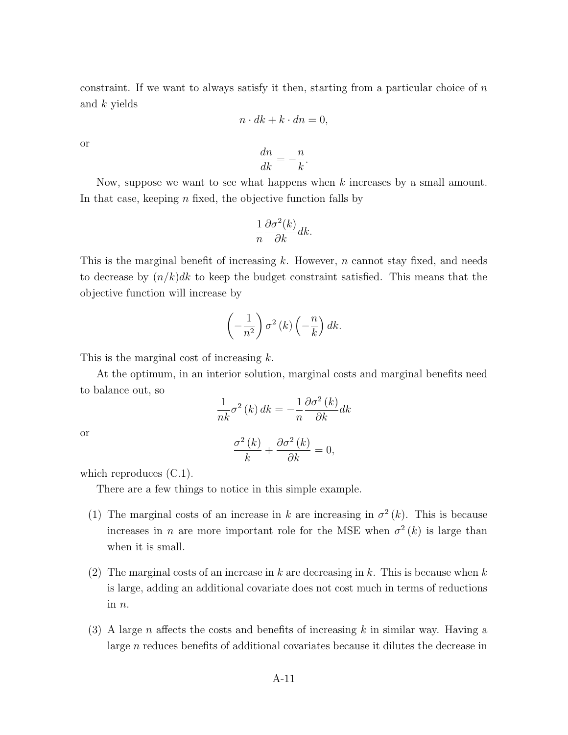constraint. If we want to always satisfy it then, starting from a particular choice of $n$ and $k$ yields

$$n \cdot dk + k \cdot dn = 0,$$

or

$$\frac{dn}{dk} = -\frac{n}{k}.$$

Now, suppose we want to see what happens when $k$ increases by a small amount. In that case, keeping $n$ fixed, the objective function falls by

$$\frac{1}{n}\frac{\partial \sigma^2(k)}{\partial k}dk.$$

This is the marginal benefit of increasing $k$. However, $n$ cannot stay fixed, and needs to decrease by $(n/k)dk$ to keep the budget constraint satisfied. This means that the objective function will increase by

$$\left(-\frac{1}{n^2}\right)\sigma^2\left(k\right)\left(-\frac{n}{k}\right)dk.$$

This is the marginal cost of increasing $k$.

At the optimum, in an interior solution, marginal costs and marginal benefits need to balance out, so

$$\frac{1}{nk}\sigma^2\left(k\right)dk = -\frac{1}{n}\frac{\partial \sigma^2\left(k\right)}{\partial k}dk$$

or

$$\frac{\sigma^2\left(k\right)}{k} + \frac{\partial \sigma^2\left(k\right)}{\partial k} = 0,$$

which reproduces (C.1).

There are a few things to notice in this simple example.

(1) The marginal costs of an increase in $k$ are increasing in $\sigma^2\left(k\right)$. This is because increases in $n$ are more important role for the MSE when $\sigma^2\left(k\right)$ is large than when it is small.

(2) The marginal costs of an increase in $k$ are decreasing in $k$. This is because when $k$ is large, adding an additional covariate does not cost much in terms of reductions in $n$.

(3) A large $n$ affects the costs and benefits of increasing $k$ in similar way. Having a large $n$ reduces benefits of additional covariates because it dilutes the decrease in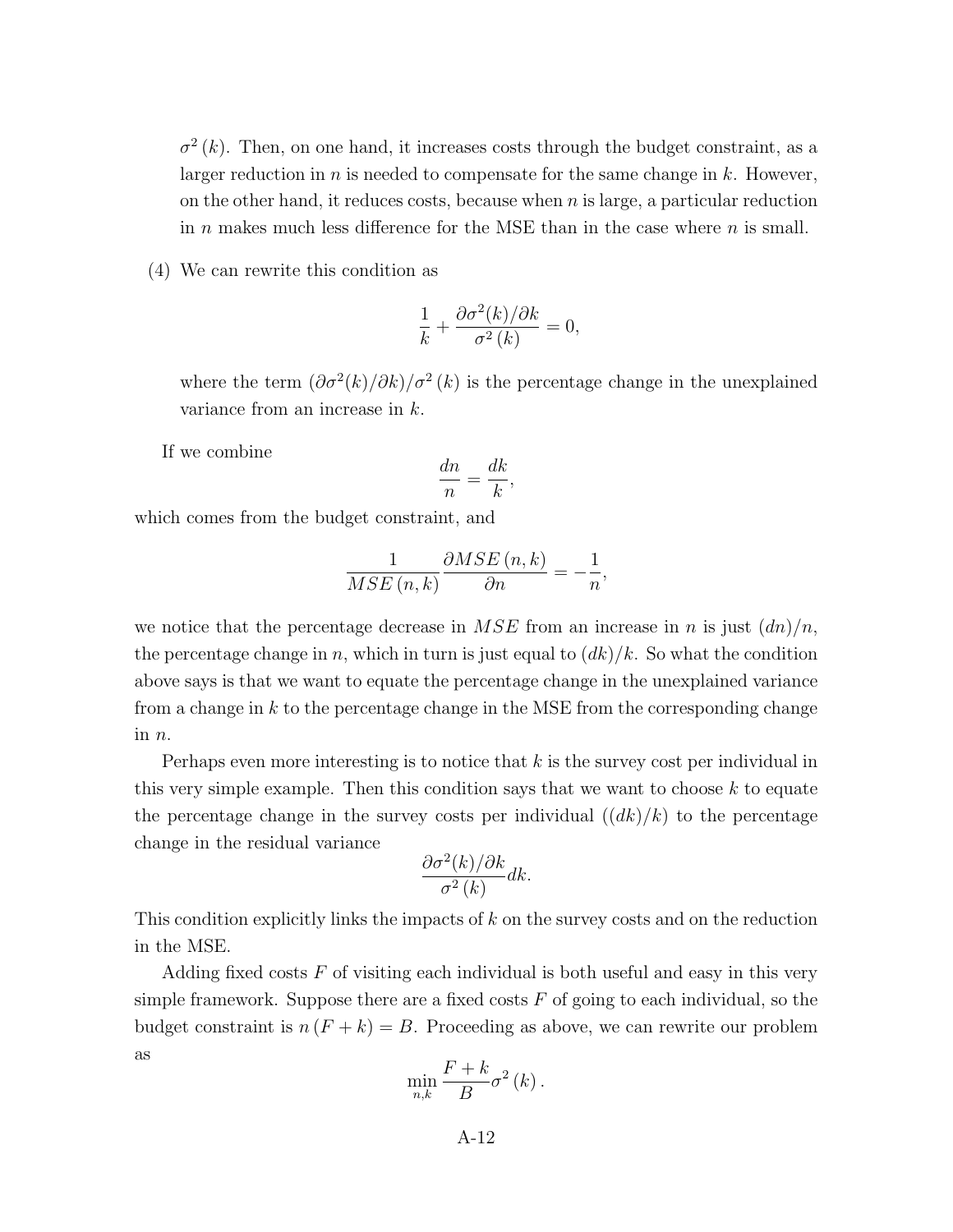$\sigma^2(k)$. Then, on one hand, it increases costs through the budget constraint, as a larger reduction in $n$ is needed to compensate for the same change in $k$. However, on the other hand, it reduces costs, because when $n$ is large, a particular reduction in $n$ makes much less difference for the MSE than in the case where $n$ is small.

(4) We can rewrite this condition as

$$\frac{1}{k} + \frac{\partial \sigma^2(k)/\partial k}{\sigma^2(k)} = 0,$$

where the term $(\partial \sigma^2(k)/\partial k)/\sigma^2(k)$ is the percentage change in the unexplained variance from an increase in $k$.

If we combine

$$\frac{dn}{n} = \frac{dk}{k},$$

which comes from the budget constraint, and

$$\frac{1}{MSE(n,k)} \frac{\partial MSE(n,k)}{\partial n} = -\frac{1}{n},$$

we notice that the percentage decrease in $MSE$ from an increase in $n$ is just $(dn)/n$, the percentage change in $n$, which in turn is just equal to $(dk)/k$. So what the condition above says is that we want to equate the percentage change in the unexplained variance from a change in $k$ to the percentage change in the MSE from the corresponding change in $n$.

Perhaps even more interesting is to notice that $k$ is the survey cost per individual in this very simple example. Then this condition says that we want to choose $k$ to equate the percentage change in the survey costs per individual $((dk)/k)$ to the percentage change in the residual variance

$$\frac{\partial \sigma^2(k)/\partial k}{\sigma^2(k)} dk.$$

This condition explicitly links the impacts of $k$ on the survey costs and on the reduction in the MSE.

Adding fixed costs $F$ of visiting each individual is both useful and easy in this very simple framework. Suppose there are a fixed costs $F$ of going to each individual, so the budget constraint is $n(F+k) = B$. Proceeding as above, we can rewrite our problem as

$$\min_{n,k} \frac{F+k}{B} \sigma^2(k).$$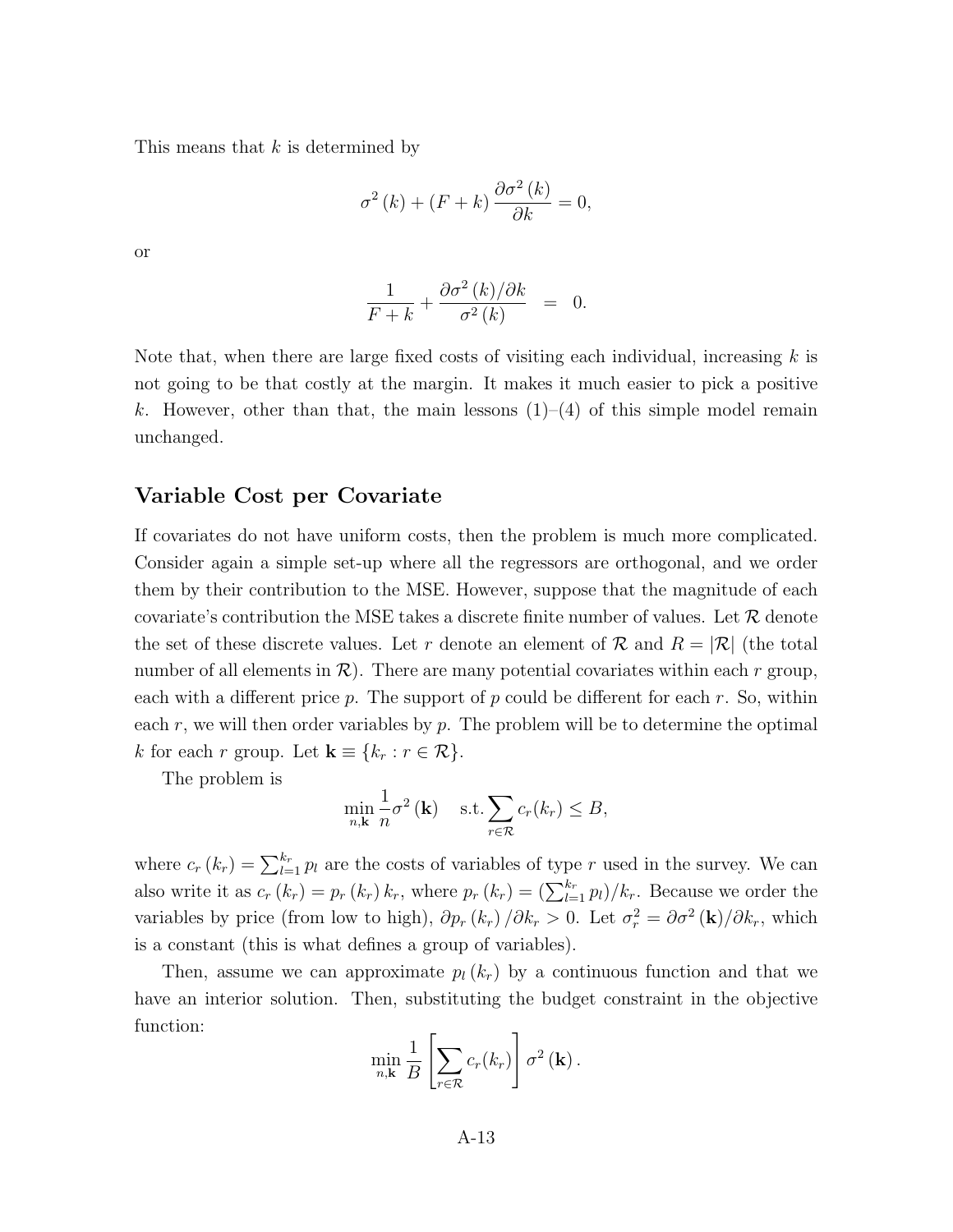This means that $k$ is determined by

$$\sigma^2(k) + (F+k)\frac{\partial \sigma^2(k)}{\partial k} = 0,$$

or

$$\frac{1}{F+k} + \frac{\partial \sigma^2(k)/\partial k}{\sigma^2(k)} = 0.$$

Note that, when there are large fixed costs of visiting each individual, increasing $k$ is not going to be that costly at the margin. It makes it much easier to pick a positive $k$. However, other than that, the main lessons (1)–(4) of this simple model remain unchanged.

### Variable Cost per Covariate

If covariates do not have uniform costs, then the problem is much more complicated. Consider again a simple set-up where all the regressors are orthogonal, and we order them by their contribution to the MSE. However, suppose that the magnitude of each covariate's contribution the MSE takes a discrete finite number of values. Let $\mathcal{R}$ denote the set of these discrete values. Let $r$ denote an element of $\mathcal{R}$ and $R = |\mathcal{R}|$ (the total number of all elements in $\mathcal{R}$). There are many potential covariates within each $r$ group, each with a different price $p$. The support of $p$ could be different for each $r$. So, within each $r$, we will then order variables by $p$. The problem will be to determine the optimal $k$ for each $r$ group. Let $\mathbf{k} \equiv \{k_r : r \in \mathcal{R}\}$.

The problem is

$$\min_{n,\mathbf{k}} \frac{1}{n}\sigma^2(\mathbf{k}) \quad \text{s.t.} \sum_{r\in\mathcal{R}} c_r(k_r) \leq B,$$

where $c_r(k_r) = \sum_{l=1}^{k_r} p_l$ are the costs of variables of type $r$ used in the survey. We can also write it as $c_r(k_r) = p_r(k_r)\,k_r$, where $p_r(k_r) = (\sum_{l=1}^{k_r} p_l)/k_r$. Because we order the variables by price (from low to high), $\partial p_r(k_r)/\partial k_r > 0$. Let $\sigma_r^2 = \partial \sigma^2(\mathbf{k})/\partial k_r$, which is a constant (this is what defines a group of variables).

Then, assume we can approximate $p_l(k_r)$ by a continuous function and that we have an interior solution. Then, substituting the budget constraint in the objective function:

$$\min_{n,\mathbf{k}} \frac{1}{B}\left[\sum_{r\in\mathcal{R}} c_r(k_r)\right]\sigma^2(\mathbf{k}).$$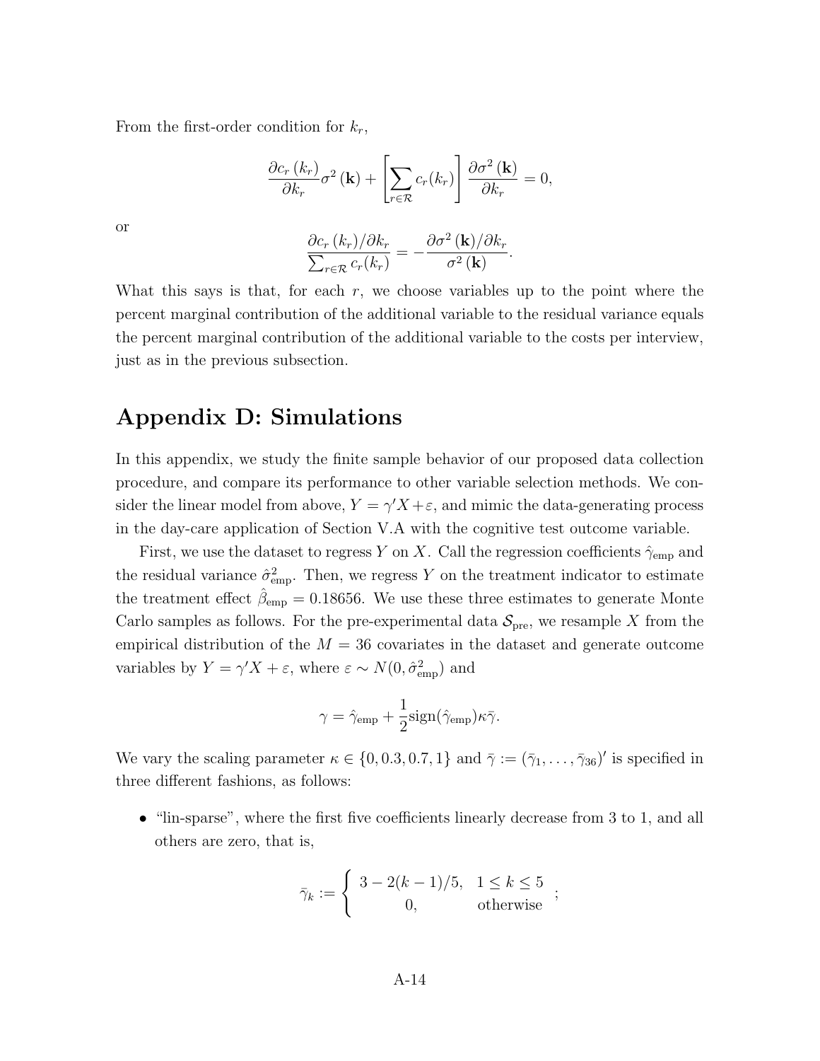From the first-order condition for $k_r$,

$$\frac{\partial c_r\left(k_r\right)}{\partial k_r}\sigma^2\left(\mathbf{k}\right) + \left[\sum_{r\in\mathcal{R}} c_r(k_r)\right]\frac{\partial \sigma^2\left(\mathbf{k}\right)}{\partial k_r} = 0,$$

or

$$\frac{\partial c_r\left(k_r\right)/\partial k_r}{\sum_{r\in\mathcal{R}} c_r(k_r)} = -\frac{\partial \sigma^2\left(\mathbf{k}\right)/\partial k_r}{\sigma^2\left(\mathbf{k}\right)}.$$

What this says is that, for each $r$, we choose variables up to the point where the percent marginal contribution of the additional variable to the residual variance equals the percent marginal contribution of the additional variable to the costs per interview, just as in the previous subsection.

# Appendix D: Simulations

In this appendix, we study the finite sample behavior of our proposed data collection procedure, and compare its performance to other variable selection methods. We consider the linear model from above, $Y = \gamma' X + \varepsilon$, and mimic the data-generating process in the day-care application of Section V.A with the cognitive test outcome variable.

First, we use the dataset to regress $Y$ on $X$. Call the regression coefficients $\hat{\gamma}_{\text{emp}}$ and the residual variance $\hat{\sigma}^2_{\text{emp}}$. Then, we regress $Y$ on the treatment indicator to estimate the treatment effect $\hat{\beta}_{\text{emp}} = 0.18656$. We use these three estimates to generate Monte Carlo samples as follows. For the pre-experimental data $\mathcal{S}_{\text{pre}}$, we resample $X$ from the empirical distribution of the $M = 36$ covariates in the dataset and generate outcome variables by $Y = \gamma' X + \varepsilon$, where $\varepsilon \sim N(0, \hat{\sigma}^2_{\text{emp}})$ and

$$\gamma = \hat{\gamma}_{\text{emp}} + \frac{1}{2}\text{sign}(\hat{\gamma}_{\text{emp}})\kappa\bar{\gamma}.$$

We vary the scaling parameter $\kappa \in \{0, 0.3, 0.7, 1\}$ and $\bar{\gamma} := (\bar{\gamma}_1, \ldots, \bar{\gamma}_{36})'$ is specified in three different fashions, as follows:

- "lin-sparse", where the first five coefficients linearly decrease from 3 to 1, and all others are zero, that is,

$$\bar{\gamma}_k := \begin{cases} 3 - 2(k-1)/5, & 1 \leq k \leq 5 \\ 0, & \text{otherwise} \end{cases};$$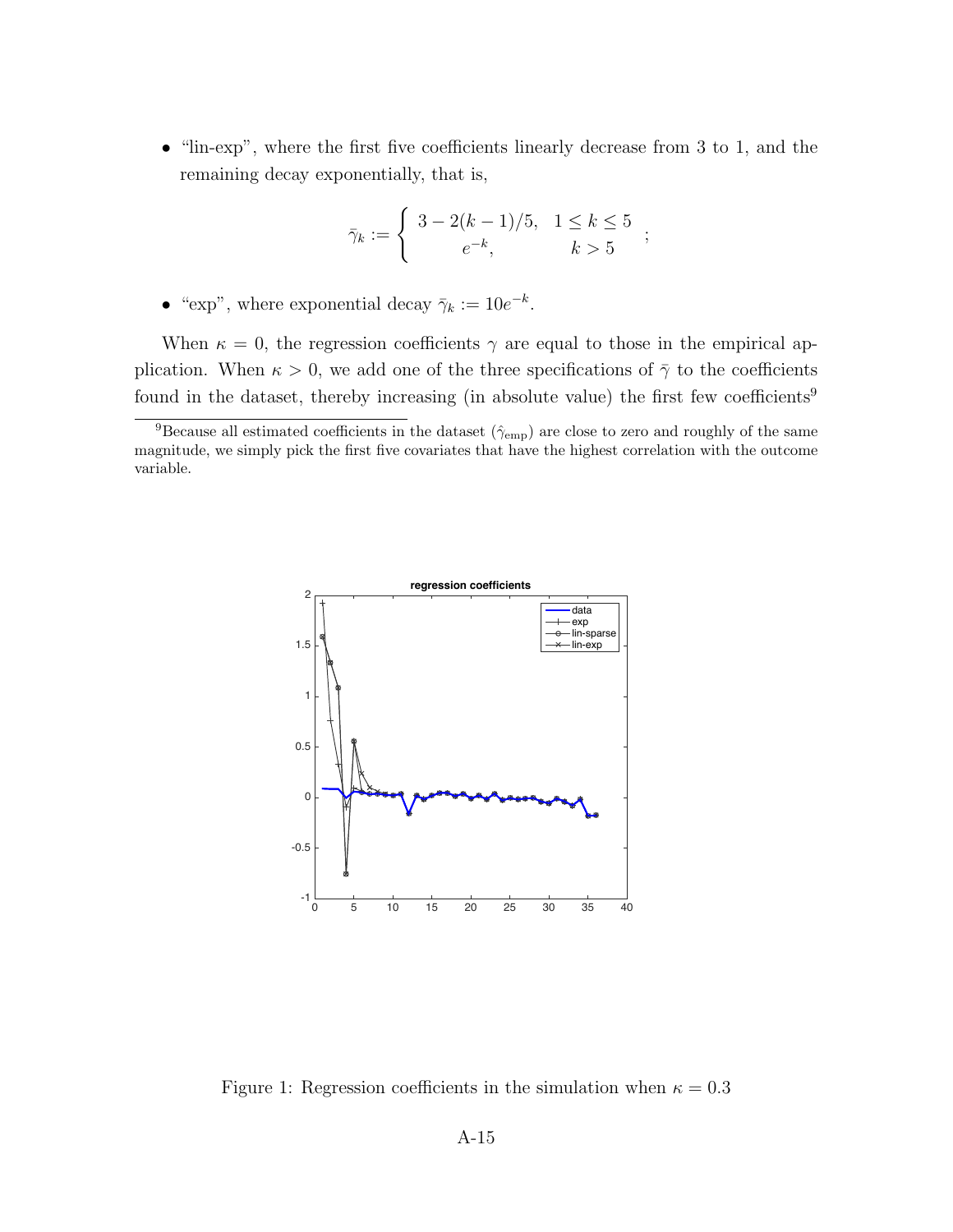- "lin-exp", where the first five coefficients linearly decrease from 3 to 1, and the remaining decay exponentially, that is,

$$\bar{\gamma}_k := \begin{cases} 3 - 2(k-1)/5, & 1 \leq k \leq 5 \\ e^{-k}, & k > 5 \end{cases};$$

- "exp", where exponential decay $\bar{\gamma}_k := 10e^{-k}$.

When $\kappa = 0$, the regression coefficients $\gamma$ are equal to those in the empirical application. When $\kappa > 0$, we add one of the three specifications of $\bar{\gamma}$ to the coefficients found in the dataset, thereby increasing (in absolute value) the first few coefficients[9]

[9] Because all estimated coefficients in the dataset ($\hat{\gamma}_{\text{emp}}$) are close to zero and roughly of the same magnitude, we simply pick the first five covariates that have the highest correlation with the outcome variable.

Figure 1: Regression coefficients in the simulation when $\kappa = 0.3$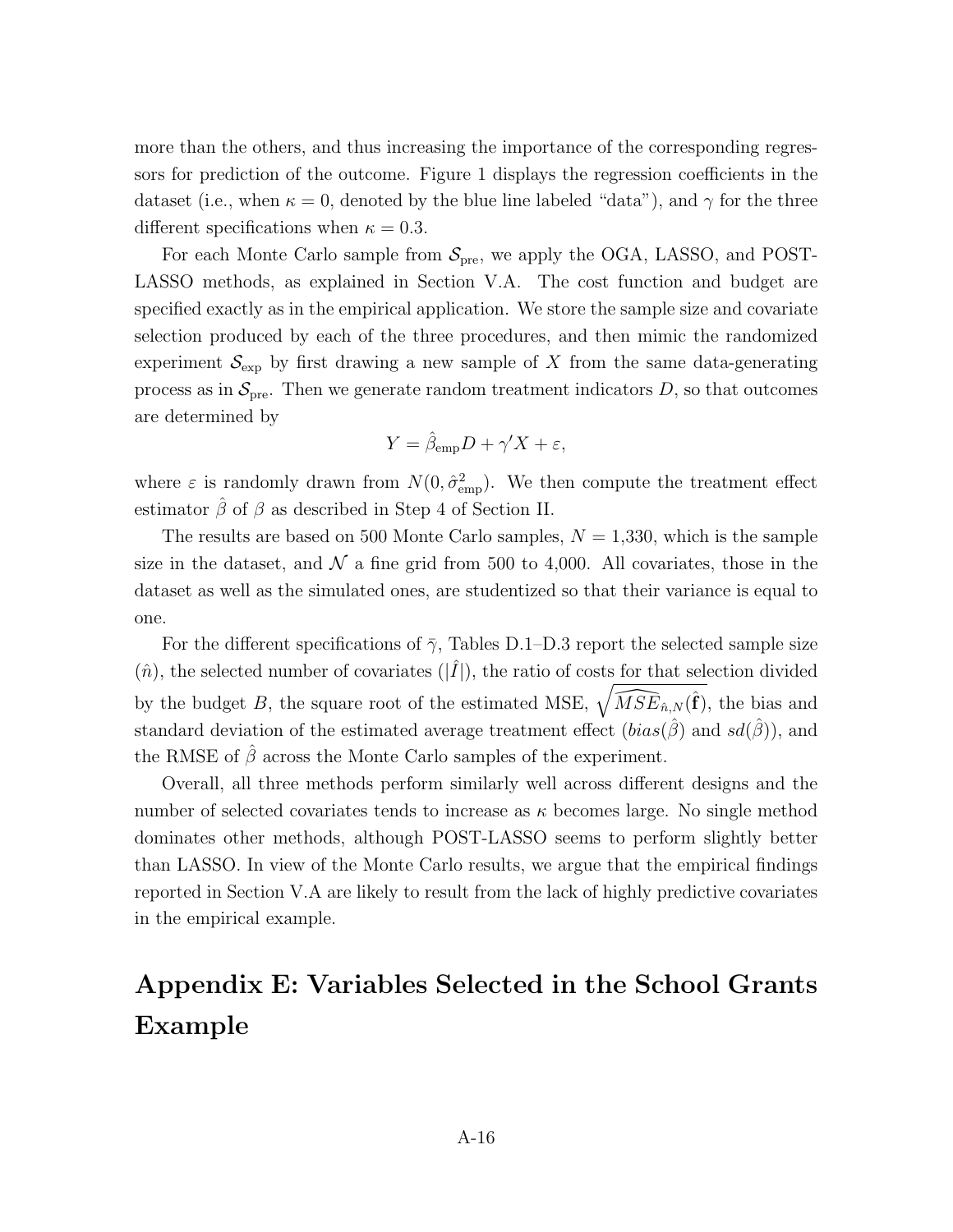more than the others, and thus increasing the importance of the corresponding regressors for prediction of the outcome. Figure 1 displays the regression coefficients in the dataset (i.e., when $\kappa = 0$, denoted by the blue line labeled "data"), and $\gamma$ for the three different specifications when $\kappa = 0.3$.

For each Monte Carlo sample from $\mathcal{S}_{\text{pre}}$, we apply the OGA, LASSO, and POST-LASSO methods, as explained in Section V.A. The cost function and budget are specified exactly as in the empirical application. We store the sample size and covariate selection produced by each of the three procedures, and then mimic the randomized experiment $\mathcal{S}_{\text{exp}}$ by first drawing a new sample of $X$ from the same data-generating process as in $\mathcal{S}_{\text{pre}}$. Then we generate random treatment indicators $D$, so that outcomes are determined by

$$Y = \hat{\beta}_{\text{emp}} D + \gamma' X + \varepsilon,$$

where $\varepsilon$ is randomly drawn from $N(0, \hat{\sigma}^2_{\text{emp}})$. We then compute the treatment effect estimator $\hat{\beta}$ of $\beta$ as described in Step 4 of Section II.

The results are based on 500 Monte Carlo samples, $N = 1{,}330$, which is the sample size in the dataset, and $\mathcal{N}$ a fine grid from 500 to 4,000. All covariates, those in the dataset as well as the simulated ones, are studentized so that their variance is equal to one.

For the different specifications of $\bar{\gamma}$, Tables D.1–D.3 report the selected sample size ($\hat{n}$), the selected number of covariates ($|\hat{I}|$), the ratio of costs for that selection divided by the budget $B$, the square root of the estimated MSE, $\sqrt{\widehat{MSE}_{\hat{n},N}(\hat{\mathbf{f}})}$, the bias and standard deviation of the estimated average treatment effect ($bias(\hat{\beta})$ and $sd(\hat{\beta})$), and the RMSE of $\hat{\beta}$ across the Monte Carlo samples of the experiment.

Overall, all three methods perform similarly well across different designs and the number of selected covariates tends to increase as $\kappa$ becomes large. No single method dominates other methods, although POST-LASSO seems to perform slightly better than LASSO. In view of the Monte Carlo results, we argue that the empirical findings reported in Section V.A are likely to result from the lack of highly predictive covariates in the empirical example.

# Appendix E: Variables Selected in the School Grants Example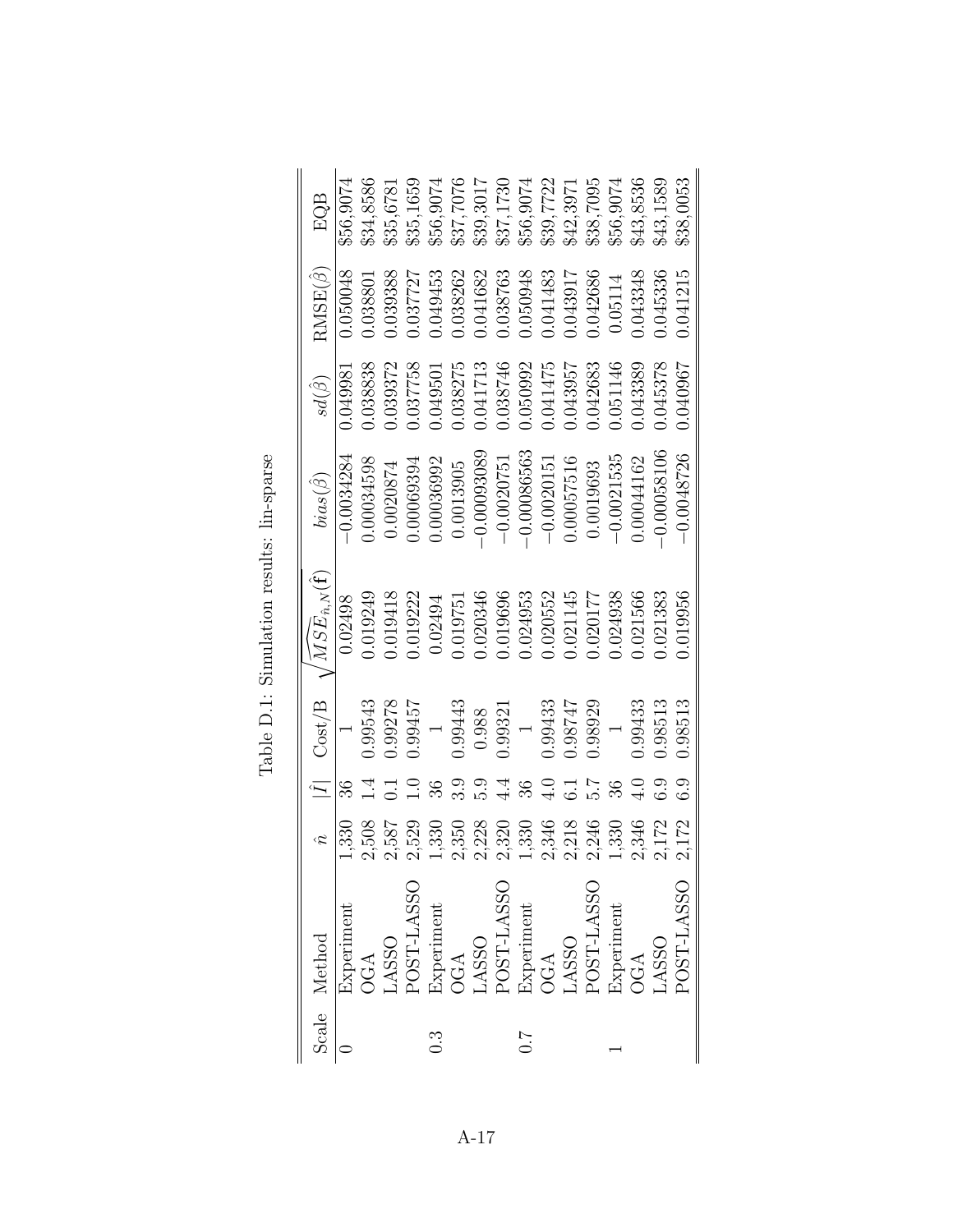Table D.1: Simulation results: lin-sparse

| Scale | Method | $\hat{n}$ | $\lvert\hat{I}\rvert$ | Cost/B | $\sqrt{\widehat{MSE}_{\hat{n},N}(\hat{\mathbf{f}})}$ | $bias(\hat{\beta})$ | $sd(\hat{\beta})$ | RMSE($\hat{\beta}$) | EQB |
|---|---|---|---|---|---|---|---|---|---|
| 0 | Experiment | 1,330 | 36 | 1 | 0.02498 | −0.0034284 | 0.049981 | 0.050048 | \$56,9074 |
| | OGA | 2,508 | 1.4 | 0.99543 | 0.019249 | 0.00034598 | 0.038838 | 0.038801 | \$34,8586 |
| | LASSO | 2,587 | 0.1 | 0.99278 | 0.019418 | 0.0020874 | 0.039372 | 0.039388 | \$35,6781 |
| | POST-LASSO | 2,529 | 1.0 | 0.99457 | 0.019222 | 0.00069394 | 0.037758 | 0.037727 | \$35,1659 |
| 0.3 | Experiment | 1,330 | 36 | 1 | 0.02494 | 0.00036992 | 0.049501 | 0.049453 | \$56,9074 |
| | OGA | 2,350 | 3.9 | 0.99443 | 0.019751 | 0.0013905 | 0.038275 | 0.038262 | \$37,7076 |
| | LASSO | 2,228 | 5.9 | 0.988 | 0.020346 | −0.00093089 | 0.041713 | 0.041682 | \$39,3017 |
| | POST-LASSO | 2,320 | 4.4 | 0.99321 | 0.019696 | −0.0020751 | 0.038746 | 0.038763 | \$37,1730 |
| 0.7 | Experiment | 1,330 | 36 | 1 | 0.024953 | −0.00086563 | 0.050992 | 0.050948 | \$56,9074 |
| | OGA | 2,346 | 4.0 | 0.99433 | 0.020552 | −0.0020151 | 0.041475 | 0.041483 | \$39,7722 |
| | LASSO | 2,218 | 6.1 | 0.98747 | 0.021145 | 0.00057516 | 0.043957 | 0.043917 | \$42,3971 |
| | POST-LASSO | 2,246 | 5.7 | 0.98929 | 0.020177 | 0.0019693 | 0.042683 | 0.042686 | \$38,7095 |
| 1 | Experiment | 1,330 | 36 | 1 | 0.024938 | −0.0021535 | 0.051146 | 0.05114 | \$56,9074 |
| | OGA | 2,346 | 4.0 | 0.99433 | 0.021566 | 0.00044162 | 0.043389 | 0.043348 | \$43,8536 |
| | LASSO | 2,172 | 6.9 | 0.98513 | 0.021383 | −0.00058106 | 0.045378 | 0.045336 | \$43,1589 |
| | POST-LASSO | 2,172 | 6.9 | 0.98513 | 0.019956 | −0.0048726 | 0.040967 | 0.041215 | \$38,0053 |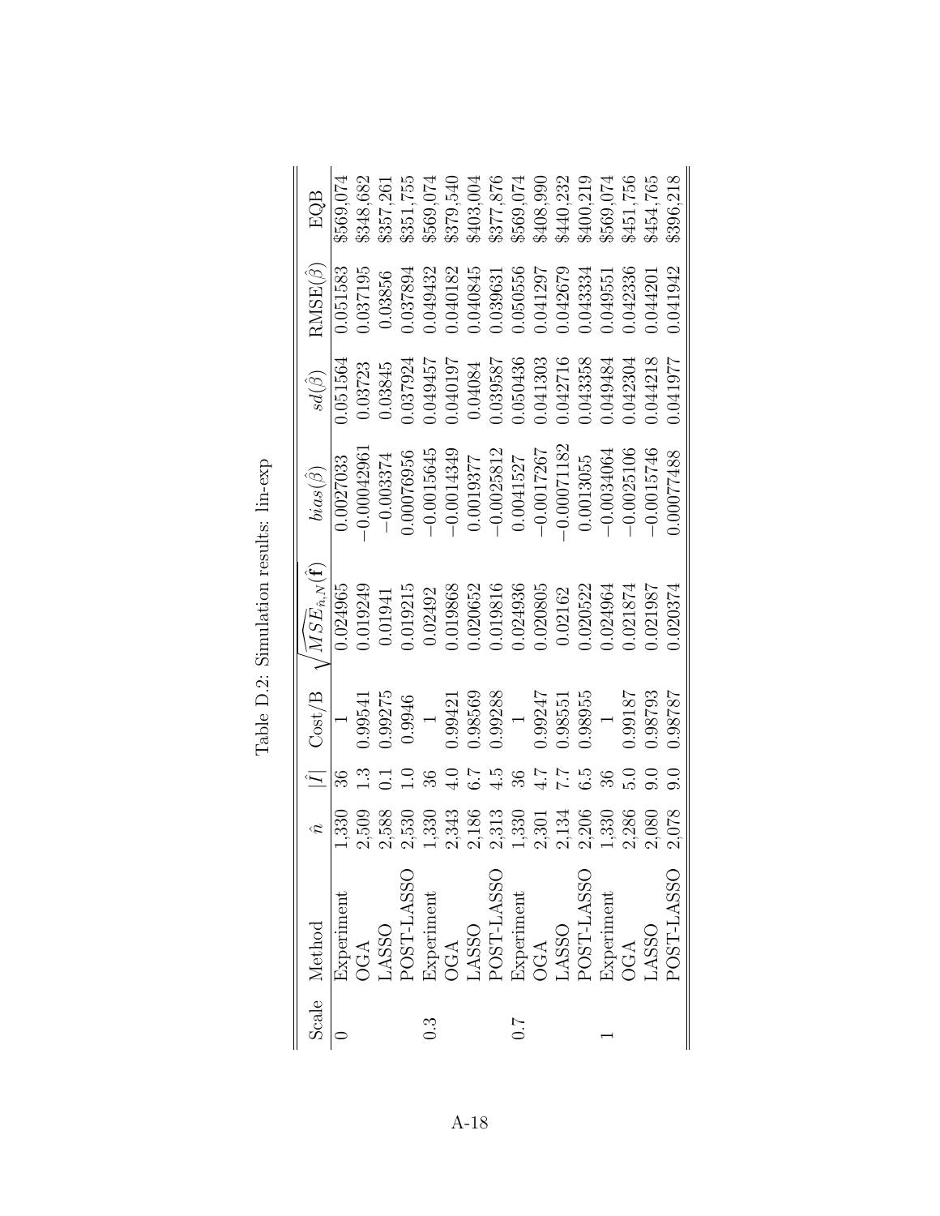Table D.2: Simulation results: lin-exp

| Scale | Method | $\hat{n}$ | $\lvert\hat{I}\rvert$ | Cost/B | $\sqrt{\widehat{MSE}_{\hat{n},N}(\hat{\mathbf{f}})}$ | $bias(\hat{\beta})$ | $sd(\hat{\beta})$ | RMSE($\hat{\beta}$) | EQB |
|---|---|---|---|---|---|---|---|---|---|
| 0 | Experiment | 1,330 | 36 | 1 | 0.024965 | 0.0027033 | 0.051564 | 0.051583 | \$569,074 |
| | OGA | 2,509 | 1.3 | 0.99541 | 0.019249 | −0.00042961 | 0.03723 | 0.037195 | \$348,682 |
| | LASSO | 2,588 | 0.1 | 0.99275 | 0.01941 | −0.003374 | 0.03845 | 0.03856 | \$357,261 |
| | POST-LASSO | 2,530 | 1.0 | 0.9946 | 0.019215 | 0.00076956 | 0.037924 | 0.037894 | \$351,755 |
| 0.3 | Experiment | 1,330 | 36 | 1 | 0.02492 | −0.0015645 | 0.049457 | 0.049432 | \$569,074 |
| | OGA | 2,343 | 4.0 | 0.99421 | 0.019868 | −0.0014349 | 0.040197 | 0.040182 | \$379,540 |
| | LASSO | 2,186 | 6.7 | 0.98569 | 0.020652 | 0.0019377 | 0.04084 | 0.040845 | \$403,004 |
| | POST-LASSO | 2,313 | 4.5 | 0.99288 | 0.019816 | −0.0025812 | 0.039587 | 0.039631 | \$377,876 |
| 0.7 | Experiment | 1,330 | 36 | 1 | 0.024936 | 0.0041527 | 0.050436 | 0.050556 | \$569,074 |
| | OGA | 2,301 | 4.7 | 0.99247 | 0.020805 | −0.0017267 | 0.041303 | 0.041297 | \$408,990 |
| | LASSO | 2,134 | 7.7 | 0.98551 | 0.02162 | −0.00071182 | 0.042716 | 0.042679 | \$440,232 |
| | POST-LASSO | 2,206 | 6.5 | 0.98955 | 0.020522 | 0.0013055 | 0.043358 | 0.043334 | \$400,219 |
| 1 | Experiment | 1,330 | 36 | 1 | 0.024964 | −0.0034064 | 0.049484 | 0.049551 | \$569,074 |
| | OGA | 2,286 | 5.0 | 0.99187 | 0.021874 | −0.0025106 | 0.042304 | 0.042336 | \$451,756 |
| | LASSO | 2,080 | 9.0 | 0.98793 | 0.021987 | −0.0015746 | 0.044218 | 0.044201 | \$454,765 |
| | POST-LASSO | 2,078 | 9.0 | 0.98787 | 0.020374 | 0.00077488 | 0.041977 | 0.041942 | \$396,218 |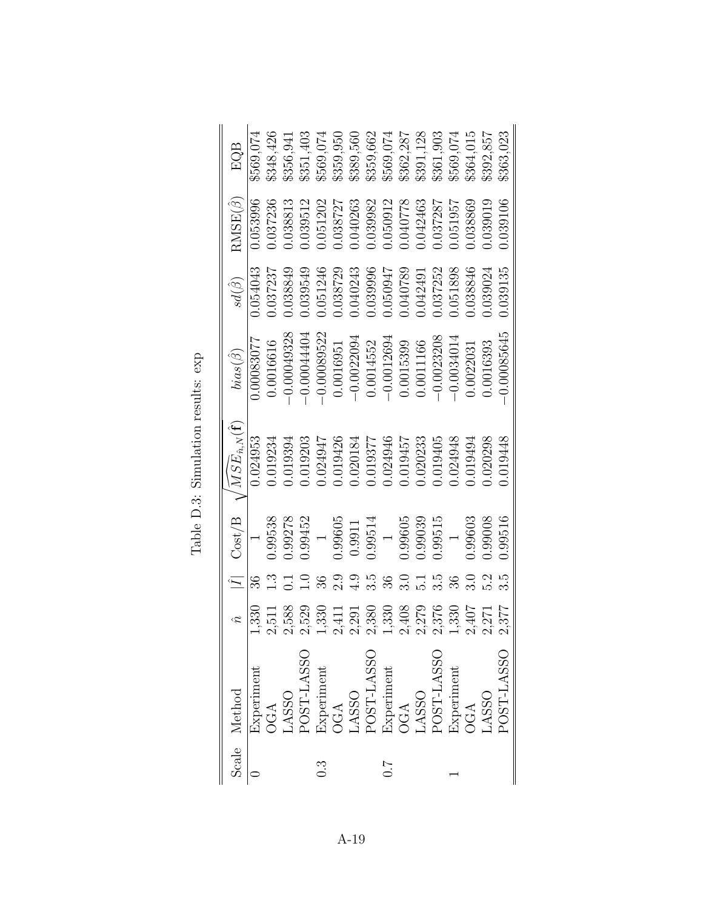Table D.3: Simulation results: exp

| Scale | Method | $\hat{n}$ | $\lvert\hat{I}\rvert$ | Cost/B | $\sqrt{\widehat{MSE}_{\hat{n},N}(\hat{\mathbf{f}})}$ | $bias(\hat{\beta})$ | $sd(\hat{\beta})$ | RMSE($\hat{\beta}$) | EQB |
|---|---|---|---|---|---|---|---|---|---|
| 0 | Experiment | 1,330 | 36 | 1 | 0.024953 | 0.00083077 | 0.054043 | 0.053996 | \$569,074 |
| | OGA | 2,511 | 1.3 | 0.99538 | 0.019234 | 0.0016616 | 0.037237 | 0.037236 | \$348,426 |
| | LASSO | 2,588 | 0.1 | 0.99278 | 0.019394 | −0.00049328 | 0.038849 | 0.038813 | \$356,941 |
| | POST-LASSO | 2,529 | 1.0 | 0.99452 | 0.019203 | −0.00044404 | 0.039549 | 0.039512 | \$351,403 |
| 0.3 | Experiment | 1,330 | 36 | 1 | 0.024947 | −0.00089522 | 0.051246 | 0.051202 | \$569,074 |
| | OGA | 2,411 | 2.9 | 0.99605 | 0.019426 | 0.0016951 | 0.038729 | 0.038727 | \$359,950 |
| | LASSO | 2,291 | 4.9 | 0.9911 | 0.020184 | −0.0022094 | 0.040243 | 0.040263 | \$389,560 |
| | POST-LASSO | 2,380 | 3.5 | 0.99514 | 0.019377 | 0.0014552 | 0.039996 | 0.039982 | \$359,662 |
| 0.7 | Experiment | 1,330 | 36 | 1 | 0.024946 | −0.0012694 | 0.050947 | 0.050912 | \$569,074 |
| | OGA | 2,408 | 3.0 | 0.99605 | 0.019457 | 0.0015399 | 0.040789 | 0.040778 | \$362,287 |
| | LASSO | 2,279 | 5.1 | 0.99039 | 0.020233 | 0.0011166 | 0.042491 | 0.042463 | \$391,128 |
| | POST-LASSO | 2,376 | 3.5 | 0.99515 | 0.019405 | −0.0023208 | 0.037252 | 0.037287 | \$361,903 |
| 1 | Experiment | 1,330 | 36 | 1 | 0.024948 | −0.0034014 | 0.051898 | 0.051957 | \$569,074 |
| | OGA | 2,407 | 3.0 | 0.99603 | 0.019494 | 0.0022031 | 0.038846 | 0.038869 | \$364,015 |
| | LASSO | 2,271 | 5.2 | 0.99008 | 0.020298 | 0.0016393 | 0.039024 | 0.039019 | \$392,857 |
| | POST-LASSO | 2,377 | 3.5 | 0.99516 | 0.019448 | −0.00085645 | 0.039135 | 0.039106 | \$363,023 |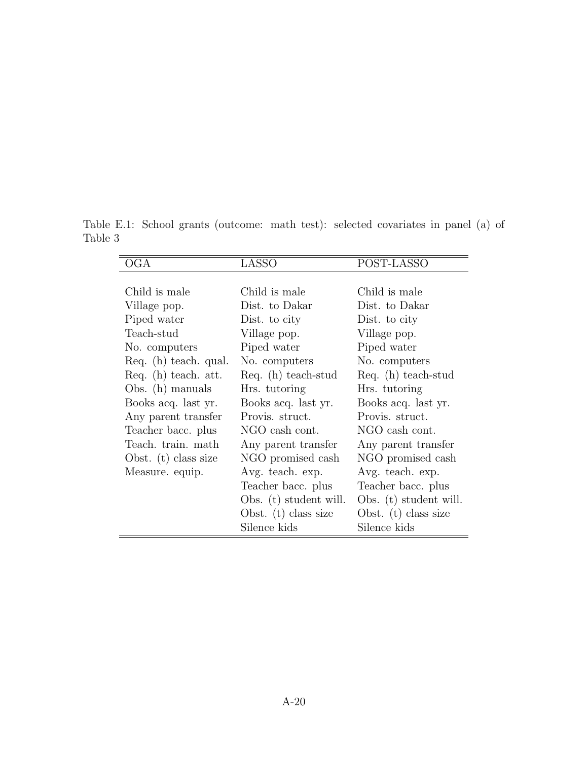Table E.1: School grants (outcome: math test): selected covariates in panel (a) of Table 3

| OGA | LASSO | POST-LASSO |
|---|---|---|
| Child is male | Child is male | Child is male |
| Village pop. | Dist. to Dakar | Dist. to Dakar |
| Piped water | Dist. to city | Dist. to city |
| Teach-stud | Village pop. | Village pop. |
| No. computers | Piped water | Piped water |
| Req. (h) teach. qual. | No. computers | No. computers |
| Req. (h) teach. att. | Req. (h) teach-stud | Req. (h) teach-stud |
| Obs. (h) manuals | Hrs. tutoring | Hrs. tutoring |
| Books acq. last yr. | Books acq. last yr. | Books acq. last yr. |
| Any parent transfer | Provis. struct. | Provis. struct. |
| Teacher bacc. plus | NGO cash cont. | NGO cash cont. |
| Teach. train. math | Any parent transfer | Any parent transfer |
| Obst. (t) class size | NGO promised cash | NGO promised cash |
| Measure. equip. | Avg. teach. exp. | Avg. teach. exp. |
| | Teacher bacc. plus | Teacher bacc. plus |
| | Obs. (t) student will. | Obs. (t) student will. |
| | Obst. (t) class size | Obst. (t) class size |
| | Silence kids | Silence kids |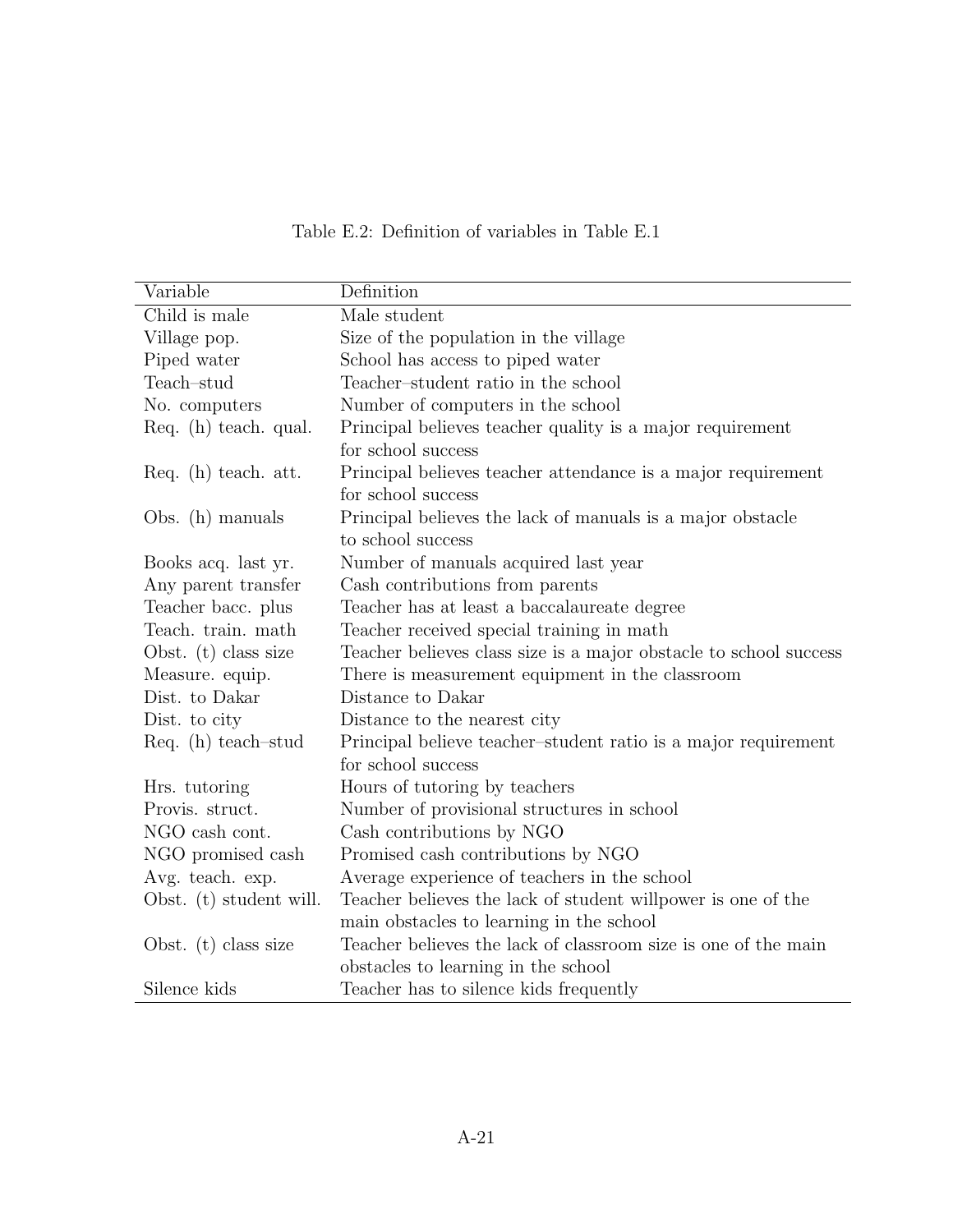Table E.2: Definition of variables in Table E.1

| Variable | Definition |
|---|---|
| Child is male | Male student |
| Village pop. | Size of the population in the village |
| Piped water | School has access to piped water |
| Teach–stud | Teacher–student ratio in the school |
| No. computers | Number of computers in the school |
| Req. (h) teach. qual. | Principal believes teacher quality is a major requirement for school success |
| Req. (h) teach. att. | Principal believes teacher attendance is a major requirement for school success |
| Obs. (h) manuals | Principal believes the lack of manuals is a major obstacle to school success |
| Books acq. last yr. | Number of manuals acquired last year |
| Any parent transfer | Cash contributions from parents |
| Teacher bacc. plus | Teacher has at least a baccalaureate degree |
| Teach. train. math | Teacher received special training in math |
| Obst. (t) class size | Teacher believes class size is a major obstacle to school success |
| Measure. equip. | There is measurement equipment in the classroom |
| Dist. to Dakar | Distance to Dakar |
| Dist. to city | Distance to the nearest city |
| Req. (h) teach–stud | Principal believe teacher–student ratio is a major requirement for school success |
| Hrs. tutoring | Hours of tutoring by teachers |
| Provis. struct. | Number of provisional structures in school |
| NGO cash cont. | Cash contributions by NGO |
| NGO promised cash | Promised cash contributions by NGO |
| Avg. teach. exp. | Average experience of teachers in the school |
| Obst. (t) student will. | Teacher believes the lack of student willpower is one of the main obstacles to learning in the school |
| Obst. (t) class size | Teacher believes the lack of classroom size is one of the main obstacles to learning in the school |
| Silence kids | Teacher has to silence kids frequently |